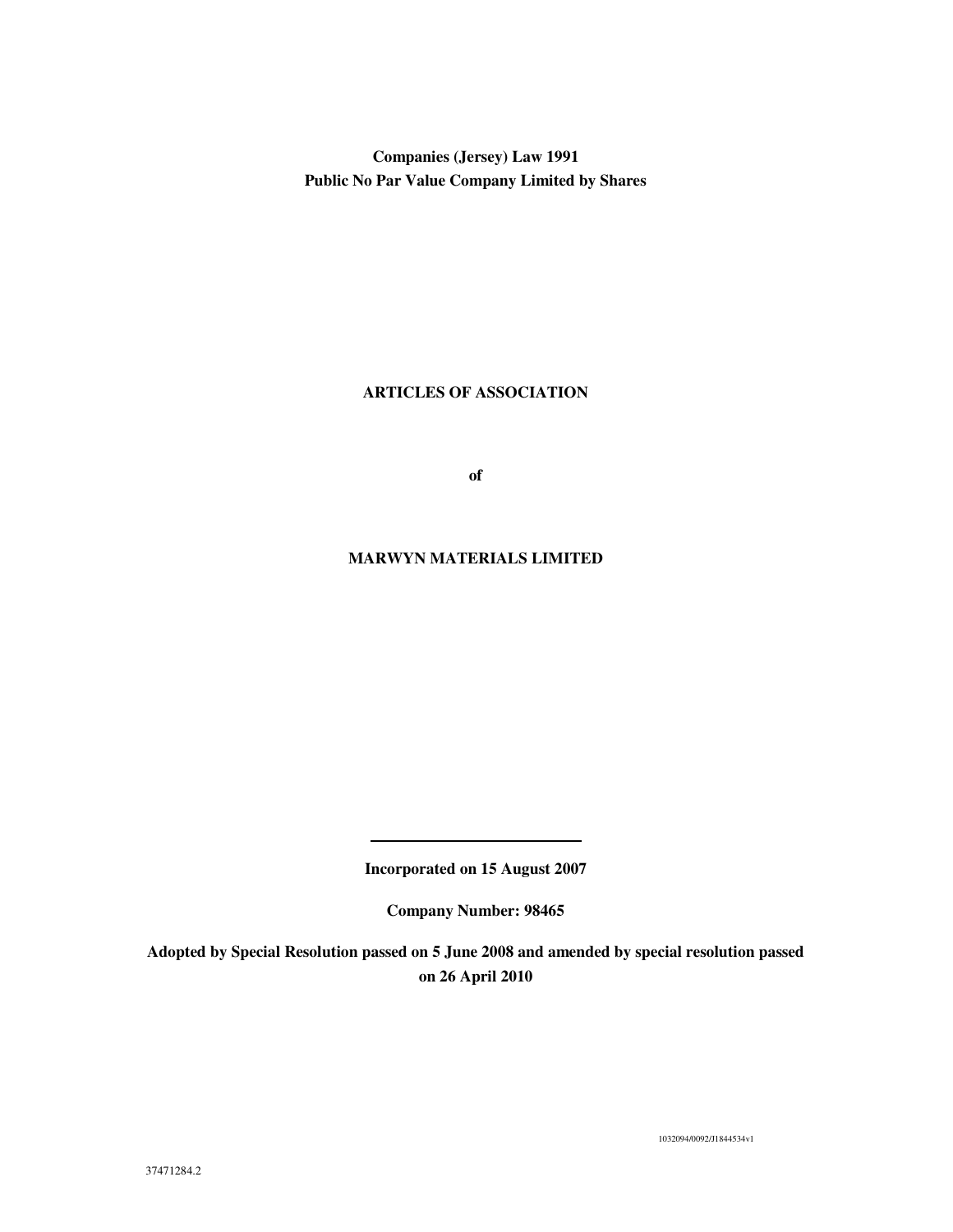**Companies (Jersey) Law 1991**
**Public No Par Value Company Limited by Shares**

# ARTICLES OF ASSOCIATION

**of**

# MARWYN MATERIALS LIMITED

---

**Incorporated on 15 August 2007**

**Company Number: 98465**

**Adopted by Special Resolution passed on 5 June 2008 and amended by special resolution passed on 26 April 2010**

1032094/0092/J1844534v1

37471284.2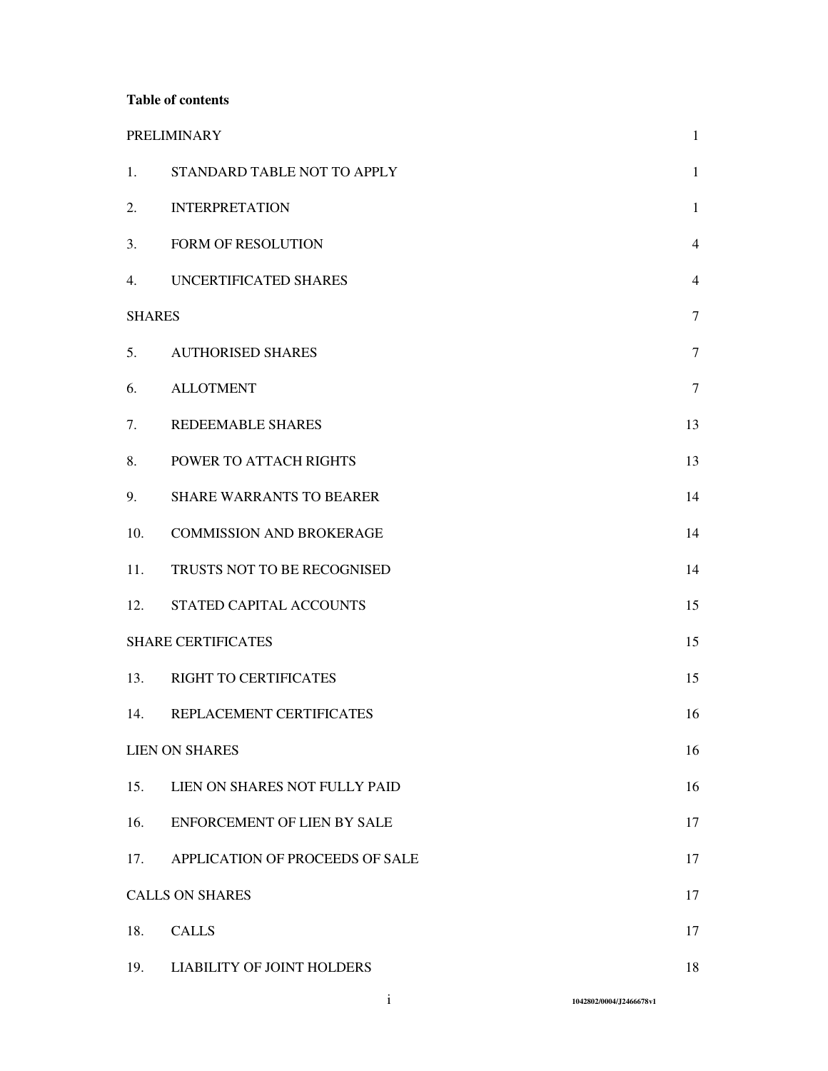**Table of contents**

| | | |
|---|---|---|
| PRELIMINARY | | 1 |
| 1. | STANDARD TABLE NOT TO APPLY | 1 |
| 2. | INTERPRETATION | 1 |
| 3. | FORM OF RESOLUTION | 4 |
| 4. | UNCERTIFICATED SHARES | 4 |
| SHARES | | 7 |
| 5. | AUTHORISED SHARES | 7 |
| 6. | ALLOTMENT | 7 |
| 7. | REDEEMABLE SHARES | 13 |
| 8. | POWER TO ATTACH RIGHTS | 13 |
| 9. | SHARE WARRANTS TO BEARER | 14 |
| 10. | COMMISSION AND BROKERAGE | 14 |
| 11. | TRUSTS NOT TO BE RECOGNISED | 14 |
| 12. | STATED CAPITAL ACCOUNTS | 15 |
| SHARE CERTIFICATES | | 15 |
| 13. | RIGHT TO CERTIFICATES | 15 |
| 14. | REPLACEMENT CERTIFICATES | 16 |
| LIEN ON SHARES | | 16 |
| 15. | LIEN ON SHARES NOT FULLY PAID | 16 |
| 16. | ENFORCEMENT OF LIEN BY SALE | 17 |
| 17. | APPLICATION OF PROCEEDS OF SALE | 17 |
| CALLS ON SHARES | | 17 |
| 18. | CALLS | 17 |
| 19. | LIABILITY OF JOINT HOLDERS | 18 |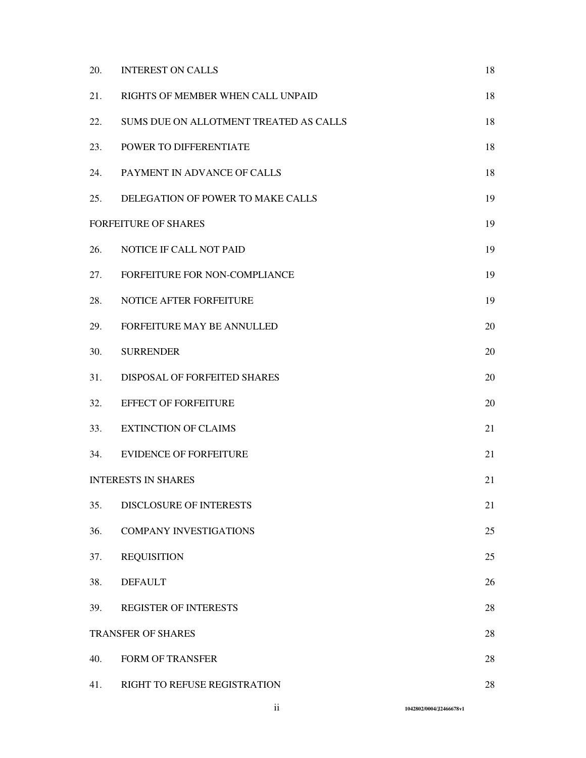| | | |
|---|---|---|
| 20. | INTEREST ON CALLS | 18 |
| 21. | RIGHTS OF MEMBER WHEN CALL UNPAID | 18 |
| 22. | SUMS DUE ON ALLOTMENT TREATED AS CALLS | 18 |
| 23. | POWER TO DIFFERENTIATE | 18 |
| 24. | PAYMENT IN ADVANCE OF CALLS | 18 |
| 25. | DELEGATION OF POWER TO MAKE CALLS | 19 |
| FORFEITURE OF SHARES | | 19 |
| 26. | NOTICE IF CALL NOT PAID | 19 |
| 27. | FORFEITURE FOR NON-COMPLIANCE | 19 |
| 28. | NOTICE AFTER FORFEITURE | 19 |
| 29. | FORFEITURE MAY BE ANNULLED | 20 |
| 30. | SURRENDER | 20 |
| 31. | DISPOSAL OF FORFEITED SHARES | 20 |
| 32. | EFFECT OF FORFEITURE | 20 |
| 33. | EXTINCTION OF CLAIMS | 21 |
| 34. | EVIDENCE OF FORFEITURE | 21 |
| INTERESTS IN SHARES | | 21 |
| 35. | DISCLOSURE OF INTERESTS | 21 |
| 36. | COMPANY INVESTIGATIONS | 25 |
| 37. | REQUISITION | 25 |
| 38. | DEFAULT | 26 |
| 39. | REGISTER OF INTERESTS | 28 |
| TRANSFER OF SHARES | | 28 |
| 40. | FORM OF TRANSFER | 28 |
| 41. | RIGHT TO REFUSE REGISTRATION | 28 |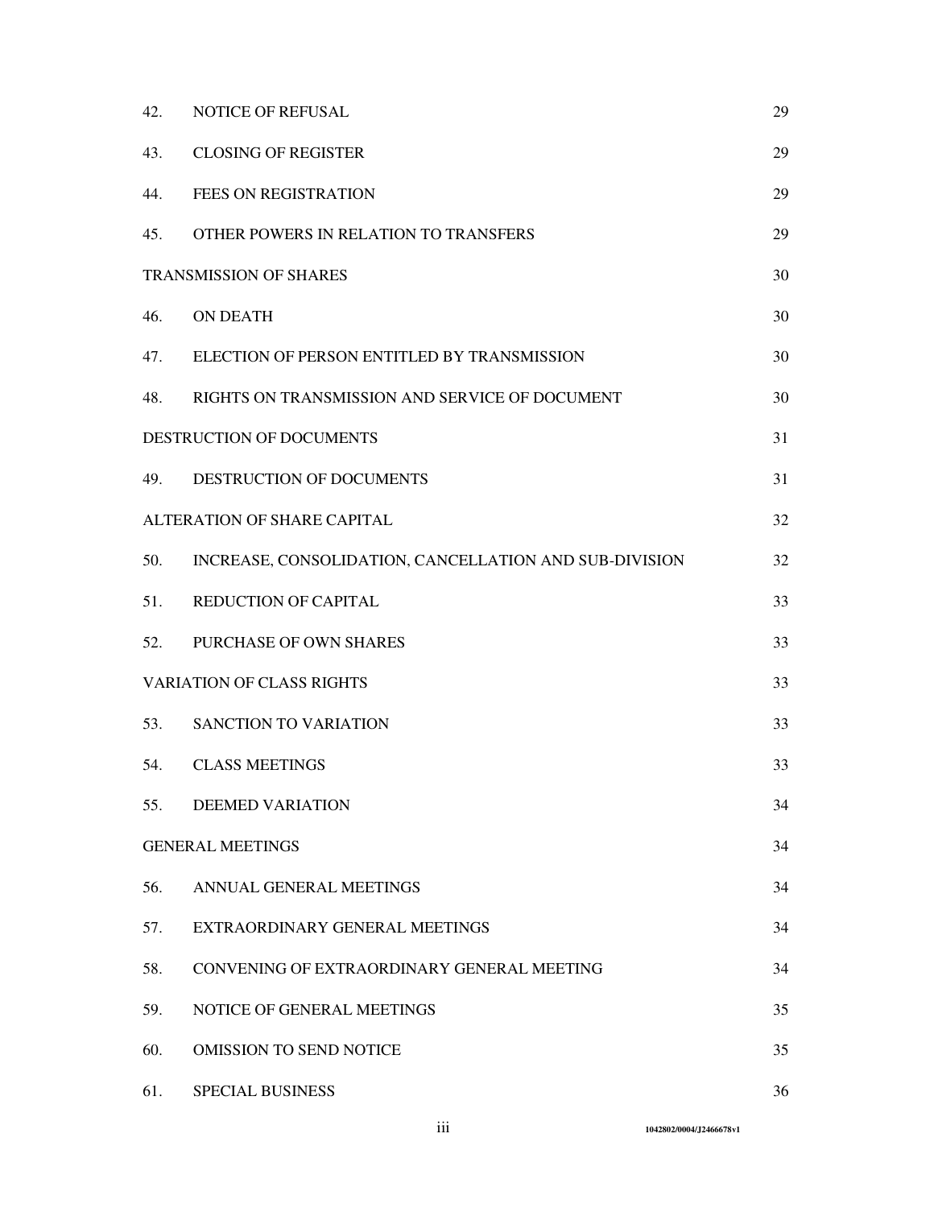| | | |
|---|---|---|
| 42. | NOTICE OF REFUSAL | 29 |
| 43. | CLOSING OF REGISTER | 29 |
| 44. | FEES ON REGISTRATION | 29 |
| 45. | OTHER POWERS IN RELATION TO TRANSFERS | 29 |
| TRANSMISSION OF SHARES | | 30 |
| 46. | ON DEATH | 30 |
| 47. | ELECTION OF PERSON ENTITLED BY TRANSMISSION | 30 |
| 48. | RIGHTS ON TRANSMISSION AND SERVICE OF DOCUMENT | 30 |
| DESTRUCTION OF DOCUMENTS | | 31 |
| 49. | DESTRUCTION OF DOCUMENTS | 31 |
| ALTERATION OF SHARE CAPITAL | | 32 |
| 50. | INCREASE, CONSOLIDATION, CANCELLATION AND SUB-DIVISION | 32 |
| 51. | REDUCTION OF CAPITAL | 33 |
| 52. | PURCHASE OF OWN SHARES | 33 |
| VARIATION OF CLASS RIGHTS | | 33 |
| 53. | SANCTION TO VARIATION | 33 |
| 54. | CLASS MEETINGS | 33 |
| 55. | DEEMED VARIATION | 34 |
| GENERAL MEETINGS | | 34 |
| 56. | ANNUAL GENERAL MEETINGS | 34 |
| 57. | EXTRAORDINARY GENERAL MEETINGS | 34 |
| 58. | CONVENING OF EXTRAORDINARY GENERAL MEETING | 34 |
| 59. | NOTICE OF GENERAL MEETINGS | 35 |
| 60. | OMISSION TO SEND NOTICE | 35 |
| 61. | SPECIAL BUSINESS | 36 |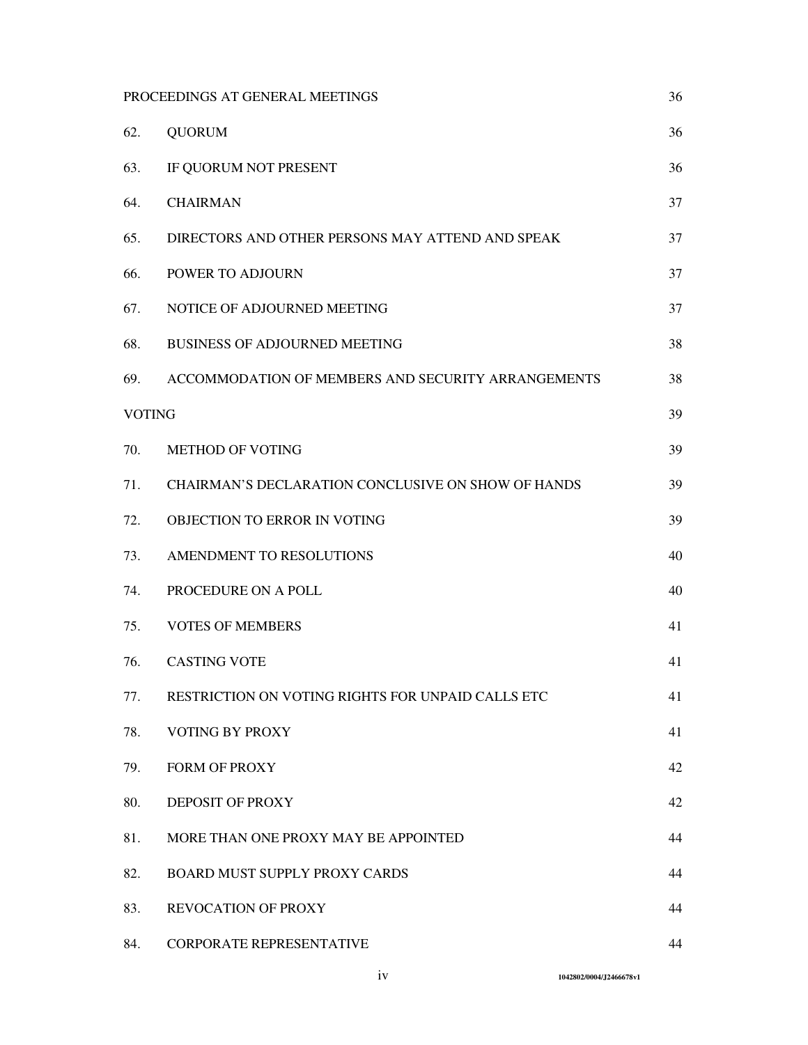| | | |
|---|---|---|
| PROCEEDINGS AT GENERAL MEETINGS | | 36 |
| 62. | QUORUM | 36 |
| 63. | IF QUORUM NOT PRESENT | 36 |
| 64. | CHAIRMAN | 37 |
| 65. | DIRECTORS AND OTHER PERSONS MAY ATTEND AND SPEAK | 37 |
| 66. | POWER TO ADJOURN | 37 |
| 67. | NOTICE OF ADJOURNED MEETING | 37 |
| 68. | BUSINESS OF ADJOURNED MEETING | 38 |
| 69. | ACCOMMODATION OF MEMBERS AND SECURITY ARRANGEMENTS | 38 |
| VOTING | | 39 |
| 70. | METHOD OF VOTING | 39 |
| 71. | CHAIRMAN'S DECLARATION CONCLUSIVE ON SHOW OF HANDS | 39 |
| 72. | OBJECTION TO ERROR IN VOTING | 39 |
| 73. | AMENDMENT TO RESOLUTIONS | 40 |
| 74. | PROCEDURE ON A POLL | 40 |
| 75. | VOTES OF MEMBERS | 41 |
| 76. | CASTING VOTE | 41 |
| 77. | RESTRICTION ON VOTING RIGHTS FOR UNPAID CALLS ETC | 41 |
| 78. | VOTING BY PROXY | 41 |
| 79. | FORM OF PROXY | 42 |
| 80. | DEPOSIT OF PROXY | 42 |
| 81. | MORE THAN ONE PROXY MAY BE APPOINTED | 44 |
| 82. | BOARD MUST SUPPLY PROXY CARDS | 44 |
| 83. | REVOCATION OF PROXY | 44 |
| 84. | CORPORATE REPRESENTATIVE | 44 |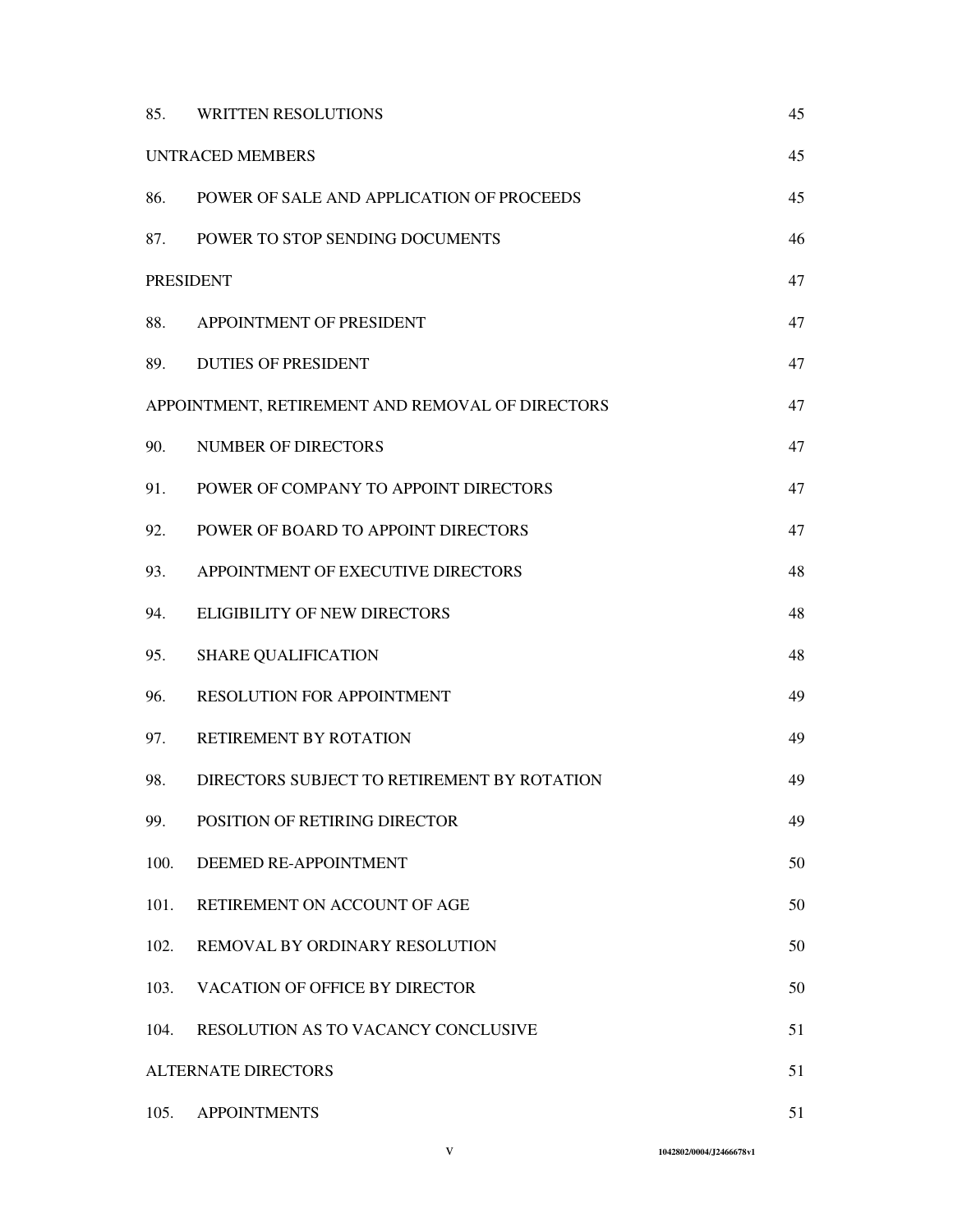| | | |
|---|---|---|
| 85. | WRITTEN RESOLUTIONS | 45 |
| UNTRACED MEMBERS | | 45 |
| 86. | POWER OF SALE AND APPLICATION OF PROCEEDS | 45 |
| 87. | POWER TO STOP SENDING DOCUMENTS | 46 |
| PRESIDENT | | 47 |
| 88. | APPOINTMENT OF PRESIDENT | 47 |
| 89. | DUTIES OF PRESIDENT | 47 |
| APPOINTMENT, RETIREMENT AND REMOVAL OF DIRECTORS | | 47 |
| 90. | NUMBER OF DIRECTORS | 47 |
| 91. | POWER OF COMPANY TO APPOINT DIRECTORS | 47 |
| 92. | POWER OF BOARD TO APPOINT DIRECTORS | 47 |
| 93. | APPOINTMENT OF EXECUTIVE DIRECTORS | 48 |
| 94. | ELIGIBILITY OF NEW DIRECTORS | 48 |
| 95. | SHARE QUALIFICATION | 48 |
| 96. | RESOLUTION FOR APPOINTMENT | 49 |
| 97. | RETIREMENT BY ROTATION | 49 |
| 98. | DIRECTORS SUBJECT TO RETIREMENT BY ROTATION | 49 |
| 99. | POSITION OF RETIRING DIRECTOR | 49 |
| 100. | DEEMED RE-APPOINTMENT | 50 |
| 101. | RETIREMENT ON ACCOUNT OF AGE | 50 |
| 102. | REMOVAL BY ORDINARY RESOLUTION | 50 |
| 103. | VACATION OF OFFICE BY DIRECTOR | 50 |
| 104. | RESOLUTION AS TO VACANCY CONCLUSIVE | 51 |
| ALTERNATE DIRECTORS | | 51 |
| 105. | APPOINTMENTS | 51 |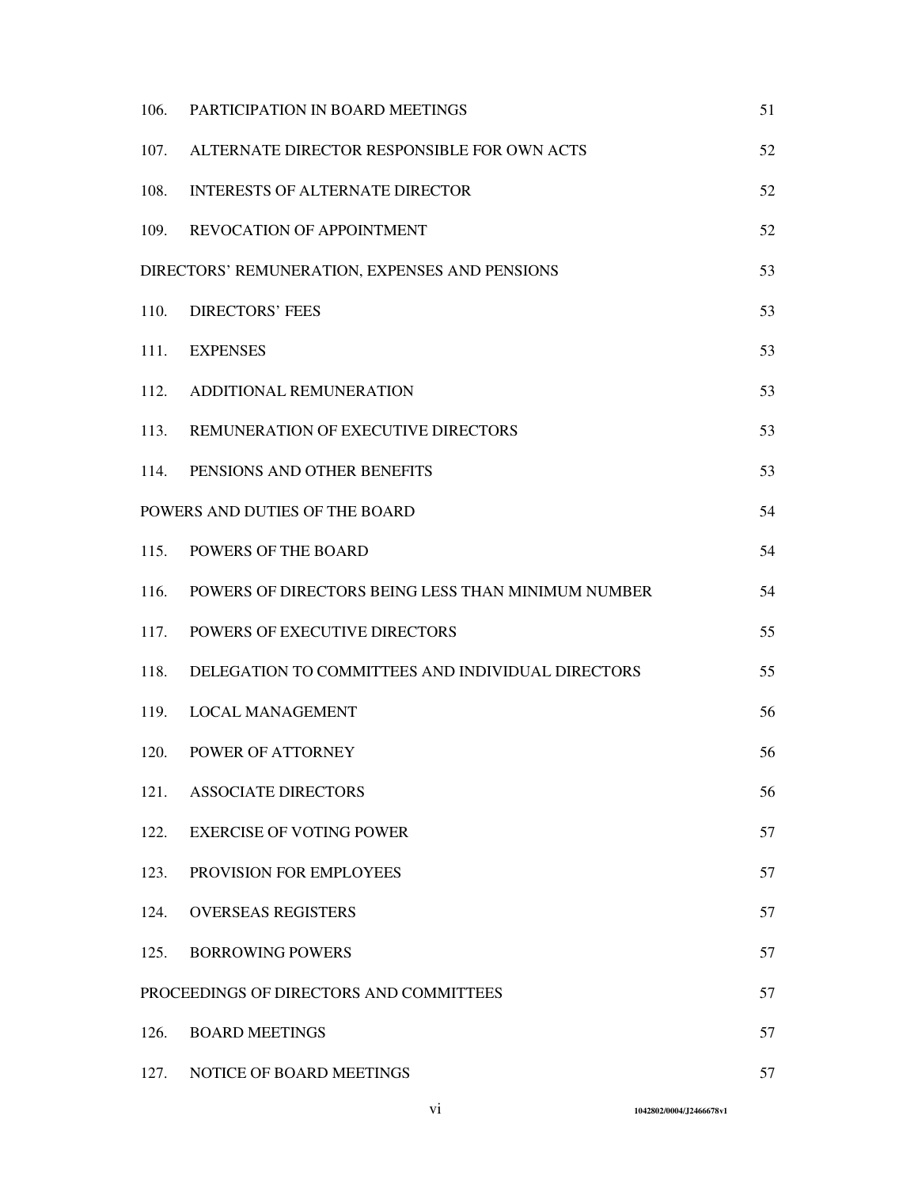| | | |
|---|---|---|
| 106. | PARTICIPATION IN BOARD MEETINGS | 51 |
| 107. | ALTERNATE DIRECTOR RESPONSIBLE FOR OWN ACTS | 52 |
| 108. | INTERESTS OF ALTERNATE DIRECTOR | 52 |
| 109. | REVOCATION OF APPOINTMENT | 52 |
| DIRECTORS' REMUNERATION, EXPENSES AND PENSIONS | | 53 |
| 110. | DIRECTORS' FEES | 53 |
| 111. | EXPENSES | 53 |
| 112. | ADDITIONAL REMUNERATION | 53 |
| 113. | REMUNERATION OF EXECUTIVE DIRECTORS | 53 |
| 114. | PENSIONS AND OTHER BENEFITS | 53 |
| POWERS AND DUTIES OF THE BOARD | | 54 |
| 115. | POWERS OF THE BOARD | 54 |
| 116. | POWERS OF DIRECTORS BEING LESS THAN MINIMUM NUMBER | 54 |
| 117. | POWERS OF EXECUTIVE DIRECTORS | 55 |
| 118. | DELEGATION TO COMMITTEES AND INDIVIDUAL DIRECTORS | 55 |
| 119. | LOCAL MANAGEMENT | 56 |
| 120. | POWER OF ATTORNEY | 56 |
| 121. | ASSOCIATE DIRECTORS | 56 |
| 122. | EXERCISE OF VOTING POWER | 57 |
| 123. | PROVISION FOR EMPLOYEES | 57 |
| 124. | OVERSEAS REGISTERS | 57 |
| 125. | BORROWING POWERS | 57 |
| PROCEEDINGS OF DIRECTORS AND COMMITTEES | | 57 |
| 126. | BOARD MEETINGS | 57 |
| 127. | NOTICE OF BOARD MEETINGS | 57 |

1042802/0004/J2466678v1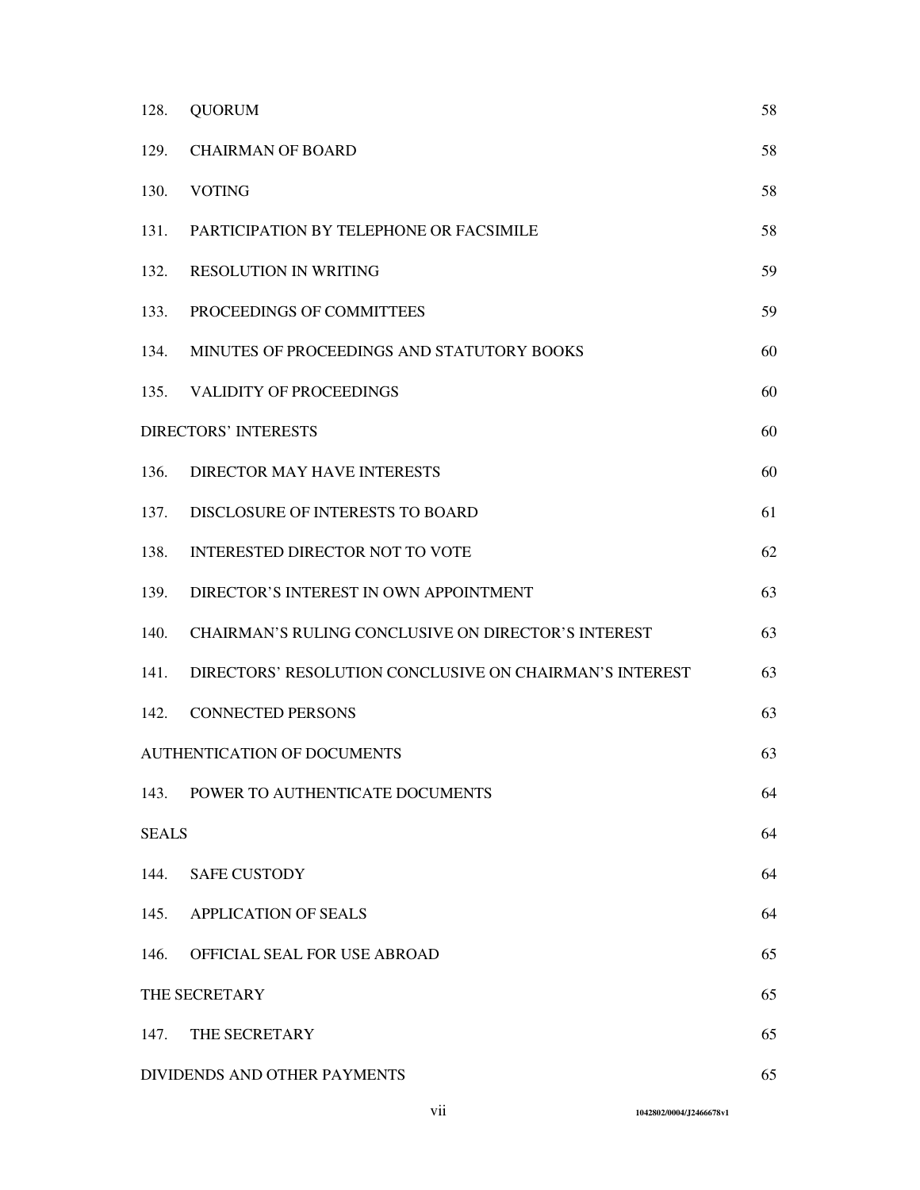| | | |
|---|---|---|
| 128. | QUORUM | 58 |
| 129. | CHAIRMAN OF BOARD | 58 |
| 130. | VOTING | 58 |
| 131. | PARTICIPATION BY TELEPHONE OR FACSIMILE | 58 |
| 132. | RESOLUTION IN WRITING | 59 |
| 133. | PROCEEDINGS OF COMMITTEES | 59 |
| 134. | MINUTES OF PROCEEDINGS AND STATUTORY BOOKS | 60 |
| 135. | VALIDITY OF PROCEEDINGS | 60 |
| DIRECTORS' INTERESTS | | 60 |
| 136. | DIRECTOR MAY HAVE INTERESTS | 60 |
| 137. | DISCLOSURE OF INTERESTS TO BOARD | 61 |
| 138. | INTERESTED DIRECTOR NOT TO VOTE | 62 |
| 139. | DIRECTOR'S INTEREST IN OWN APPOINTMENT | 63 |
| 140. | CHAIRMAN'S RULING CONCLUSIVE ON DIRECTOR'S INTEREST | 63 |
| 141. | DIRECTORS' RESOLUTION CONCLUSIVE ON CHAIRMAN'S INTEREST | 63 |
| 142. | CONNECTED PERSONS | 63 |
| AUTHENTICATION OF DOCUMENTS | | 63 |
| 143. | POWER TO AUTHENTICATE DOCUMENTS | 64 |
| SEALS | | 64 |
| 144. | SAFE CUSTODY | 64 |
| 145. | APPLICATION OF SEALS | 64 |
| 146. | OFFICIAL SEAL FOR USE ABROAD | 65 |
| THE SECRETARY | | 65 |
| 147. | THE SECRETARY | 65 |
| DIVIDENDS AND OTHER PAYMENTS | | 65 |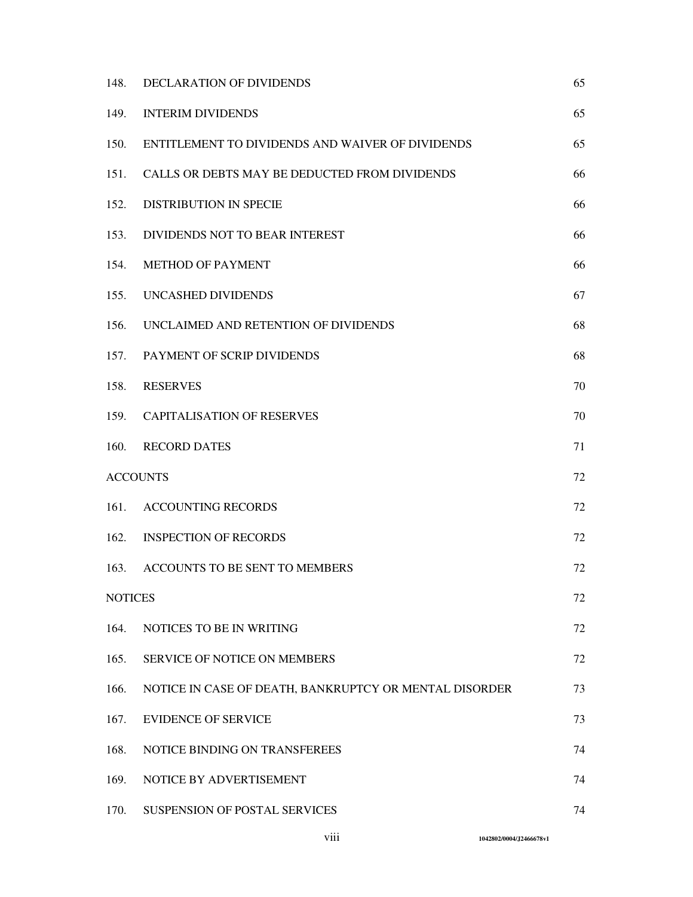| | | |
|---|---|---|
| 148. | DECLARATION OF DIVIDENDS | 65 |
| 149. | INTERIM DIVIDENDS | 65 |
| 150. | ENTITLEMENT TO DIVIDENDS AND WAIVER OF DIVIDENDS | 65 |
| 151. | CALLS OR DEBTS MAY BE DEDUCTED FROM DIVIDENDS | 66 |
| 152. | DISTRIBUTION IN SPECIE | 66 |
| 153. | DIVIDENDS NOT TO BEAR INTEREST | 66 |
| 154. | METHOD OF PAYMENT | 66 |
| 155. | UNCASHED DIVIDENDS | 67 |
| 156. | UNCLAIMED AND RETENTION OF DIVIDENDS | 68 |
| 157. | PAYMENT OF SCRIP DIVIDENDS | 68 |
| 158. | RESERVES | 70 |
| 159. | CAPITALISATION OF RESERVES | 70 |
| 160. | RECORD DATES | 71 |
| ACCOUNTS | | 72 |
| 161. | ACCOUNTING RECORDS | 72 |
| 162. | INSPECTION OF RECORDS | 72 |
| 163. | ACCOUNTS TO BE SENT TO MEMBERS | 72 |
| NOTICES | | 72 |
| 164. | NOTICES TO BE IN WRITING | 72 |
| 165. | SERVICE OF NOTICE ON MEMBERS | 72 |
| 166. | NOTICE IN CASE OF DEATH, BANKRUPTCY OR MENTAL DISORDER | 73 |
| 167. | EVIDENCE OF SERVICE | 73 |
| 168. | NOTICE BINDING ON TRANSFEREES | 74 |
| 169. | NOTICE BY ADVERTISEMENT | 74 |
| 170. | SUSPENSION OF POSTAL SERVICES | 74 |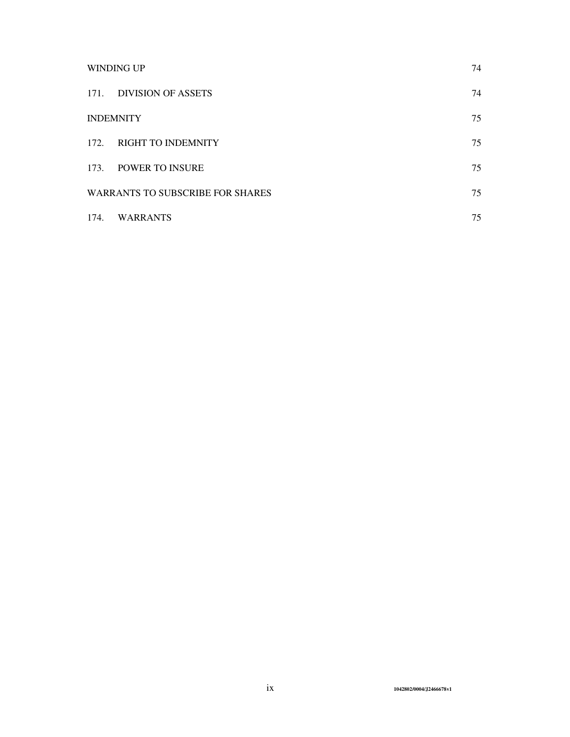| | |
|---|---|
| WINDING UP | 74 |
| 171. DIVISION OF ASSETS | 74 |
| INDEMNITY | 75 |
| 172. RIGHT TO INDEMNITY | 75 |
| 173. POWER TO INSURE | 75 |
| WARRANTS TO SUBSCRIBE FOR SHARES | 75 |
| 174. WARRANTS | 75 |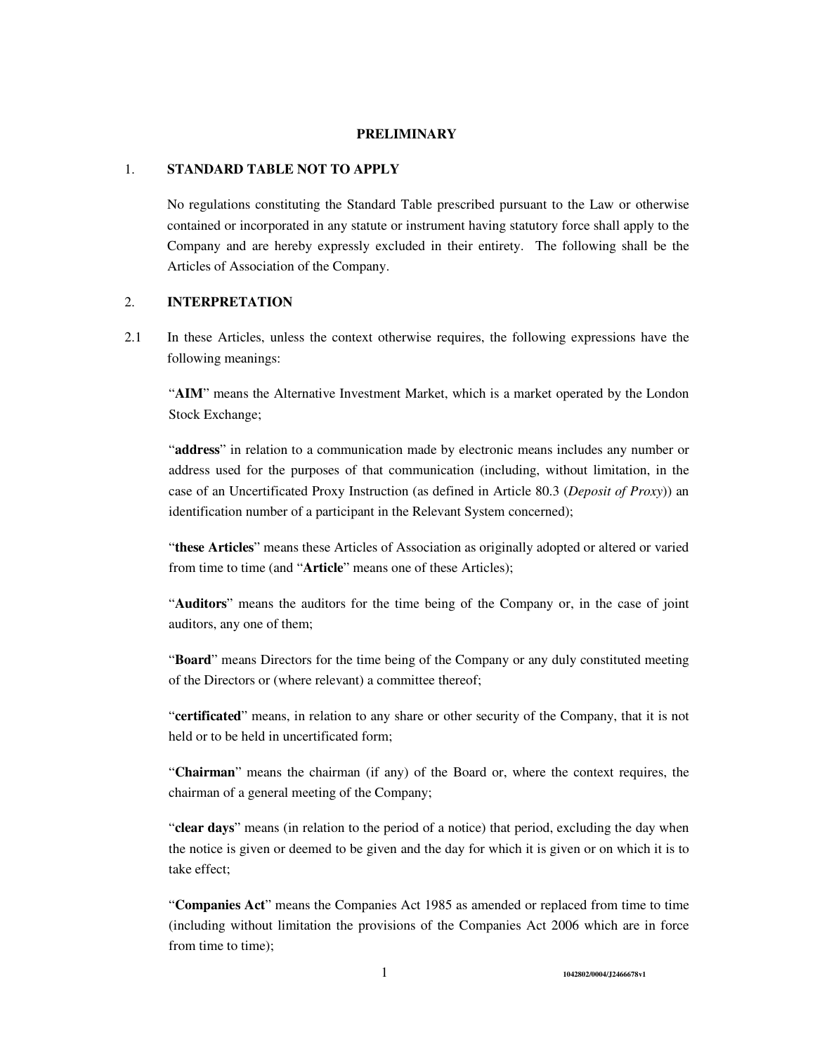## PRELIMINARY

### 1. STANDARD TABLE NOT TO APPLY

No regulations constituting the Standard Table prescribed pursuant to the Law or otherwise contained or incorporated in any statute or instrument having statutory force shall apply to the Company and are hereby expressly excluded in their entirety. The following shall be the Articles of Association of the Company.

### 2. INTERPRETATION

2.1 In these Articles, unless the context otherwise requires, the following expressions have the following meanings:

"**AIM**" means the Alternative Investment Market, which is a market operated by the London Stock Exchange;

"**address**" in relation to a communication made by electronic means includes any number or address used for the purposes of that communication (including, without limitation, in the case of an Uncertificated Proxy Instruction (as defined in Article 80.3 (*Deposit of Proxy*)) an identification number of a participant in the Relevant System concerned);

"**these Articles**" means these Articles of Association as originally adopted or altered or varied from time to time (and "**Article**" means one of these Articles);

"**Auditors**" means the auditors for the time being of the Company or, in the case of joint auditors, any one of them;

"**Board**" means Directors for the time being of the Company or any duly constituted meeting of the Directors or (where relevant) a committee thereof;

"**certificated**" means, in relation to any share or other security of the Company, that it is not held or to be held in uncertificated form;

"**Chairman**" means the chairman (if any) of the Board or, where the context requires, the chairman of a general meeting of the Company;

"**clear days**" means (in relation to the period of a notice) that period, excluding the day when the notice is given or deemed to be given and the day for which it is given or on which it is to take effect;

"**Companies Act**" means the Companies Act 1985 as amended or replaced from time to time (including without limitation the provisions of the Companies Act 2006 which are in force from time to time);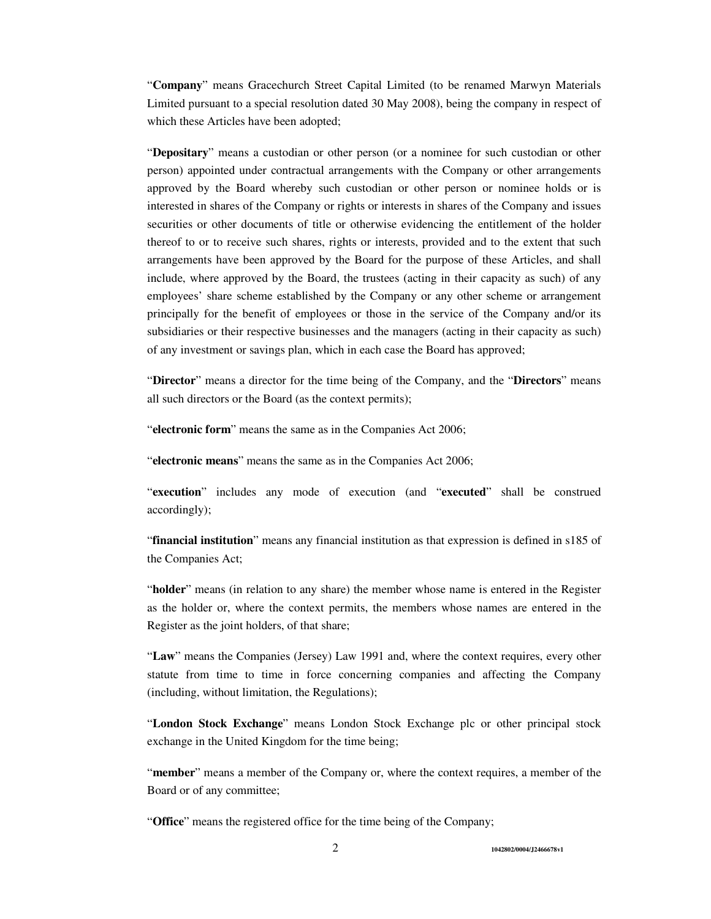"**Company**" means Gracechurch Street Capital Limited (to be renamed Marwyn Materials Limited pursuant to a special resolution dated 30 May 2008), being the company in respect of which these Articles have been adopted;

"**Depositary**" means a custodian or other person (or a nominee for such custodian or other person) appointed under contractual arrangements with the Company or other arrangements approved by the Board whereby such custodian or other person or nominee holds or is interested in shares of the Company or rights or interests in shares of the Company and issues securities or other documents of title or otherwise evidencing the entitlement of the holder thereof to or to receive such shares, rights or interests, provided and to the extent that such arrangements have been approved by the Board for the purpose of these Articles, and shall include, where approved by the Board, the trustees (acting in their capacity as such) of any employees' share scheme established by the Company or any other scheme or arrangement principally for the benefit of employees or those in the service of the Company and/or its subsidiaries or their respective businesses and the managers (acting in their capacity as such) of any investment or savings plan, which in each case the Board has approved;

"**Director**" means a director for the time being of the Company, and the "**Directors**" means all such directors or the Board (as the context permits);

"**electronic form**" means the same as in the Companies Act 2006;

"**electronic means**" means the same as in the Companies Act 2006;

"**execution**" includes any mode of execution (and "**executed**" shall be construed accordingly);

"**financial institution**" means any financial institution as that expression is defined in s185 of the Companies Act;

"**holder**" means (in relation to any share) the member whose name is entered in the Register as the holder or, where the context permits, the members whose names are entered in the Register as the joint holders, of that share;

"**Law**" means the Companies (Jersey) Law 1991 and, where the context requires, every other statute from time to time in force concerning companies and affecting the Company (including, without limitation, the Regulations);

"**London Stock Exchange**" means London Stock Exchange plc or other principal stock exchange in the United Kingdom for the time being;

"**member**" means a member of the Company or, where the context requires, a member of the Board or of any committee;

"**Office**" means the registered office for the time being of the Company;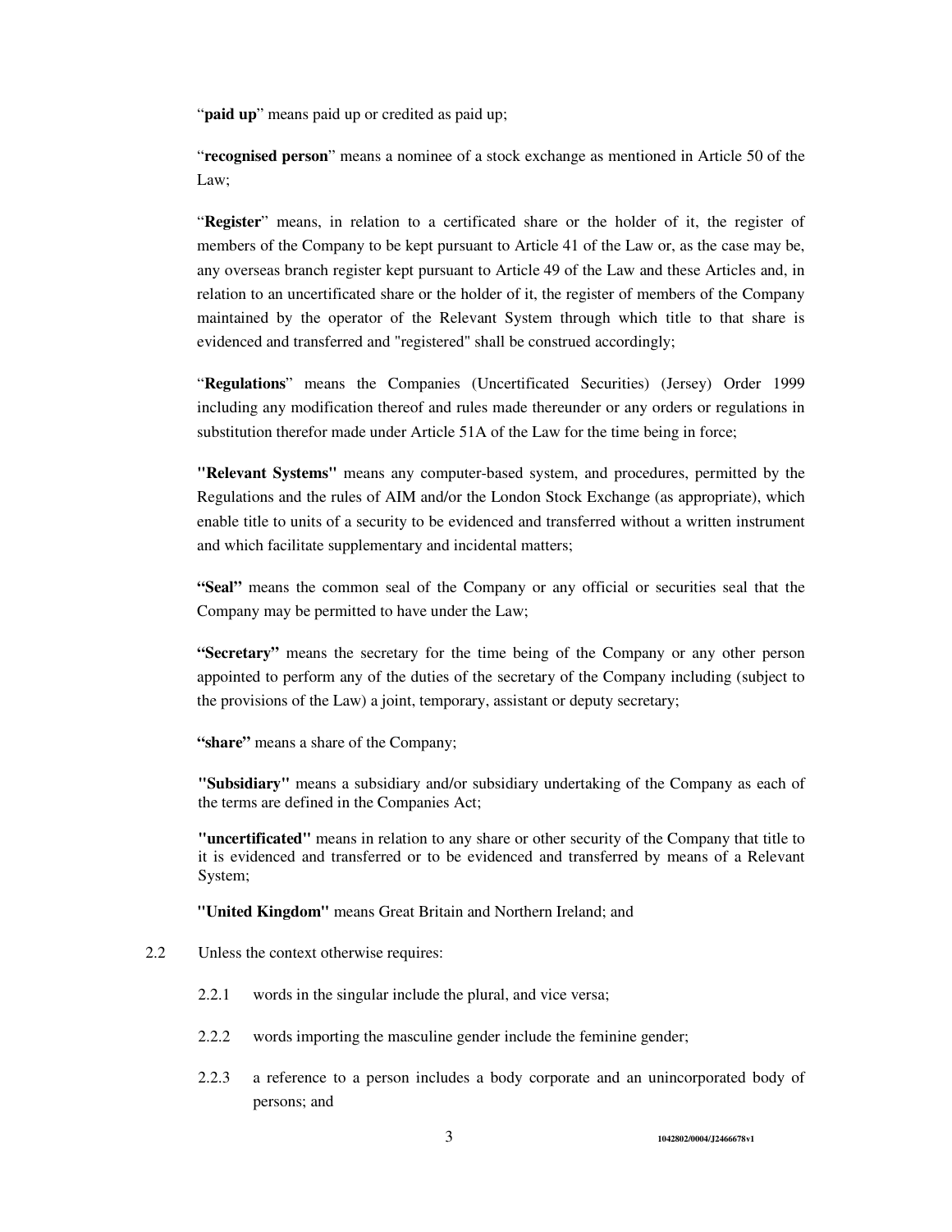"**paid up**" means paid up or credited as paid up;

"**recognised person**" means a nominee of a stock exchange as mentioned in Article 50 of the Law;

"**Register**" means, in relation to a certificated share or the holder of it, the register of members of the Company to be kept pursuant to Article 41 of the Law or, as the case may be, any overseas branch register kept pursuant to Article 49 of the Law and these Articles and, in relation to an uncertificated share or the holder of it, the register of members of the Company maintained by the operator of the Relevant System through which title to that share is evidenced and transferred and "registered" shall be construed accordingly;

"**Regulations**" means the Companies (Uncertificated Securities) (Jersey) Order 1999 including any modification thereof and rules made thereunder or any orders or regulations in substitution therefor made under Article 51A of the Law for the time being in force;

**"Relevant Systems"** means any computer-based system, and procedures, permitted by the Regulations and the rules of AIM and/or the London Stock Exchange (as appropriate), which enable title to units of a security to be evidenced and transferred without a written instrument and which facilitate supplementary and incidental matters;

**"Seal"** means the common seal of the Company or any official or securities seal that the Company may be permitted to have under the Law;

**"Secretary"** means the secretary for the time being of the Company or any other person appointed to perform any of the duties of the secretary of the Company including (subject to the provisions of the Law) a joint, temporary, assistant or deputy secretary;

**"share"** means a share of the Company;

**"Subsidiary"** means a subsidiary and/or subsidiary undertaking of the Company as each of the terms are defined in the Companies Act;

**"uncertificated"** means in relation to any share or other security of the Company that title to it is evidenced and transferred or to be evidenced and transferred by means of a Relevant System;

**"United Kingdom"** means Great Britain and Northern Ireland; and

2.2 Unless the context otherwise requires:

2.2.1 words in the singular include the plural, and vice versa;

2.2.2 words importing the masculine gender include the feminine gender;

2.2.3 a reference to a person includes a body corporate and an unincorporated body of persons; and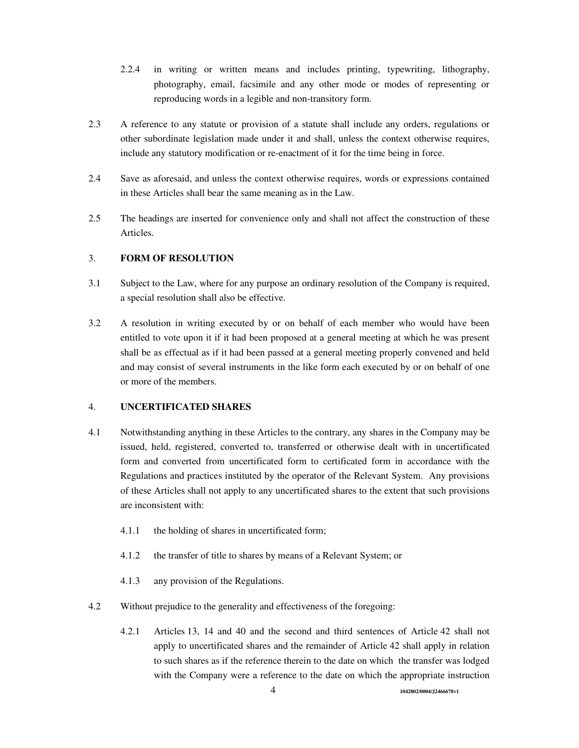2.2.4 in writing or written means and includes printing, typewriting, lithography, photography, email, facsimile and any other mode or modes of representing or reproducing words in a legible and non-transitory form.

2.3 A reference to any statute or provision of a statute shall include any orders, regulations or other subordinate legislation made under it and shall, unless the context otherwise requires, include any statutory modification or re-enactment of it for the time being in force.

2.4 Save as aforesaid, and unless the context otherwise requires, words or expressions contained in these Articles shall bear the same meaning as in the Law.

2.5 The headings are inserted for convenience only and shall not affect the construction of these Articles.

## 3. FORM OF RESOLUTION

3.1 Subject to the Law, where for any purpose an ordinary resolution of the Company is required, a special resolution shall also be effective.

3.2 A resolution in writing executed by or on behalf of each member who would have been entitled to vote upon it if it had been proposed at a general meeting at which he was present shall be as effectual as if it had been passed at a general meeting properly convened and held and may consist of several instruments in the like form each executed by or on behalf of one or more of the members.

## 4. UNCERTIFICATED SHARES

4.1 Notwithstanding anything in these Articles to the contrary, any shares in the Company may be issued, held, registered, converted to, transferred or otherwise dealt with in uncertificated form and converted from uncertificated form to certificated form in accordance with the Regulations and practices instituted by the operator of the Relevant System. Any provisions of these Articles shall not apply to any uncertificated shares to the extent that such provisions are inconsistent with:

4.1.1 the holding of shares in uncertificated form;

4.1.2 the transfer of title to shares by means of a Relevant System; or

4.1.3 any provision of the Regulations.

4.2 Without prejudice to the generality and effectiveness of the foregoing:

4.2.1 Articles 13, 14 and 40 and the second and third sentences of Article 42 shall not apply to uncertificated shares and the remainder of Article 42 shall apply in relation to such shares as if the reference therein to the date on which the transfer was lodged with the Company were a reference to the date on which the appropriate instruction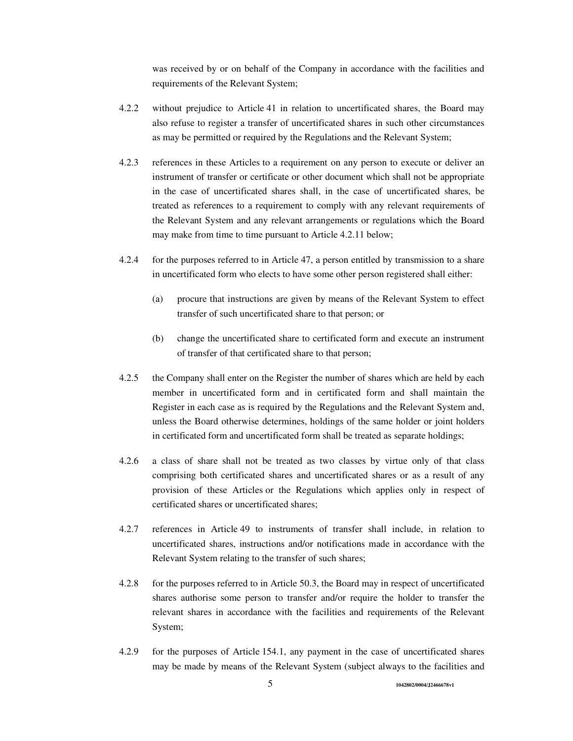was received by or on behalf of the Company in accordance with the facilities and requirements of the Relevant System;

4.2.2 without prejudice to Article 41 in relation to uncertificated shares, the Board may also refuse to register a transfer of uncertificated shares in such other circumstances as may be permitted or required by the Regulations and the Relevant System;

4.2.3 references in these Articles to a requirement on any person to execute or deliver an instrument of transfer or certificate or other document which shall not be appropriate in the case of uncertificated shares shall, in the case of uncertificated shares, be treated as references to a requirement to comply with any relevant requirements of the Relevant System and any relevant arrangements or regulations which the Board may make from time to time pursuant to Article 4.2.11 below;

4.2.4 for the purposes referred to in Article 47, a person entitled by transmission to a share in uncertificated form who elects to have some other person registered shall either:

(a) procure that instructions are given by means of the Relevant System to effect transfer of such uncertificated share to that person; or

(b) change the uncertificated share to certificated form and execute an instrument of transfer of that certificated share to that person;

4.2.5 the Company shall enter on the Register the number of shares which are held by each member in uncertificated form and in certificated form and shall maintain the Register in each case as is required by the Regulations and the Relevant System and, unless the Board otherwise determines, holdings of the same holder or joint holders in certificated form and uncertificated form shall be treated as separate holdings;

4.2.6 a class of share shall not be treated as two classes by virtue only of that class comprising both certificated shares and uncertificated shares or as a result of any provision of these Articles or the Regulations which applies only in respect of certificated shares or uncertificated shares;

4.2.7 references in Article 49 to instruments of transfer shall include, in relation to uncertificated shares, instructions and/or notifications made in accordance with the Relevant System relating to the transfer of such shares;

4.2.8 for the purposes referred to in Article 50.3, the Board may in respect of uncertificated shares authorise some person to transfer and/or require the holder to transfer the relevant shares in accordance with the facilities and requirements of the Relevant System;

4.2.9 for the purposes of Article 154.1, any payment in the case of uncertificated shares may be made by means of the Relevant System (subject always to the facilities and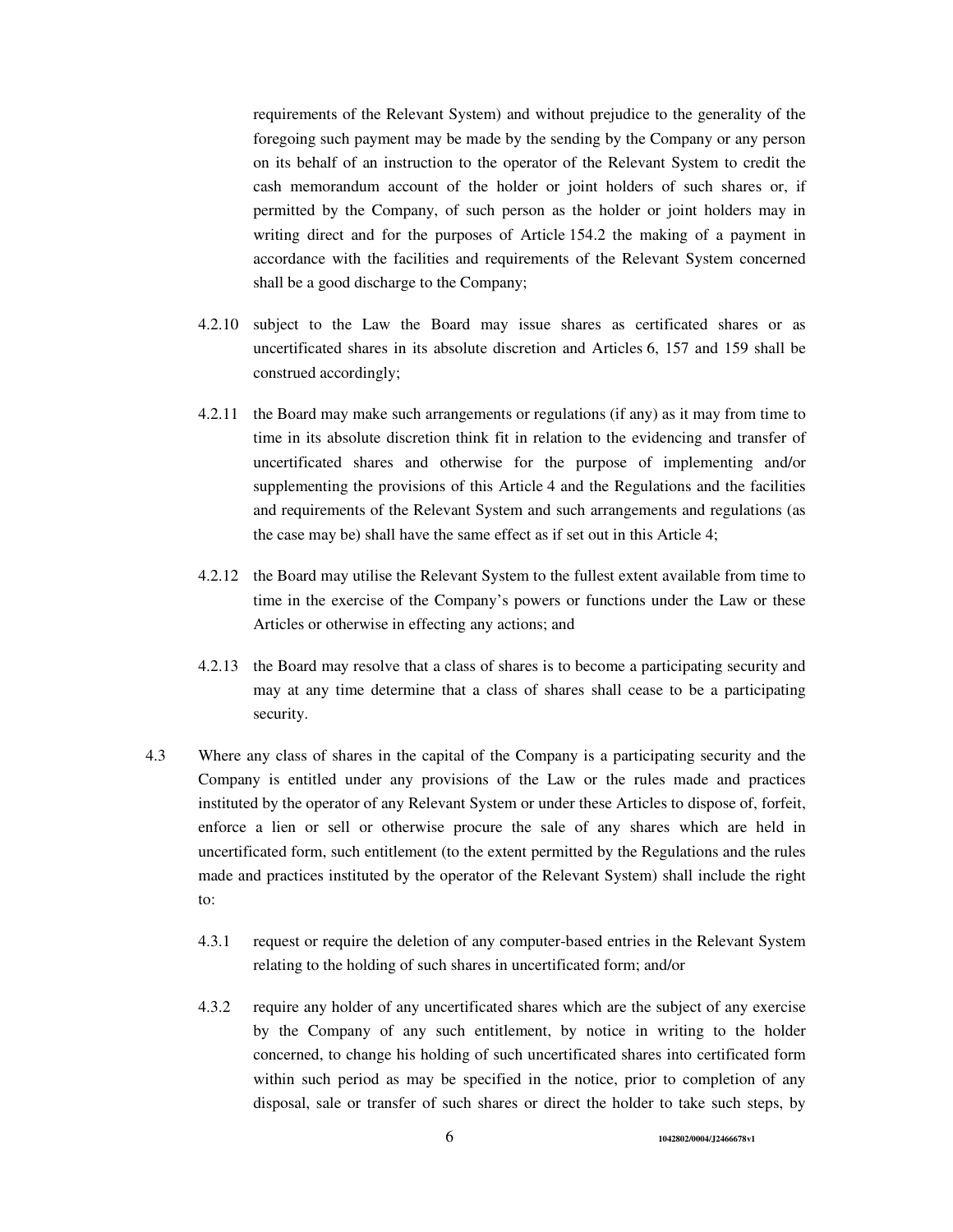requirements of the Relevant System) and without prejudice to the generality of the foregoing such payment may be made by the sending by the Company or any person on its behalf of an instruction to the operator of the Relevant System to credit the cash memorandum account of the holder or joint holders of such shares or, if permitted by the Company, of such person as the holder or joint holders may in writing direct and for the purposes of Article 154.2 the making of a payment in accordance with the facilities and requirements of the Relevant System concerned shall be a good discharge to the Company;

4.2.10 subject to the Law the Board may issue shares as certificated shares or as uncertificated shares in its absolute discretion and Articles 6, 157 and 159 shall be construed accordingly;

4.2.11 the Board may make such arrangements or regulations (if any) as it may from time to time in its absolute discretion think fit in relation to the evidencing and transfer of uncertificated shares and otherwise for the purpose of implementing and/or supplementing the provisions of this Article 4 and the Regulations and the facilities and requirements of the Relevant System and such arrangements and regulations (as the case may be) shall have the same effect as if set out in this Article 4;

4.2.12 the Board may utilise the Relevant System to the fullest extent available from time to time in the exercise of the Company's powers or functions under the Law or these Articles or otherwise in effecting any actions; and

4.2.13 the Board may resolve that a class of shares is to become a participating security and may at any time determine that a class of shares shall cease to be a participating security.

4.3 Where any class of shares in the capital of the Company is a participating security and the Company is entitled under any provisions of the Law or the rules made and practices instituted by the operator of any Relevant System or under these Articles to dispose of, forfeit, enforce a lien or sell or otherwise procure the sale of any shares which are held in uncertificated form, such entitlement (to the extent permitted by the Regulations and the rules made and practices instituted by the operator of the Relevant System) shall include the right to:

4.3.1 request or require the deletion of any computer-based entries in the Relevant System relating to the holding of such shares in uncertificated form; and/or

4.3.2 require any holder of any uncertificated shares which are the subject of any exercise by the Company of any such entitlement, by notice in writing to the holder concerned, to change his holding of such uncertificated shares into certificated form within such period as may be specified in the notice, prior to completion of any disposal, sale or transfer of such shares or direct the holder to take such steps, by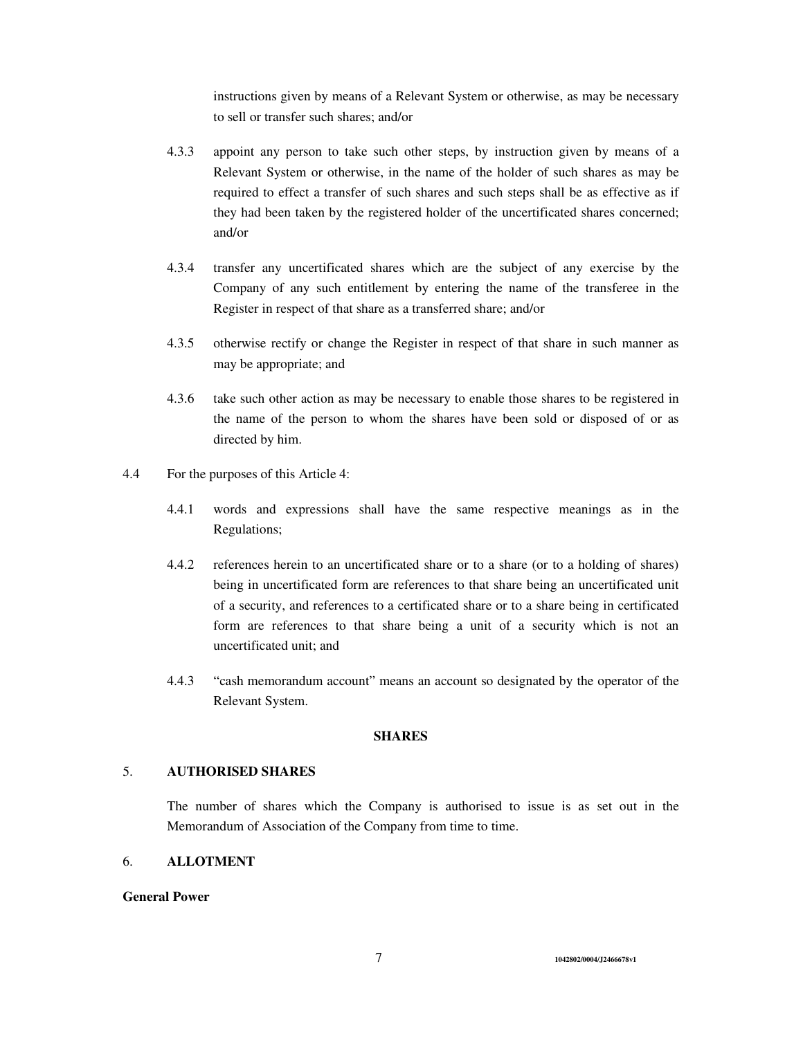instructions given by means of a Relevant System or otherwise, as may be necessary to sell or transfer such shares; and/or

4.3.3 appoint any person to take such other steps, by instruction given by means of a Relevant System or otherwise, in the name of the holder of such shares as may be required to effect a transfer of such shares and such steps shall be as effective as if they had been taken by the registered holder of the uncertificated shares concerned; and/or

4.3.4 transfer any uncertificated shares which are the subject of any exercise by the Company of any such entitlement by entering the name of the transferee in the Register in respect of that share as a transferred share; and/or

4.3.5 otherwise rectify or change the Register in respect of that share in such manner as may be appropriate; and

4.3.6 take such other action as may be necessary to enable those shares to be registered in the name of the person to whom the shares have been sold or disposed of or as directed by him.

4.4 For the purposes of this Article 4:

4.4.1 words and expressions shall have the same respective meanings as in the Regulations;

4.4.2 references herein to an uncertificated share or to a share (or to a holding of shares) being in uncertificated form are references to that share being an uncertificated unit of a security, and references to a certificated share or to a share being in certificated form are references to that share being a unit of a security which is not an uncertificated unit; and

4.4.3 "cash memorandum account" means an account so designated by the operator of the Relevant System.

## SHARES

### 5. AUTHORISED SHARES

The number of shares which the Company is authorised to issue is as set out in the Memorandum of Association of the Company from time to time.

### 6. ALLOTMENT

**General Power**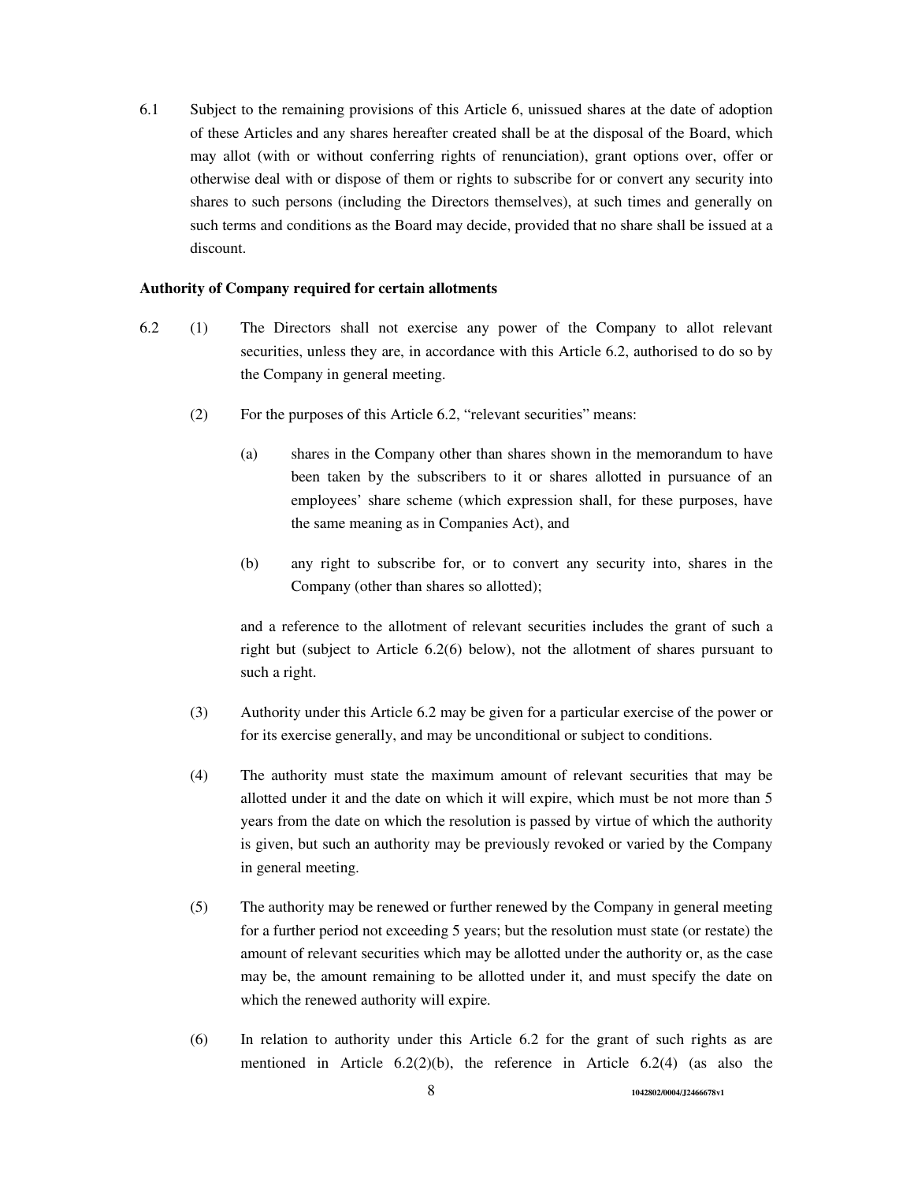6.1 Subject to the remaining provisions of this Article 6, unissued shares at the date of adoption of these Articles and any shares hereafter created shall be at the disposal of the Board, which may allot (with or without conferring rights of renunciation), grant options over, offer or otherwise deal with or dispose of them or rights to subscribe for or convert any security into shares to such persons (including the Directors themselves), at such times and generally on such terms and conditions as the Board may decide, provided that no share shall be issued at a discount.

**Authority of Company required for certain allotments**

6.2 (1) The Directors shall not exercise any power of the Company to allot relevant securities, unless they are, in accordance with this Article 6.2, authorised to do so by the Company in general meeting.

(2) For the purposes of this Article 6.2, "relevant securities" means:

(a) shares in the Company other than shares shown in the memorandum to have been taken by the subscribers to it or shares allotted in pursuance of an employees' share scheme (which expression shall, for these purposes, have the same meaning as in Companies Act), and

(b) any right to subscribe for, or to convert any security into, shares in the Company (other than shares so allotted);

and a reference to the allotment of relevant securities includes the grant of such a right but (subject to Article 6.2(6) below), not the allotment of shares pursuant to such a right.

(3) Authority under this Article 6.2 may be given for a particular exercise of the power or for its exercise generally, and may be unconditional or subject to conditions.

(4) The authority must state the maximum amount of relevant securities that may be allotted under it and the date on which it will expire, which must be not more than 5 years from the date on which the resolution is passed by virtue of which the authority is given, but such an authority may be previously revoked or varied by the Company in general meeting.

(5) The authority may be renewed or further renewed by the Company in general meeting for a further period not exceeding 5 years; but the resolution must state (or restate) the amount of relevant securities which may be allotted under the authority or, as the case may be, the amount remaining to be allotted under it, and must specify the date on which the renewed authority will expire.

(6) In relation to authority under this Article 6.2 for the grant of such rights as are mentioned in Article 6.2(2)(b), the reference in Article 6.2(4) (as also the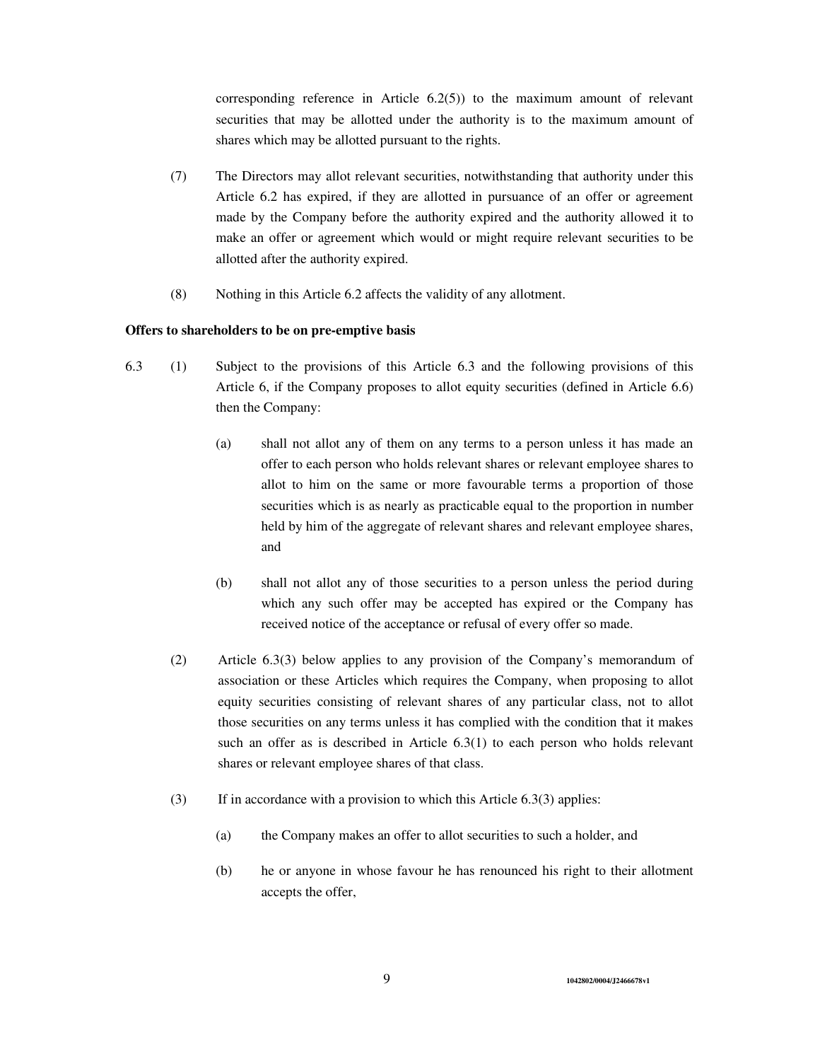corresponding reference in Article 6.2(5)) to the maximum amount of relevant securities that may be allotted under the authority is to the maximum amount of shares which may be allotted pursuant to the rights.

(7) The Directors may allot relevant securities, notwithstanding that authority under this Article 6.2 has expired, if they are allotted in pursuance of an offer or agreement made by the Company before the authority expired and the authority allowed it to make an offer or agreement which would or might require relevant securities to be allotted after the authority expired.

(8) Nothing in this Article 6.2 affects the validity of any allotment.

**Offers to shareholders to be on pre-emptive basis**

6.3 (1) Subject to the provisions of this Article 6.3 and the following provisions of this Article 6, if the Company proposes to allot equity securities (defined in Article 6.6) then the Company:

(a) shall not allot any of them on any terms to a person unless it has made an offer to each person who holds relevant shares or relevant employee shares to allot to him on the same or more favourable terms a proportion of those securities which is as nearly as practicable equal to the proportion in number held by him of the aggregate of relevant shares and relevant employee shares, and

(b) shall not allot any of those securities to a person unless the period during which any such offer may be accepted has expired or the Company has received notice of the acceptance or refusal of every offer so made.

(2) Article 6.3(3) below applies to any provision of the Company's memorandum of association or these Articles which requires the Company, when proposing to allot equity securities consisting of relevant shares of any particular class, not to allot those securities on any terms unless it has complied with the condition that it makes such an offer as is described in Article 6.3(1) to each person who holds relevant shares or relevant employee shares of that class.

(3) If in accordance with a provision to which this Article 6.3(3) applies:

(a) the Company makes an offer to allot securities to such a holder, and

(b) he or anyone in whose favour he has renounced his right to their allotment accepts the offer,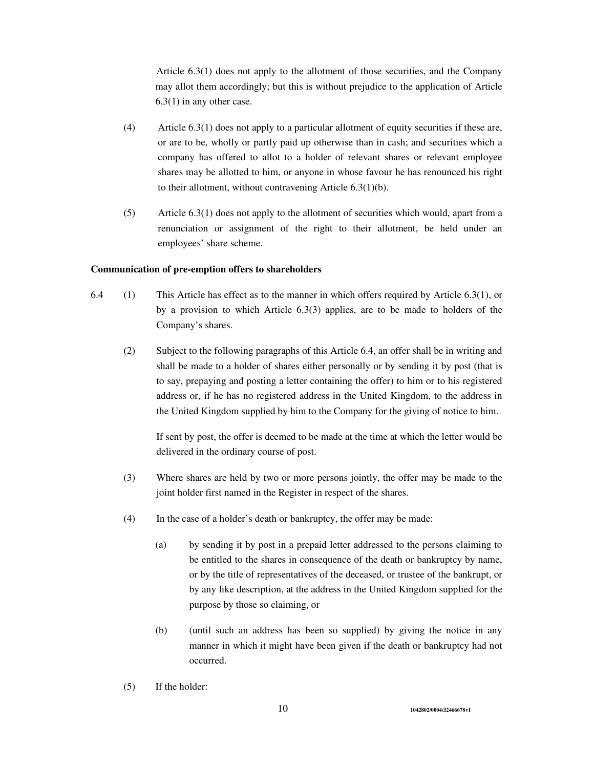Article 6.3(1) does not apply to the allotment of those securities, and the Company may allot them accordingly; but this is without prejudice to the application of Article 6.3(1) in any other case.

(4) Article 6.3(1) does not apply to a particular allotment of equity securities if these are, or are to be, wholly or partly paid up otherwise than in cash; and securities which a company has offered to allot to a holder of relevant shares or relevant employee shares may be allotted to him, or anyone in whose favour he has renounced his right to their allotment, without contravening Article 6.3(1)(b).

(5) Article 6.3(1) does not apply to the allotment of securities which would, apart from a renunciation or assignment of the right to their allotment, be held under an employees' share scheme.

**Communication of pre-emption offers to shareholders**

6.4 (1) This Article has effect as to the manner in which offers required by Article 6.3(1), or by a provision to which Article 6.3(3) applies, are to be made to holders of the Company's shares.

(2) Subject to the following paragraphs of this Article 6.4, an offer shall be in writing and shall be made to a holder of shares either personally or by sending it by post (that is to say, prepaying and posting a letter containing the offer) to him or to his registered address or, if he has no registered address in the United Kingdom, to the address in the United Kingdom supplied by him to the Company for the giving of notice to him.

If sent by post, the offer is deemed to be made at the time at which the letter would be delivered in the ordinary course of post.

(3) Where shares are held by two or more persons jointly, the offer may be made to the joint holder first named in the Register in respect of the shares.

(4) In the case of a holder's death or bankruptcy, the offer may be made:

(a) by sending it by post in a prepaid letter addressed to the persons claiming to be entitled to the shares in consequence of the death or bankruptcy by name, or by the title of representatives of the deceased, or trustee of the bankrupt, or by any like description, at the address in the United Kingdom supplied for the purpose by those so claiming, or

(b) (until such an address has been so supplied) by giving the notice in any manner in which it might have been given if the death or bankruptcy had not occurred.

(5) If the holder: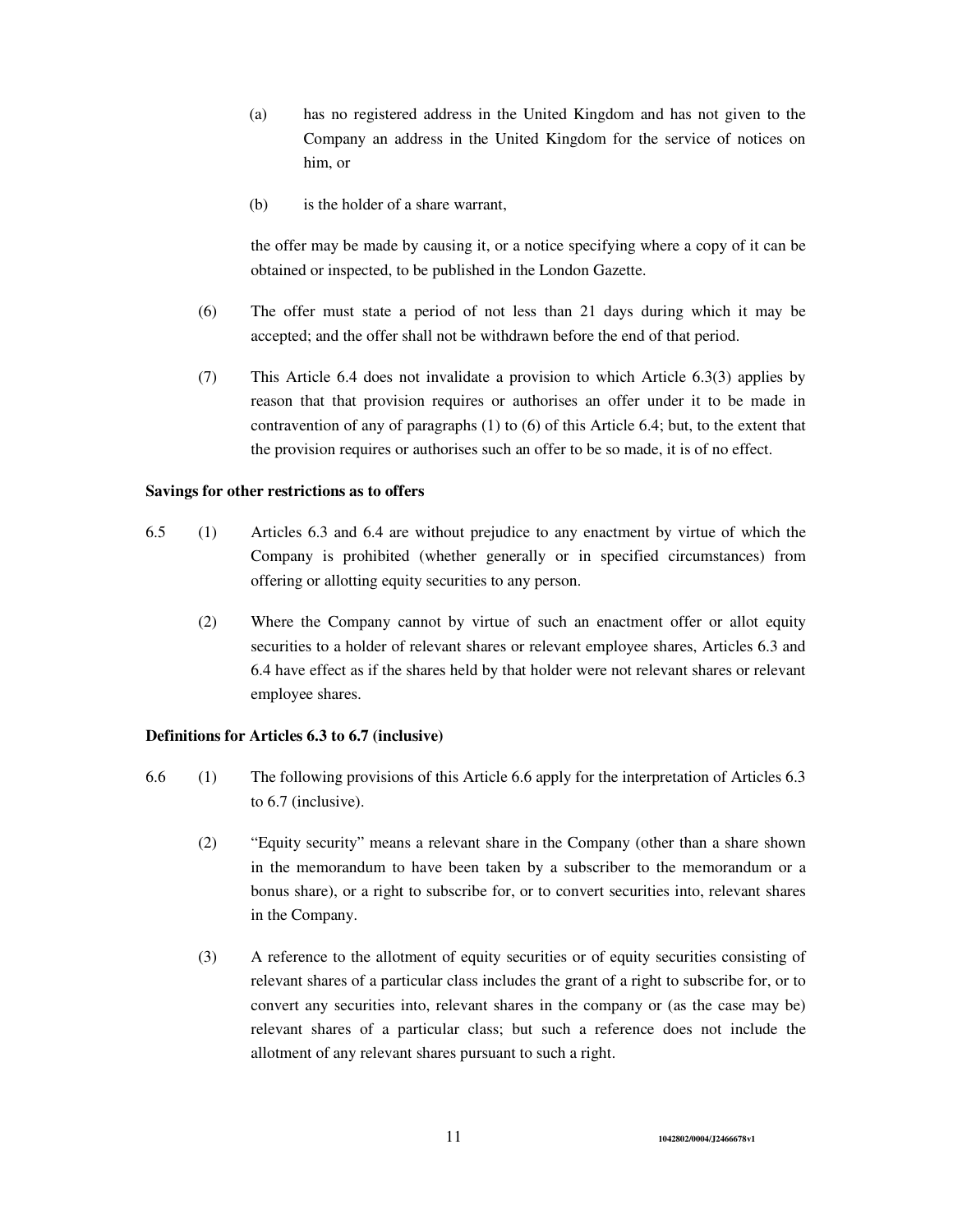(a) has no registered address in the United Kingdom and has not given to the Company an address in the United Kingdom for the service of notices on him, or

(b) is the holder of a share warrant,

the offer may be made by causing it, or a notice specifying where a copy of it can be obtained or inspected, to be published in the London Gazette.

(6) The offer must state a period of not less than 21 days during which it may be accepted; and the offer shall not be withdrawn before the end of that period.

(7) This Article 6.4 does not invalidate a provision to which Article 6.3(3) applies by reason that that provision requires or authorises an offer under it to be made in contravention of any of paragraphs (1) to (6) of this Article 6.4; but, to the extent that the provision requires or authorises such an offer to be so made, it is of no effect.

**Savings for other restrictions as to offers**

6.5 (1) Articles 6.3 and 6.4 are without prejudice to any enactment by virtue of which the Company is prohibited (whether generally or in specified circumstances) from offering or allotting equity securities to any person.

(2) Where the Company cannot by virtue of such an enactment offer or allot equity securities to a holder of relevant shares or relevant employee shares, Articles 6.3 and 6.4 have effect as if the shares held by that holder were not relevant shares or relevant employee shares.

**Definitions for Articles 6.3 to 6.7 (inclusive)**

6.6 (1) The following provisions of this Article 6.6 apply for the interpretation of Articles 6.3 to 6.7 (inclusive).

(2) "Equity security" means a relevant share in the Company (other than a share shown in the memorandum to have been taken by a subscriber to the memorandum or a bonus share), or a right to subscribe for, or to convert securities into, relevant shares in the Company.

(3) A reference to the allotment of equity securities or of equity securities consisting of relevant shares of a particular class includes the grant of a right to subscribe for, or to convert any securities into, relevant shares in the company or (as the case may be) relevant shares of a particular class; but such a reference does not include the allotment of any relevant shares pursuant to such a right.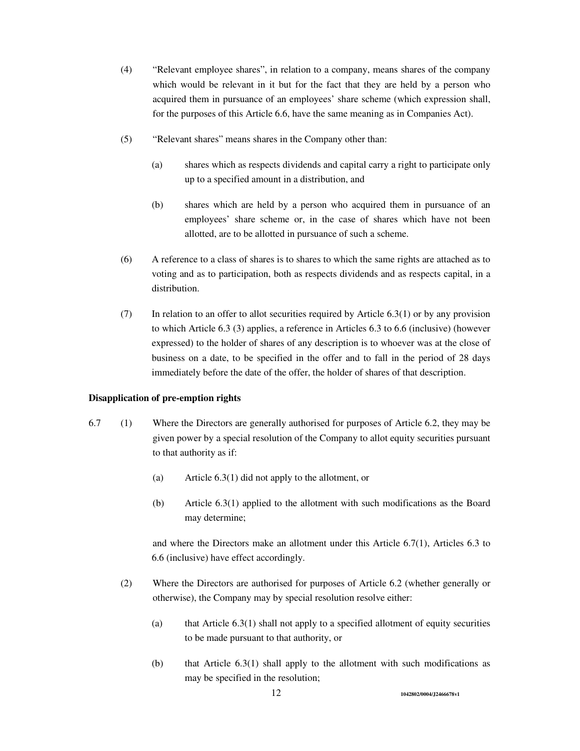(4) "Relevant employee shares", in relation to a company, means shares of the company which would be relevant in it but for the fact that they are held by a person who acquired them in pursuance of an employees' share scheme (which expression shall, for the purposes of this Article 6.6, have the same meaning as in Companies Act).

(5) "Relevant shares" means shares in the Company other than:

(a) shares which as respects dividends and capital carry a right to participate only up to a specified amount in a distribution, and

(b) shares which are held by a person who acquired them in pursuance of an employees' share scheme or, in the case of shares which have not been allotted, are to be allotted in pursuance of such a scheme.

(6) A reference to a class of shares is to shares to which the same rights are attached as to voting and as to participation, both as respects dividends and as respects capital, in a distribution.

(7) In relation to an offer to allot securities required by Article 6.3(1) or by any provision to which Article 6.3 (3) applies, a reference in Articles 6.3 to 6.6 (inclusive) (however expressed) to the holder of shares of any description is to whoever was at the close of business on a date, to be specified in the offer and to fall in the period of 28 days immediately before the date of the offer, the holder of shares of that description.

**Disapplication of pre-emption rights**

6.7 (1) Where the Directors are generally authorised for purposes of Article 6.2, they may be given power by a special resolution of the Company to allot equity securities pursuant to that authority as if:

(a) Article 6.3(1) did not apply to the allotment, or

(b) Article 6.3(1) applied to the allotment with such modifications as the Board may determine;

and where the Directors make an allotment under this Article 6.7(1), Articles 6.3 to 6.6 (inclusive) have effect accordingly.

(2) Where the Directors are authorised for purposes of Article 6.2 (whether generally or otherwise), the Company may by special resolution resolve either:

(a) that Article 6.3(1) shall not apply to a specified allotment of equity securities to be made pursuant to that authority, or

(b) that Article 6.3(1) shall apply to the allotment with such modifications as may be specified in the resolution;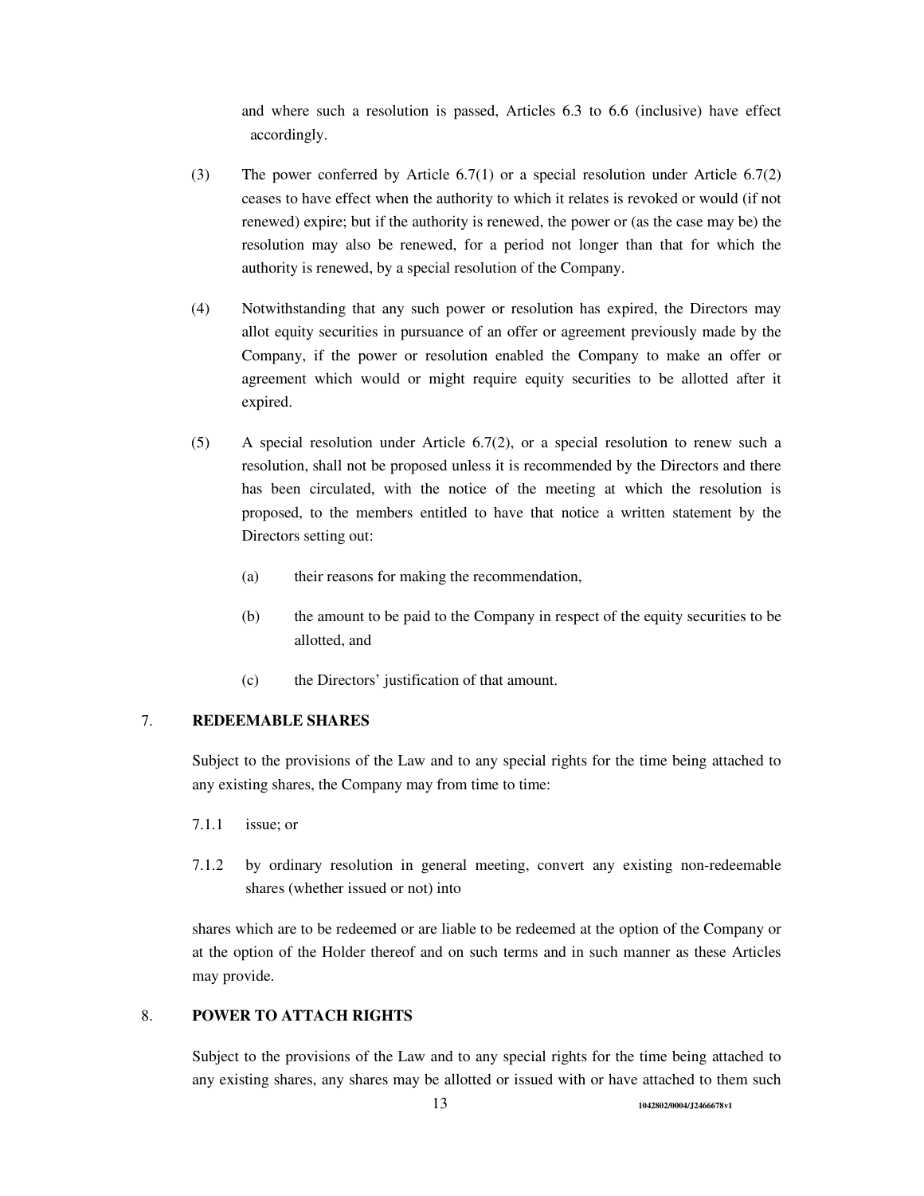and where such a resolution is passed, Articles 6.3 to 6.6 (inclusive) have effect accordingly.

(3) The power conferred by Article 6.7(1) or a special resolution under Article 6.7(2) ceases to have effect when the authority to which it relates is revoked or would (if not renewed) expire; but if the authority is renewed, the power or (as the case may be) the resolution may also be renewed, for a period not longer than that for which the authority is renewed, by a special resolution of the Company.

(4) Notwithstanding that any such power or resolution has expired, the Directors may allot equity securities in pursuance of an offer or agreement previously made by the Company, if the power or resolution enabled the Company to make an offer or agreement which would or might require equity securities to be allotted after it expired.

(5) A special resolution under Article 6.7(2), or a special resolution to renew such a resolution, shall not be proposed unless it is recommended by the Directors and there has been circulated, with the notice of the meeting at which the resolution is proposed, to the members entitled to have that notice a written statement by the Directors setting out:

(a) their reasons for making the recommendation,

(b) the amount to be paid to the Company in respect of the equity securities to be allotted, and

(c) the Directors' justification of that amount.

## 7. REDEEMABLE SHARES

Subject to the provisions of the Law and to any special rights for the time being attached to any existing shares, the Company may from time to time:

7.1.1 issue; or

7.1.2 by ordinary resolution in general meeting, convert any existing non-redeemable shares (whether issued or not) into

shares which are to be redeemed or are liable to be redeemed at the option of the Company or at the option of the Holder thereof and on such terms and in such manner as these Articles may provide.

## 8. POWER TO ATTACH RIGHTS

Subject to the provisions of the Law and to any special rights for the time being attached to any existing shares, any shares may be allotted or issued with or have attached to them such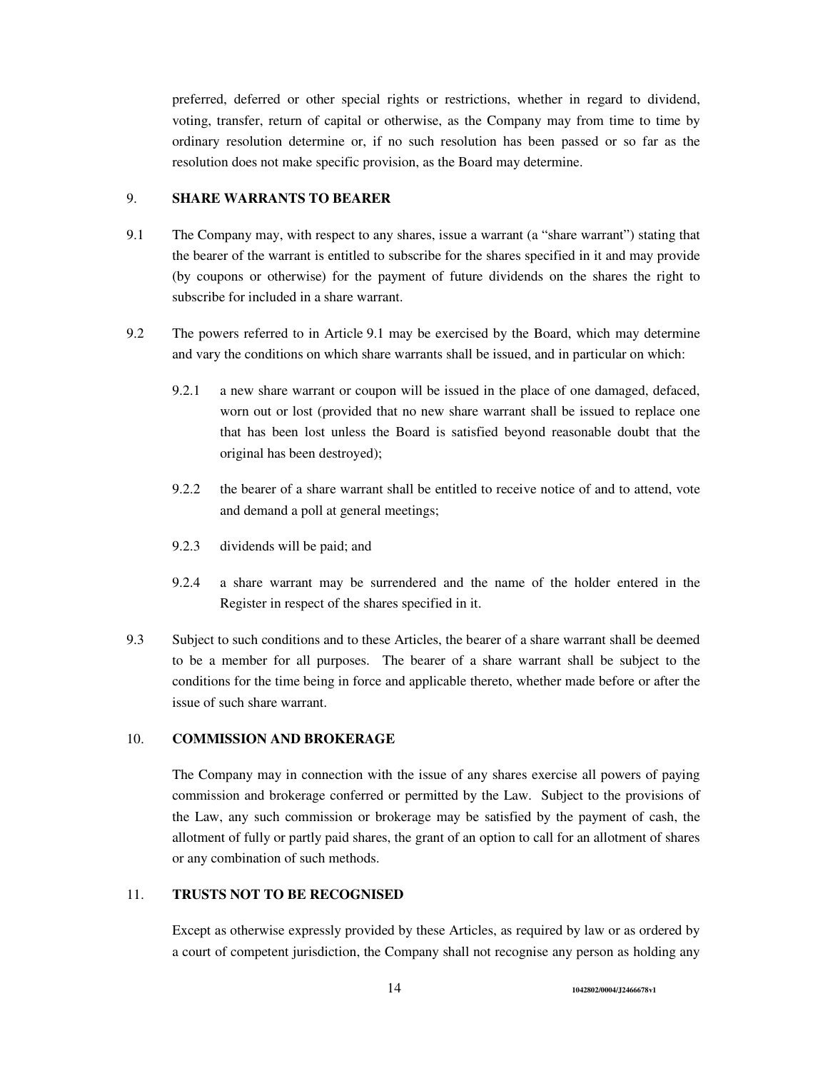preferred, deferred or other special rights or restrictions, whether in regard to dividend, voting, transfer, return of capital or otherwise, as the Company may from time to time by ordinary resolution determine or, if no such resolution has been passed or so far as the resolution does not make specific provision, as the Board may determine.

## 9. SHARE WARRANTS TO BEARER

9.1 The Company may, with respect to any shares, issue a warrant (a "share warrant") stating that the bearer of the warrant is entitled to subscribe for the shares specified in it and may provide (by coupons or otherwise) for the payment of future dividends on the shares the right to subscribe for included in a share warrant.

9.2 The powers referred to in Article 9.1 may be exercised by the Board, which may determine and vary the conditions on which share warrants shall be issued, and in particular on which:

9.2.1 a new share warrant or coupon will be issued in the place of one damaged, defaced, worn out or lost (provided that no new share warrant shall be issued to replace one that has been lost unless the Board is satisfied beyond reasonable doubt that the original has been destroyed);

9.2.2 the bearer of a share warrant shall be entitled to receive notice of and to attend, vote and demand a poll at general meetings;

9.2.3 dividends will be paid; and

9.2.4 a share warrant may be surrendered and the name of the holder entered in the Register in respect of the shares specified in it.

9.3 Subject to such conditions and to these Articles, the bearer of a share warrant shall be deemed to be a member for all purposes. The bearer of a share warrant shall be subject to the conditions for the time being in force and applicable thereto, whether made before or after the issue of such share warrant.

## 10. COMMISSION AND BROKERAGE

The Company may in connection with the issue of any shares exercise all powers of paying commission and brokerage conferred or permitted by the Law. Subject to the provisions of the Law, any such commission or brokerage may be satisfied by the payment of cash, the allotment of fully or partly paid shares, the grant of an option to call for an allotment of shares or any combination of such methods.

## 11. TRUSTS NOT TO BE RECOGNISED

Except as otherwise expressly provided by these Articles, as required by law or as ordered by a court of competent jurisdiction, the Company shall not recognise any person as holding any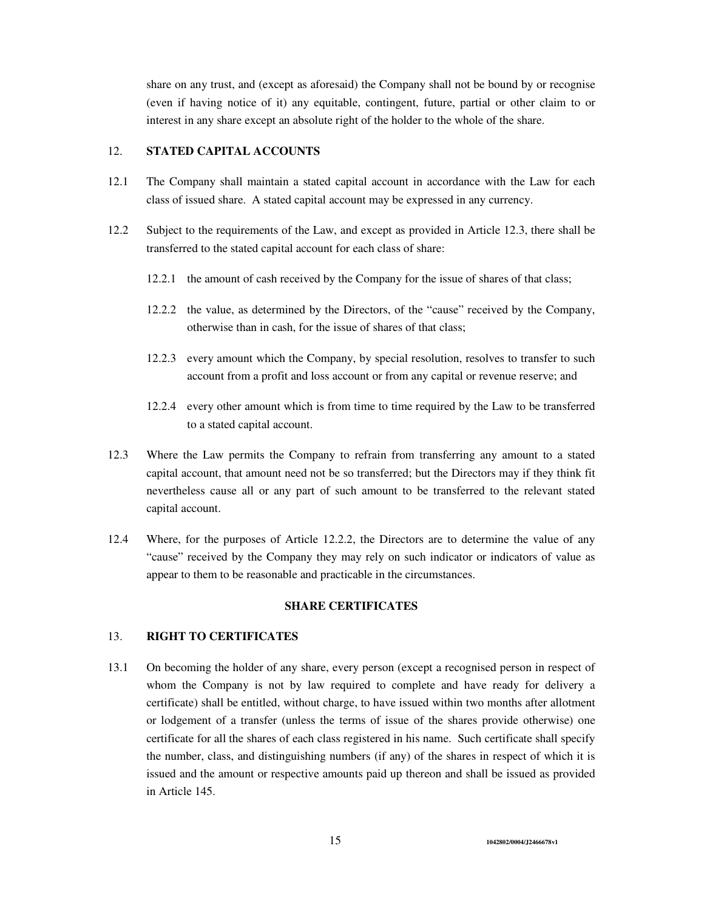share on any trust, and (except as aforesaid) the Company shall not be bound by or recognise (even if having notice of it) any equitable, contingent, future, partial or other claim to or interest in any share except an absolute right of the holder to the whole of the share.

## 12. STATED CAPITAL ACCOUNTS

12.1 The Company shall maintain a stated capital account in accordance with the Law for each class of issued share. A stated capital account may be expressed in any currency.

12.2 Subject to the requirements of the Law, and except as provided in Article 12.3, there shall be transferred to the stated capital account for each class of share:

12.2.1 the amount of cash received by the Company for the issue of shares of that class;

12.2.2 the value, as determined by the Directors, of the "cause" received by the Company, otherwise than in cash, for the issue of shares of that class;

12.2.3 every amount which the Company, by special resolution, resolves to transfer to such account from a profit and loss account or from any capital or revenue reserve; and

12.2.4 every other amount which is from time to time required by the Law to be transferred to a stated capital account.

12.3 Where the Law permits the Company to refrain from transferring any amount to a stated capital account, that amount need not be so transferred; but the Directors may if they think fit nevertheless cause all or any part of such amount to be transferred to the relevant stated capital account.

12.4 Where, for the purposes of Article 12.2.2, the Directors are to determine the value of any "cause" received by the Company they may rely on such indicator or indicators of value as appear to them to be reasonable and practicable in the circumstances.

# SHARE CERTIFICATES

## 13. RIGHT TO CERTIFICATES

13.1 On becoming the holder of any share, every person (except a recognised person in respect of whom the Company is not by law required to complete and have ready for delivery a certificate) shall be entitled, without charge, to have issued within two months after allotment or lodgement of a transfer (unless the terms of issue of the shares provide otherwise) one certificate for all the shares of each class registered in his name. Such certificate shall specify the number, class, and distinguishing numbers (if any) of the shares in respect of which it is issued and the amount or respective amounts paid up thereon and shall be issued as provided in Article 145.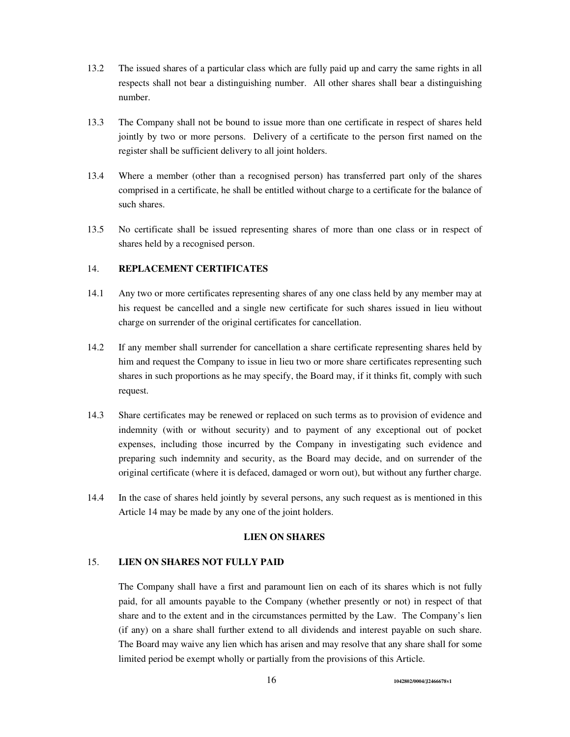13.2 The issued shares of a particular class which are fully paid up and carry the same rights in all respects shall not bear a distinguishing number. All other shares shall bear a distinguishing number.

13.3 The Company shall not be bound to issue more than one certificate in respect of shares held jointly by two or more persons. Delivery of a certificate to the person first named on the register shall be sufficient delivery to all joint holders.

13.4 Where a member (other than a recognised person) has transferred part only of the shares comprised in a certificate, he shall be entitled without charge to a certificate for the balance of such shares.

13.5 No certificate shall be issued representing shares of more than one class or in respect of shares held by a recognised person.

## 14. REPLACEMENT CERTIFICATES

14.1 Any two or more certificates representing shares of any one class held by any member may at his request be cancelled and a single new certificate for such shares issued in lieu without charge on surrender of the original certificates for cancellation.

14.2 If any member shall surrender for cancellation a share certificate representing shares held by him and request the Company to issue in lieu two or more share certificates representing such shares in such proportions as he may specify, the Board may, if it thinks fit, comply with such request.

14.3 Share certificates may be renewed or replaced on such terms as to provision of evidence and indemnity (with or without security) and to payment of any exceptional out of pocket expenses, including those incurred by the Company in investigating such evidence and preparing such indemnity and security, as the Board may decide, and on surrender of the original certificate (where it is defaced, damaged or worn out), but without any further charge.

14.4 In the case of shares held jointly by several persons, any such request as is mentioned in this Article 14 may be made by any one of the joint holders.

## LIEN ON SHARES

## 15. LIEN ON SHARES NOT FULLY PAID

The Company shall have a first and paramount lien on each of its shares which is not fully paid, for all amounts payable to the Company (whether presently or not) in respect of that share and to the extent and in the circumstances permitted by the Law. The Company's lien (if any) on a share shall further extend to all dividends and interest payable on such share. The Board may waive any lien which has arisen and may resolve that any share shall for some limited period be exempt wholly or partially from the provisions of this Article.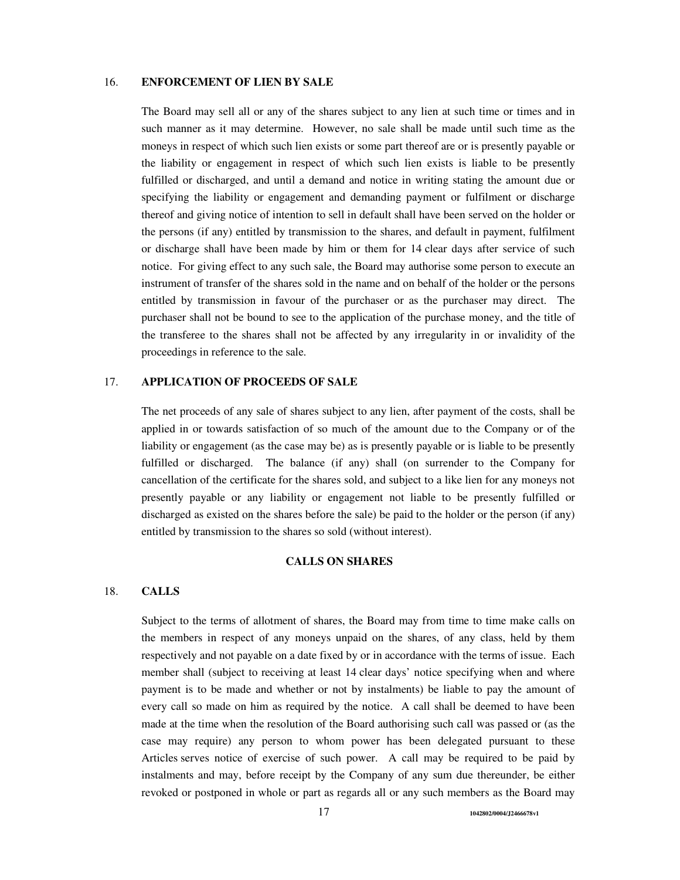## 16. ENFORCEMENT OF LIEN BY SALE

The Board may sell all or any of the shares subject to any lien at such time or times and in such manner as it may determine. However, no sale shall be made until such time as the moneys in respect of which such lien exists or some part thereof are or is presently payable or the liability or engagement in respect of which such lien exists is liable to be presently fulfilled or discharged, and until a demand and notice in writing stating the amount due or specifying the liability or engagement and demanding payment or fulfilment or discharge thereof and giving notice of intention to sell in default shall have been served on the holder or the persons (if any) entitled by transmission to the shares, and default in payment, fulfilment or discharge shall have been made by him or them for 14 clear days after service of such notice. For giving effect to any such sale, the Board may authorise some person to execute an instrument of transfer of the shares sold in the name and on behalf of the holder or the persons entitled by transmission in favour of the purchaser or as the purchaser may direct. The purchaser shall not be bound to see to the application of the purchase money, and the title of the transferee to the shares shall not be affected by any irregularity in or invalidity of the proceedings in reference to the sale.

## 17. APPLICATION OF PROCEEDS OF SALE

The net proceeds of any sale of shares subject to any lien, after payment of the costs, shall be applied in or towards satisfaction of so much of the amount due to the Company or of the liability or engagement (as the case may be) as is presently payable or is liable to be presently fulfilled or discharged. The balance (if any) shall (on surrender to the Company for cancellation of the certificate for the shares sold, and subject to a like lien for any moneys not presently payable or any liability or engagement not liable to be presently fulfilled or discharged as existed on the shares before the sale) be paid to the holder or the person (if any) entitled by transmission to the shares so sold (without interest).

# CALLS ON SHARES

## 18. CALLS

Subject to the terms of allotment of shares, the Board may from time to time make calls on the members in respect of any moneys unpaid on the shares, of any class, held by them respectively and not payable on a date fixed by or in accordance with the terms of issue. Each member shall (subject to receiving at least 14 clear days' notice specifying when and where payment is to be made and whether or not by instalments) be liable to pay the amount of every call so made on him as required by the notice. A call shall be deemed to have been made at the time when the resolution of the Board authorising such call was passed or (as the case may require) any person to whom power has been delegated pursuant to these Articles serves notice of exercise of such power. A call may be required to be paid by instalments and may, before receipt by the Company of any sum due thereunder, be either revoked or postponed in whole or part as regards all or any such members as the Board may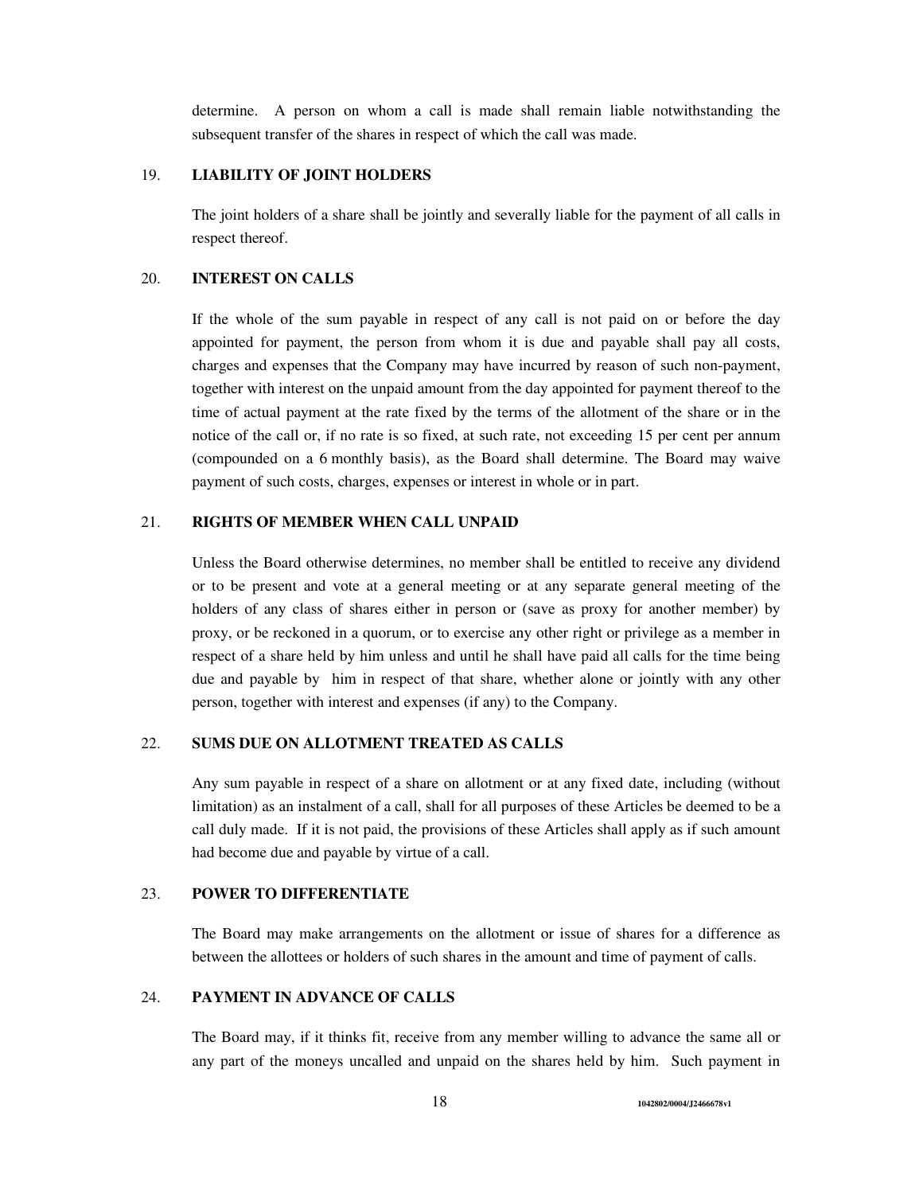determine. A person on whom a call is made shall remain liable notwithstanding the subsequent transfer of the shares in respect of which the call was made.

## 19. LIABILITY OF JOINT HOLDERS

The joint holders of a share shall be jointly and severally liable for the payment of all calls in respect thereof.

## 20. INTEREST ON CALLS

If the whole of the sum payable in respect of any call is not paid on or before the day appointed for payment, the person from whom it is due and payable shall pay all costs, charges and expenses that the Company may have incurred by reason of such non-payment, together with interest on the unpaid amount from the day appointed for payment thereof to the time of actual payment at the rate fixed by the terms of the allotment of the share or in the notice of the call or, if no rate is so fixed, at such rate, not exceeding 15 per cent per annum (compounded on a 6 monthly basis), as the Board shall determine. The Board may waive payment of such costs, charges, expenses or interest in whole or in part.

## 21. RIGHTS OF MEMBER WHEN CALL UNPAID

Unless the Board otherwise determines, no member shall be entitled to receive any dividend or to be present and vote at a general meeting or at any separate general meeting of the holders of any class of shares either in person or (save as proxy for another member) by proxy, or be reckoned in a quorum, or to exercise any other right or privilege as a member in respect of a share held by him unless and until he shall have paid all calls for the time being due and payable by him in respect of that share, whether alone or jointly with any other person, together with interest and expenses (if any) to the Company.

## 22. SUMS DUE ON ALLOTMENT TREATED AS CALLS

Any sum payable in respect of a share on allotment or at any fixed date, including (without limitation) as an instalment of a call, shall for all purposes of these Articles be deemed to be a call duly made. If it is not paid, the provisions of these Articles shall apply as if such amount had become due and payable by virtue of a call.

## 23. POWER TO DIFFERENTIATE

The Board may make arrangements on the allotment or issue of shares for a difference as between the allottees or holders of such shares in the amount and time of payment of calls.

## 24. PAYMENT IN ADVANCE OF CALLS

The Board may, if it thinks fit, receive from any member willing to advance the same all or any part of the moneys uncalled and unpaid on the shares held by him. Such payment in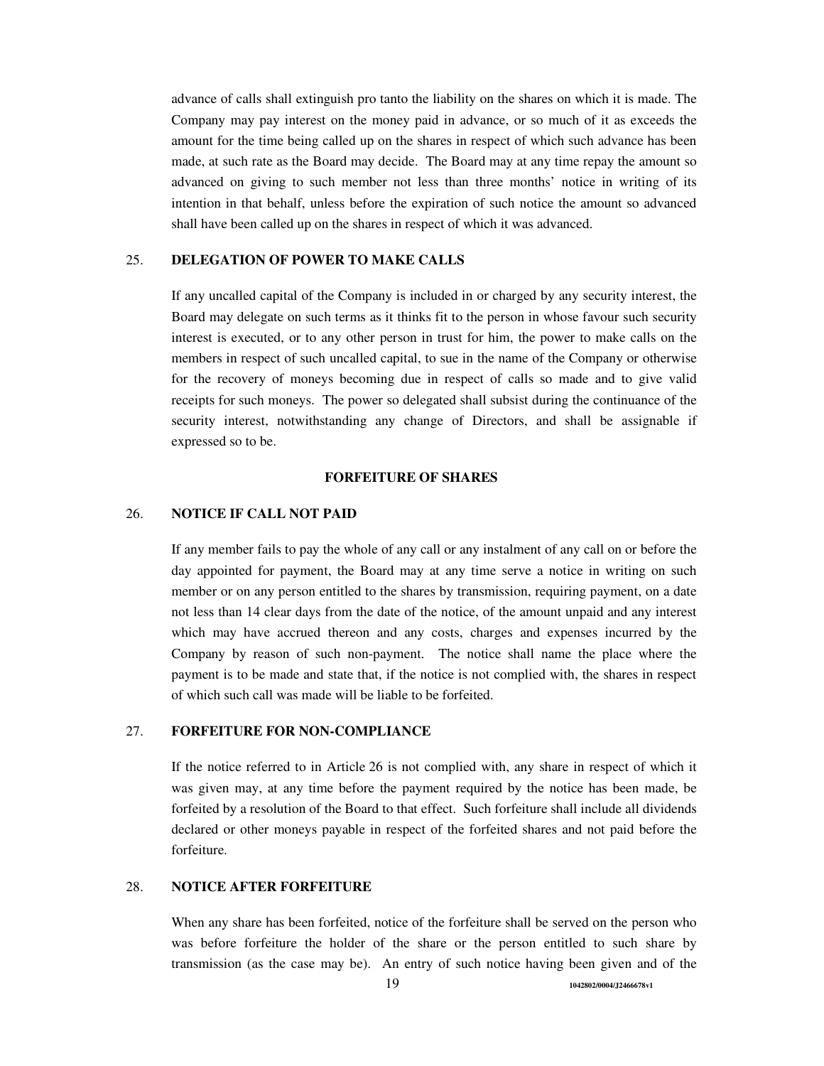advance of calls shall extinguish pro tanto the liability on the shares on which it is made. The Company may pay interest on the money paid in advance, or so much of it as exceeds the amount for the time being called up on the shares in respect of which such advance has been made, at such rate as the Board may decide. The Board may at any time repay the amount so advanced on giving to such member not less than three months' notice in writing of its intention in that behalf, unless before the expiration of such notice the amount so advanced shall have been called up on the shares in respect of which it was advanced.

### 25. DELEGATION OF POWER TO MAKE CALLS

If any uncalled capital of the Company is included in or charged by any security interest, the Board may delegate on such terms as it thinks fit to the person in whose favour such security interest is executed, or to any other person in trust for him, the power to make calls on the members in respect of such uncalled capital, to sue in the name of the Company or otherwise for the recovery of moneys becoming due in respect of calls so made and to give valid receipts for such moneys. The power so delegated shall subsist during the continuance of the security interest, notwithstanding any change of Directors, and shall be assignable if expressed so to be.

## FORFEITURE OF SHARES

### 26. NOTICE IF CALL NOT PAID

If any member fails to pay the whole of any call or any instalment of any call on or before the day appointed for payment, the Board may at any time serve a notice in writing on such member or on any person entitled to the shares by transmission, requiring payment, on a date not less than 14 clear days from the date of the notice, of the amount unpaid and any interest which may have accrued thereon and any costs, charges and expenses incurred by the Company by reason of such non-payment. The notice shall name the place where the payment is to be made and state that, if the notice is not complied with, the shares in respect of which such call was made will be liable to be forfeited.

### 27. FORFEITURE FOR NON-COMPLIANCE

If the notice referred to in Article 26 is not complied with, any share in respect of which it was given may, at any time before the payment required by the notice has been made, be forfeited by a resolution of the Board to that effect. Such forfeiture shall include all dividends declared or other moneys payable in respect of the forfeited shares and not paid before the forfeiture.

### 28. NOTICE AFTER FORFEITURE

When any share has been forfeited, notice of the forfeiture shall be served on the person who was before forfeiture the holder of the share or the person entitled to such share by transmission (as the case may be). An entry of such notice having been given and of the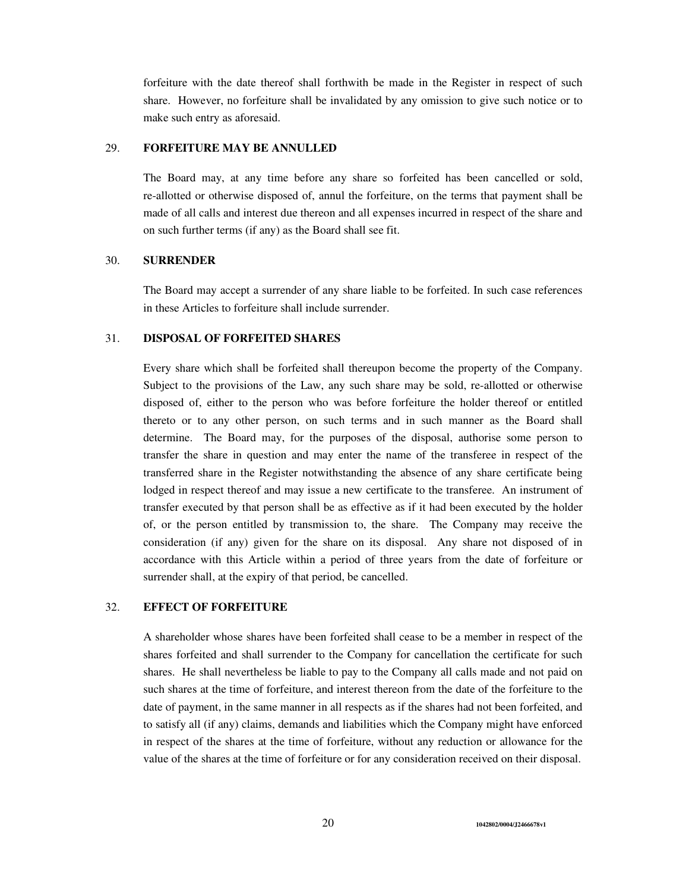forfeiture with the date thereof shall forthwith be made in the Register in respect of such share. However, no forfeiture shall be invalidated by any omission to give such notice or to make such entry as aforesaid.

29. **FORFEITURE MAY BE ANNULLED**

The Board may, at any time before any share so forfeited has been cancelled or sold, re-allotted or otherwise disposed of, annul the forfeiture, on the terms that payment shall be made of all calls and interest due thereon and all expenses incurred in respect of the share and on such further terms (if any) as the Board shall see fit.

30. **SURRENDER**

The Board may accept a surrender of any share liable to be forfeited. In such case references in these Articles to forfeiture shall include surrender.

31. **DISPOSAL OF FORFEITED SHARES**

Every share which shall be forfeited shall thereupon become the property of the Company. Subject to the provisions of the Law, any such share may be sold, re-allotted or otherwise disposed of, either to the person who was before forfeiture the holder thereof or entitled thereto or to any other person, on such terms and in such manner as the Board shall determine. The Board may, for the purposes of the disposal, authorise some person to transfer the share in question and may enter the name of the transferee in respect of the transferred share in the Register notwithstanding the absence of any share certificate being lodged in respect thereof and may issue a new certificate to the transferee. An instrument of transfer executed by that person shall be as effective as if it had been executed by the holder of, or the person entitled by transmission to, the share. The Company may receive the consideration (if any) given for the share on its disposal. Any share not disposed of in accordance with this Article within a period of three years from the date of forfeiture or surrender shall, at the expiry of that period, be cancelled.

32. **EFFECT OF FORFEITURE**

A shareholder whose shares have been forfeited shall cease to be a member in respect of the shares forfeited and shall surrender to the Company for cancellation the certificate for such shares. He shall nevertheless be liable to pay to the Company all calls made and not paid on such shares at the time of forfeiture, and interest thereon from the date of the forfeiture to the date of payment, in the same manner in all respects as if the shares had not been forfeited, and to satisfy all (if any) claims, demands and liabilities which the Company might have enforced in respect of the shares at the time of forfeiture, without any reduction or allowance for the value of the shares at the time of forfeiture or for any consideration received on their disposal.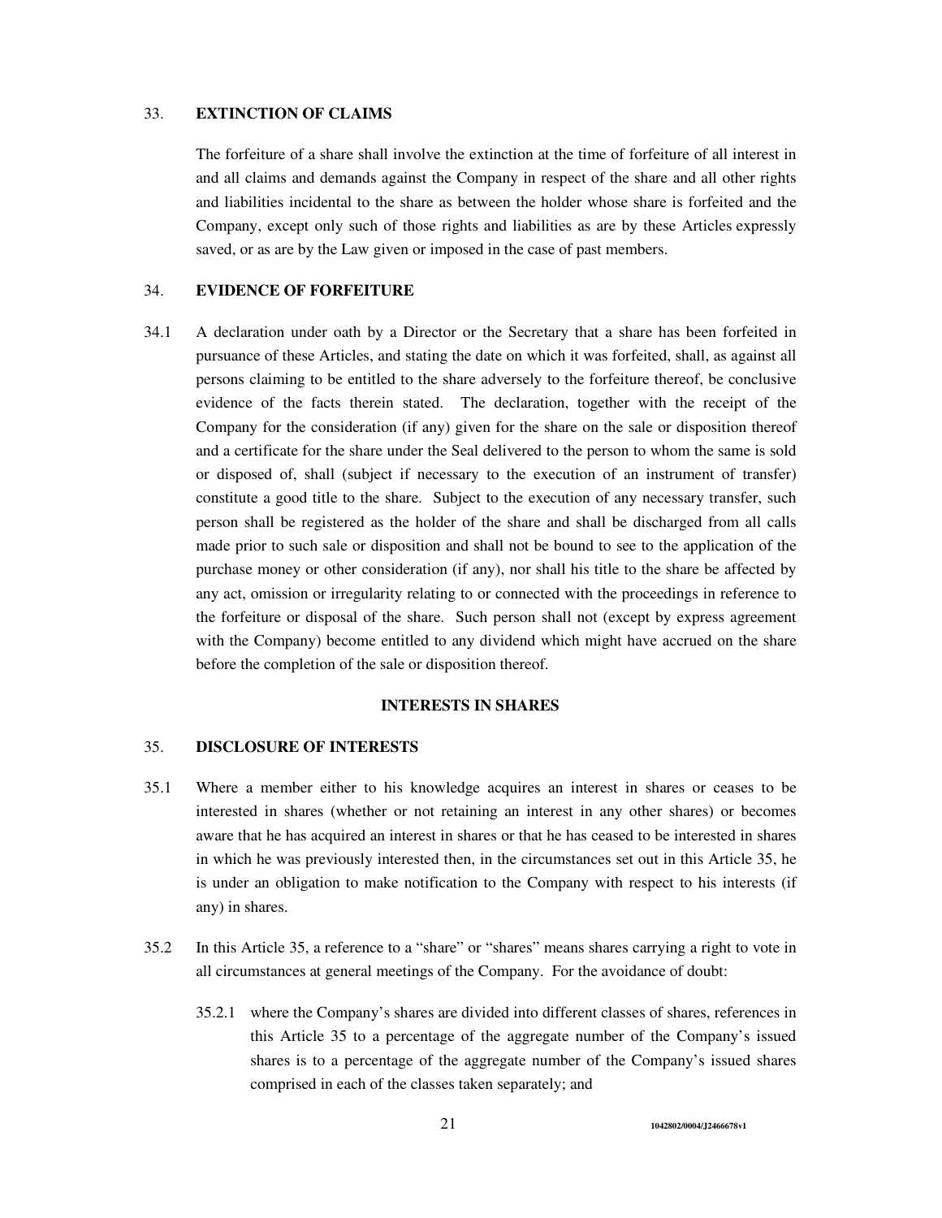### 33. EXTINCTION OF CLAIMS

The forfeiture of a share shall involve the extinction at the time of forfeiture of all interest in and all claims and demands against the Company in respect of the share and all other rights and liabilities incidental to the share as between the holder whose share is forfeited and the Company, except only such of those rights and liabilities as are by these Articles expressly saved, or as are by the Law given or imposed in the case of past members.

### 34. EVIDENCE OF FORFEITURE

34.1 A declaration under oath by a Director or the Secretary that a share has been forfeited in pursuance of these Articles, and stating the date on which it was forfeited, shall, as against all persons claiming to be entitled to the share adversely to the forfeiture thereof, be conclusive evidence of the facts therein stated. The declaration, together with the receipt of the Company for the consideration (if any) given for the share on the sale or disposition thereof and a certificate for the share under the Seal delivered to the person to whom the same is sold or disposed of, shall (subject if necessary to the execution of an instrument of transfer) constitute a good title to the share. Subject to the execution of any necessary transfer, such person shall be registered as the holder of the share and shall be discharged from all calls made prior to such sale or disposition and shall not be bound to see to the application of the purchase money or other consideration (if any), nor shall his title to the share be affected by any act, omission or irregularity relating to or connected with the proceedings in reference to the forfeiture or disposal of the share. Such person shall not (except by express agreement with the Company) become entitled to any dividend which might have accrued on the share before the completion of the sale or disposition thereof.

## INTERESTS IN SHARES

### 35. DISCLOSURE OF INTERESTS

35.1 Where a member either to his knowledge acquires an interest in shares or ceases to be interested in shares (whether or not retaining an interest in any other shares) or becomes aware that he has acquired an interest in shares or that he has ceased to be interested in shares in which he was previously interested then, in the circumstances set out in this Article 35, he is under an obligation to make notification to the Company with respect to his interests (if any) in shares.

35.2 In this Article 35, a reference to a "share" or "shares" means shares carrying a right to vote in all circumstances at general meetings of the Company. For the avoidance of doubt:

35.2.1 where the Company's shares are divided into different classes of shares, references in this Article 35 to a percentage of the aggregate number of the Company's issued shares is to a percentage of the aggregate number of the Company's issued shares comprised in each of the classes taken separately; and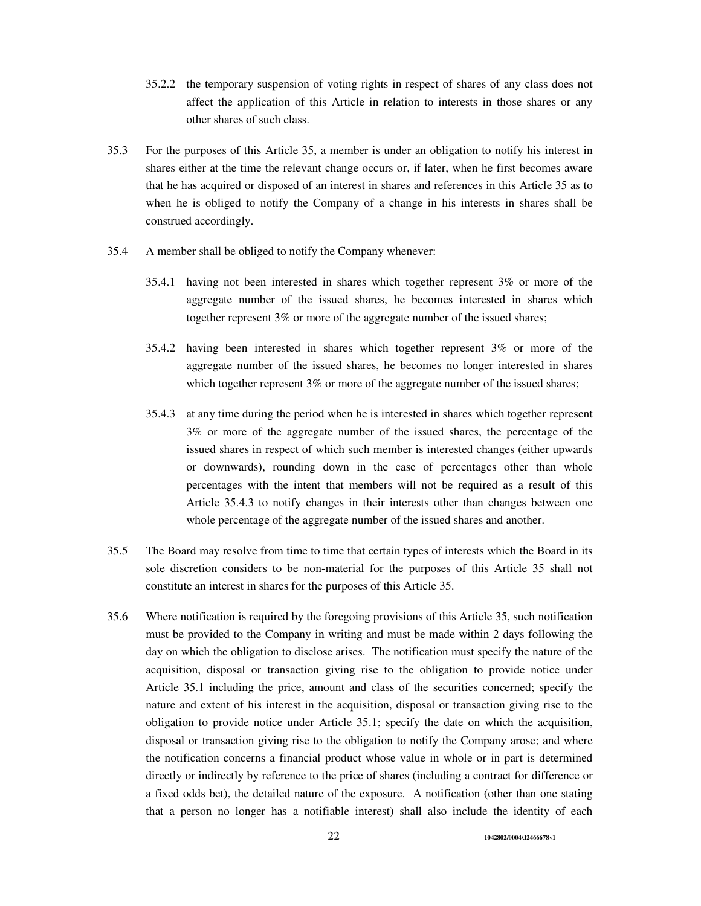35.2.2 the temporary suspension of voting rights in respect of shares of any class does not affect the application of this Article in relation to interests in those shares or any other shares of such class.

35.3 For the purposes of this Article 35, a member is under an obligation to notify his interest in shares either at the time the relevant change occurs or, if later, when he first becomes aware that he has acquired or disposed of an interest in shares and references in this Article 35 as to when he is obliged to notify the Company of a change in his interests in shares shall be construed accordingly.

35.4 A member shall be obliged to notify the Company whenever:

35.4.1 having not been interested in shares which together represent 3% or more of the aggregate number of the issued shares, he becomes interested in shares which together represent 3% or more of the aggregate number of the issued shares;

35.4.2 having been interested in shares which together represent 3% or more of the aggregate number of the issued shares, he becomes no longer interested in shares which together represent 3% or more of the aggregate number of the issued shares;

35.4.3 at any time during the period when he is interested in shares which together represent 3% or more of the aggregate number of the issued shares, the percentage of the issued shares in respect of which such member is interested changes (either upwards or downwards), rounding down in the case of percentages other than whole percentages with the intent that members will not be required as a result of this Article 35.4.3 to notify changes in their interests other than changes between one whole percentage of the aggregate number of the issued shares and another.

35.5 The Board may resolve from time to time that certain types of interests which the Board in its sole discretion considers to be non-material for the purposes of this Article 35 shall not constitute an interest in shares for the purposes of this Article 35.

35.6 Where notification is required by the foregoing provisions of this Article 35, such notification must be provided to the Company in writing and must be made within 2 days following the day on which the obligation to disclose arises. The notification must specify the nature of the acquisition, disposal or transaction giving rise to the obligation to provide notice under Article 35.1 including the price, amount and class of the securities concerned; specify the nature and extent of his interest in the acquisition, disposal or transaction giving rise to the obligation to provide notice under Article 35.1; specify the date on which the acquisition, disposal or transaction giving rise to the obligation to notify the Company arose; and where the notification concerns a financial product whose value in whole or in part is determined directly or indirectly by reference to the price of shares (including a contract for difference or a fixed odds bet), the detailed nature of the exposure. A notification (other than one stating that a person no longer has a notifiable interest) shall also include the identity of each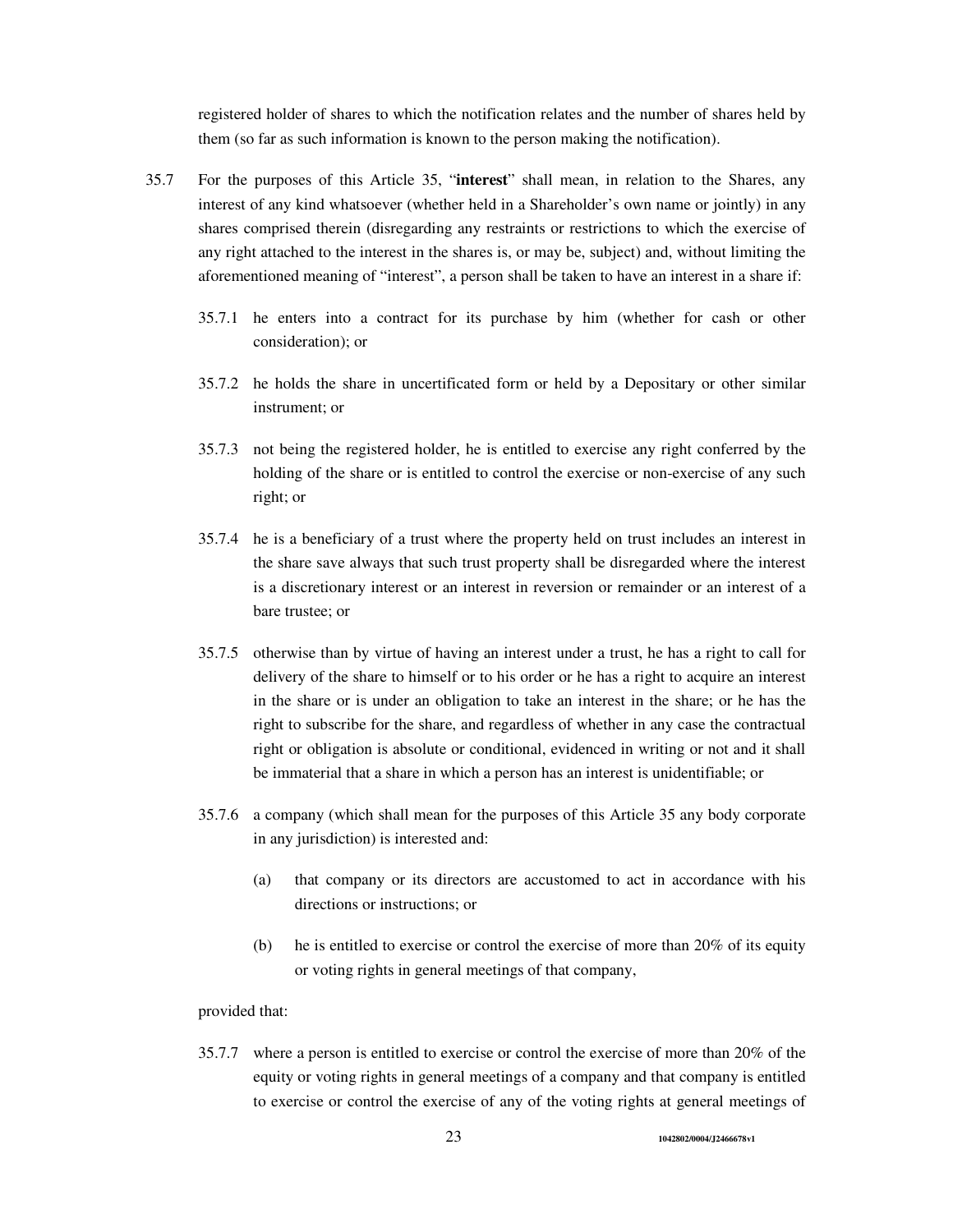registered holder of shares to which the notification relates and the number of shares held by them (so far as such information is known to the person making the notification).

35.7 For the purposes of this Article 35, "**interest**" shall mean, in relation to the Shares, any interest of any kind whatsoever (whether held in a Shareholder's own name or jointly) in any shares comprised therein (disregarding any restraints or restrictions to which the exercise of any right attached to the interest in the shares is, or may be, subject) and, without limiting the aforementioned meaning of "interest", a person shall be taken to have an interest in a share if:

35.7.1 he enters into a contract for its purchase by him (whether for cash or other consideration); or

35.7.2 he holds the share in uncertificated form or held by a Depositary or other similar instrument; or

35.7.3 not being the registered holder, he is entitled to exercise any right conferred by the holding of the share or is entitled to control the exercise or non-exercise of any such right; or

35.7.4 he is a beneficiary of a trust where the property held on trust includes an interest in the share save always that such trust property shall be disregarded where the interest is a discretionary interest or an interest in reversion or remainder or an interest of a bare trustee; or

35.7.5 otherwise than by virtue of having an interest under a trust, he has a right to call for delivery of the share to himself or to his order or he has a right to acquire an interest in the share or is under an obligation to take an interest in the share; or he has the right to subscribe for the share, and regardless of whether in any case the contractual right or obligation is absolute or conditional, evidenced in writing or not and it shall be immaterial that a share in which a person has an interest is unidentifiable; or

35.7.6 a company (which shall mean for the purposes of this Article 35 any body corporate in any jurisdiction) is interested and:

(a) that company or its directors are accustomed to act in accordance with his directions or instructions; or

(b) he is entitled to exercise or control the exercise of more than 20% of its equity or voting rights in general meetings of that company,

provided that:

35.7.7 where a person is entitled to exercise or control the exercise of more than 20% of the equity or voting rights in general meetings of a company and that company is entitled to exercise or control the exercise of any of the voting rights at general meetings of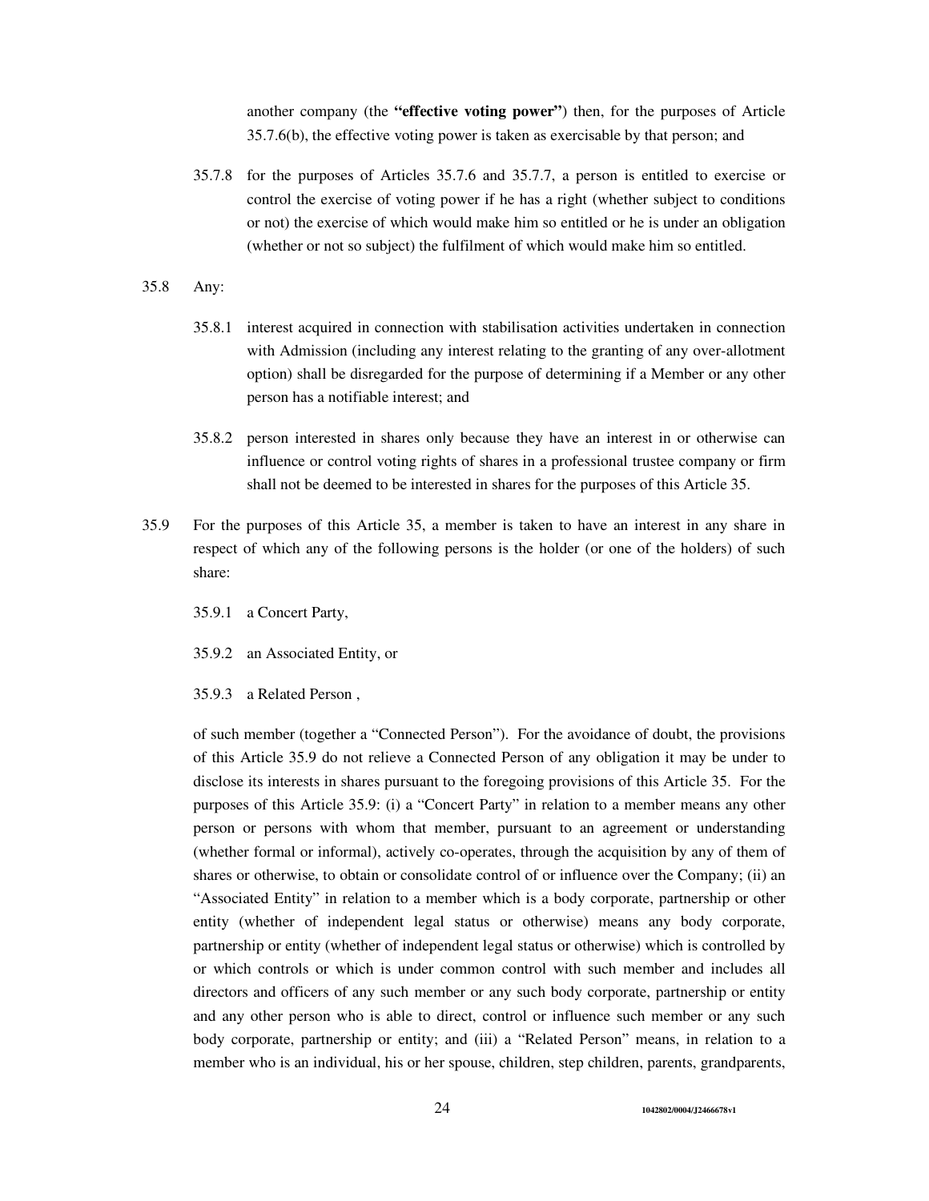another company (the **"effective voting power"**) then, for the purposes of Article 35.7.6(b), the effective voting power is taken as exercisable by that person; and

35.7.8 for the purposes of Articles 35.7.6 and 35.7.7, a person is entitled to exercise or control the exercise of voting power if he has a right (whether subject to conditions or not) the exercise of which would make him so entitled or he is under an obligation (whether or not so subject) the fulfilment of which would make him so entitled.

35.8 Any:

35.8.1 interest acquired in connection with stabilisation activities undertaken in connection with Admission (including any interest relating to the granting of any over-allotment option) shall be disregarded for the purpose of determining if a Member or any other person has a notifiable interest; and

35.8.2 person interested in shares only because they have an interest in or otherwise can influence or control voting rights of shares in a professional trustee company or firm shall not be deemed to be interested in shares for the purposes of this Article 35.

35.9 For the purposes of this Article 35, a member is taken to have an interest in any share in respect of which any of the following persons is the holder (or one of the holders) of such share:

35.9.1 a Concert Party,

35.9.2 an Associated Entity, or

35.9.3 a Related Person ,

of such member (together a "Connected Person"). For the avoidance of doubt, the provisions of this Article 35.9 do not relieve a Connected Person of any obligation it may be under to disclose its interests in shares pursuant to the foregoing provisions of this Article 35. For the purposes of this Article 35.9: (i) a "Concert Party" in relation to a member means any other person or persons with whom that member, pursuant to an agreement or understanding (whether formal or informal), actively co-operates, through the acquisition by any of them of shares or otherwise, to obtain or consolidate control of or influence over the Company; (ii) an "Associated Entity" in relation to a member which is a body corporate, partnership or other entity (whether of independent legal status or otherwise) means any body corporate, partnership or entity (whether of independent legal status or otherwise) which is controlled by or which controls or which is under common control with such member and includes all directors and officers of any such member or any such body corporate, partnership or entity and any other person who is able to direct, control or influence such member or any such body corporate, partnership or entity; and (iii) a "Related Person" means, in relation to a member who is an individual, his or her spouse, children, step children, parents, grandparents,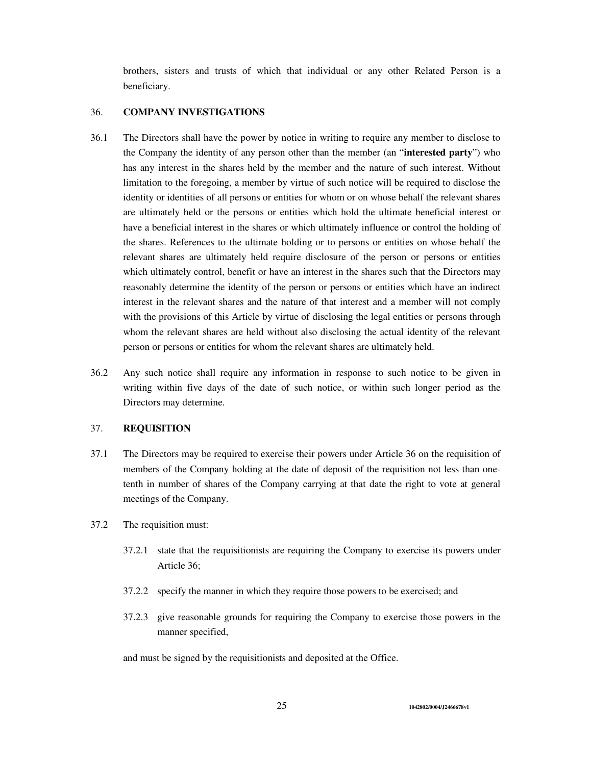brothers, sisters and trusts of which that individual or any other Related Person is a beneficiary.

## 36. COMPANY INVESTIGATIONS

36.1 The Directors shall have the power by notice in writing to require any member to disclose to the Company the identity of any person other than the member (an "**interested party**") who has any interest in the shares held by the member and the nature of such interest. Without limitation to the foregoing, a member by virtue of such notice will be required to disclose the identity or identities of all persons or entities for whom or on whose behalf the relevant shares are ultimately held or the persons or entities which hold the ultimate beneficial interest or have a beneficial interest in the shares or which ultimately influence or control the holding of the shares. References to the ultimate holding or to persons or entities on whose behalf the relevant shares are ultimately held require disclosure of the person or persons or entities which ultimately control, benefit or have an interest in the shares such that the Directors may reasonably determine the identity of the person or persons or entities which have an indirect interest in the relevant shares and the nature of that interest and a member will not comply with the provisions of this Article by virtue of disclosing the legal entities or persons through whom the relevant shares are held without also disclosing the actual identity of the relevant person or persons or entities for whom the relevant shares are ultimately held.

36.2 Any such notice shall require any information in response to such notice to be given in writing within five days of the date of such notice, or within such longer period as the Directors may determine.

## 37. REQUISITION

37.1 The Directors may be required to exercise their powers under Article 36 on the requisition of members of the Company holding at the date of deposit of the requisition not less than one-tenth in number of shares of the Company carrying at that date the right to vote at general meetings of the Company.

37.2 The requisition must:

37.2.1 state that the requisitionists are requiring the Company to exercise its powers under Article 36;

37.2.2 specify the manner in which they require those powers to be exercised; and

37.2.3 give reasonable grounds for requiring the Company to exercise those powers in the manner specified,

and must be signed by the requisitionists and deposited at the Office.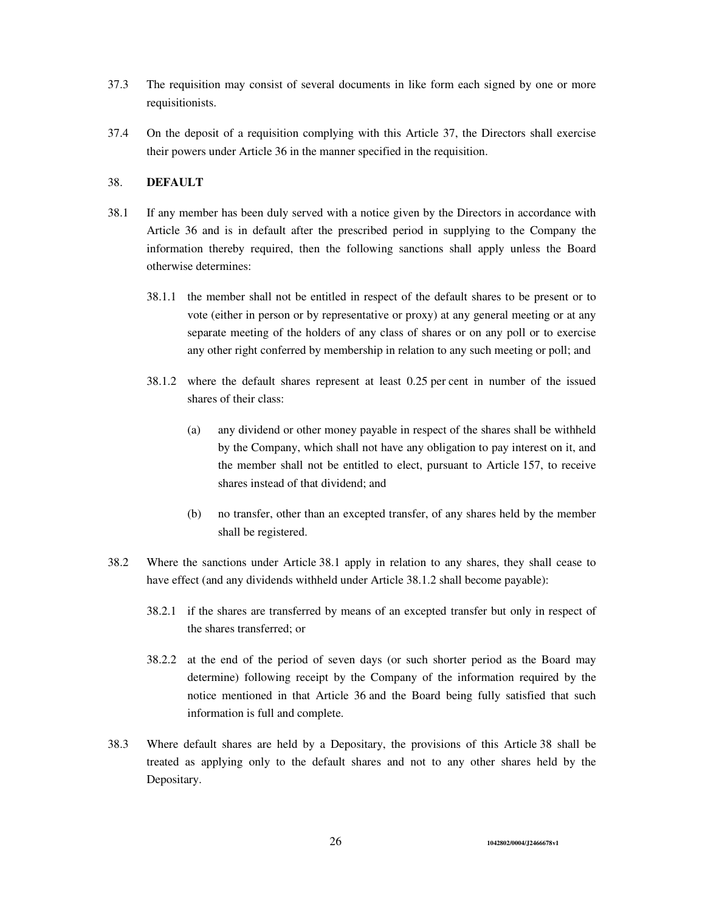37.3 The requisition may consist of several documents in like form each signed by one or more requisitionists.

37.4 On the deposit of a requisition complying with this Article 37, the Directors shall exercise their powers under Article 36 in the manner specified in the requisition.

## 38. DEFAULT

38.1 If any member has been duly served with a notice given by the Directors in accordance with Article 36 and is in default after the prescribed period in supplying to the Company the information thereby required, then the following sanctions shall apply unless the Board otherwise determines:

38.1.1 the member shall not be entitled in respect of the default shares to be present or to vote (either in person or by representative or proxy) at any general meeting or at any separate meeting of the holders of any class of shares or on any poll or to exercise any other right conferred by membership in relation to any such meeting or poll; and

38.1.2 where the default shares represent at least 0.25 per cent in number of the issued shares of their class:

(a) any dividend or other money payable in respect of the shares shall be withheld by the Company, which shall not have any obligation to pay interest on it, and the member shall not be entitled to elect, pursuant to Article 157, to receive shares instead of that dividend; and

(b) no transfer, other than an excepted transfer, of any shares held by the member shall be registered.

38.2 Where the sanctions under Article 38.1 apply in relation to any shares, they shall cease to have effect (and any dividends withheld under Article 38.1.2 shall become payable):

38.2.1 if the shares are transferred by means of an excepted transfer but only in respect of the shares transferred; or

38.2.2 at the end of the period of seven days (or such shorter period as the Board may determine) following receipt by the Company of the information required by the notice mentioned in that Article 36 and the Board being fully satisfied that such information is full and complete.

38.3 Where default shares are held by a Depositary, the provisions of this Article 38 shall be treated as applying only to the default shares and not to any other shares held by the Depositary.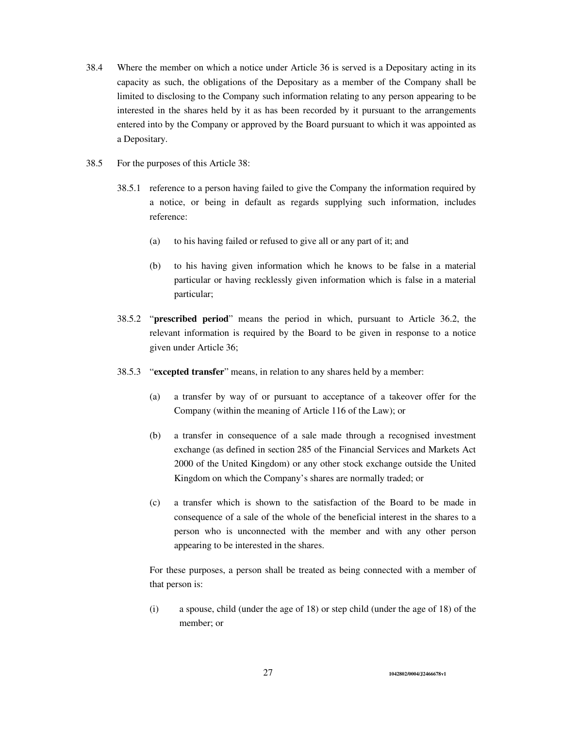38.4 Where the member on which a notice under Article 36 is served is a Depositary acting in its capacity as such, the obligations of the Depositary as a member of the Company shall be limited to disclosing to the Company such information relating to any person appearing to be interested in the shares held by it as has been recorded by it pursuant to the arrangements entered into by the Company or approved by the Board pursuant to which it was appointed as a Depositary.

38.5 For the purposes of this Article 38:

38.5.1 reference to a person having failed to give the Company the information required by a notice, or being in default as regards supplying such information, includes reference:

(a) to his having failed or refused to give all or any part of it; and

(b) to his having given information which he knows to be false in a material particular or having recklessly given information which is false in a material particular;

38.5.2 "**prescribed period**" means the period in which, pursuant to Article 36.2, the relevant information is required by the Board to be given in response to a notice given under Article 36;

38.5.3 "**excepted transfer**" means, in relation to any shares held by a member:

(a) a transfer by way of or pursuant to acceptance of a takeover offer for the Company (within the meaning of Article 116 of the Law); or

(b) a transfer in consequence of a sale made through a recognised investment exchange (as defined in section 285 of the Financial Services and Markets Act 2000 of the United Kingdom) or any other stock exchange outside the United Kingdom on which the Company's shares are normally traded; or

(c) a transfer which is shown to the satisfaction of the Board to be made in consequence of a sale of the whole of the beneficial interest in the shares to a person who is unconnected with the member and with any other person appearing to be interested in the shares.

For these purposes, a person shall be treated as being connected with a member of that person is:

(i) a spouse, child (under the age of 18) or step child (under the age of 18) of the member; or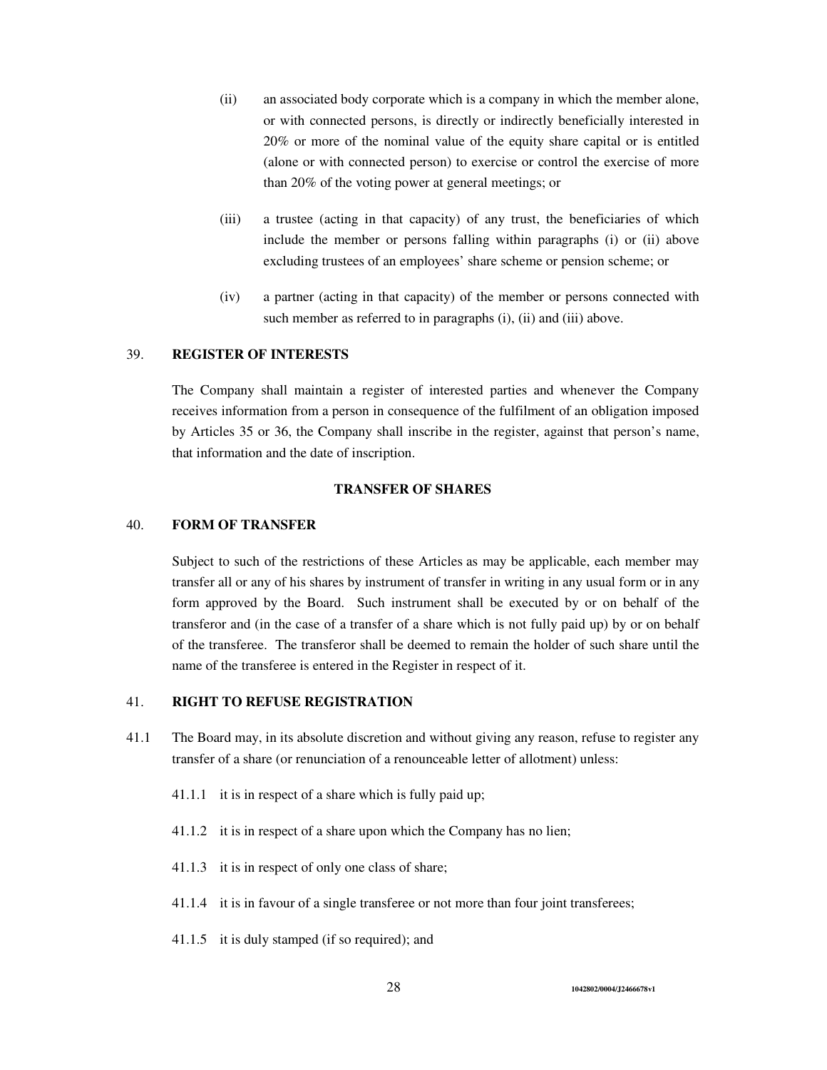(ii) an associated body corporate which is a company in which the member alone, or with connected persons, is directly or indirectly beneficially interested in 20% or more of the nominal value of the equity share capital or is entitled (alone or with connected person) to exercise or control the exercise of more than 20% of the voting power at general meetings; or

(iii) a trustee (acting in that capacity) of any trust, the beneficiaries of which include the member or persons falling within paragraphs (i) or (ii) above excluding trustees of an employees' share scheme or pension scheme; or

(iv) a partner (acting in that capacity) of the member or persons connected with such member as referred to in paragraphs (i), (ii) and (iii) above.

### 39. REGISTER OF INTERESTS

The Company shall maintain a register of interested parties and whenever the Company receives information from a person in consequence of the fulfilment of an obligation imposed by Articles 35 or 36, the Company shall inscribe in the register, against that person's name, that information and the date of inscription.

## TRANSFER OF SHARES

### 40. FORM OF TRANSFER

Subject to such of the restrictions of these Articles as may be applicable, each member may transfer all or any of his shares by instrument of transfer in writing in any usual form or in any form approved by the Board. Such instrument shall be executed by or on behalf of the transferor and (in the case of a transfer of a share which is not fully paid up) by or on behalf of the transferee. The transferor shall be deemed to remain the holder of such share until the name of the transferee is entered in the Register in respect of it.

### 41. RIGHT TO REFUSE REGISTRATION

41.1 The Board may, in its absolute discretion and without giving any reason, refuse to register any transfer of a share (or renunciation of a renounceable letter of allotment) unless:

41.1.1 it is in respect of a share which is fully paid up;

41.1.2 it is in respect of a share upon which the Company has no lien;

41.1.3 it is in respect of only one class of share;

41.1.4 it is in favour of a single transferee or not more than four joint transferees;

41.1.5 it is duly stamped (if so required); and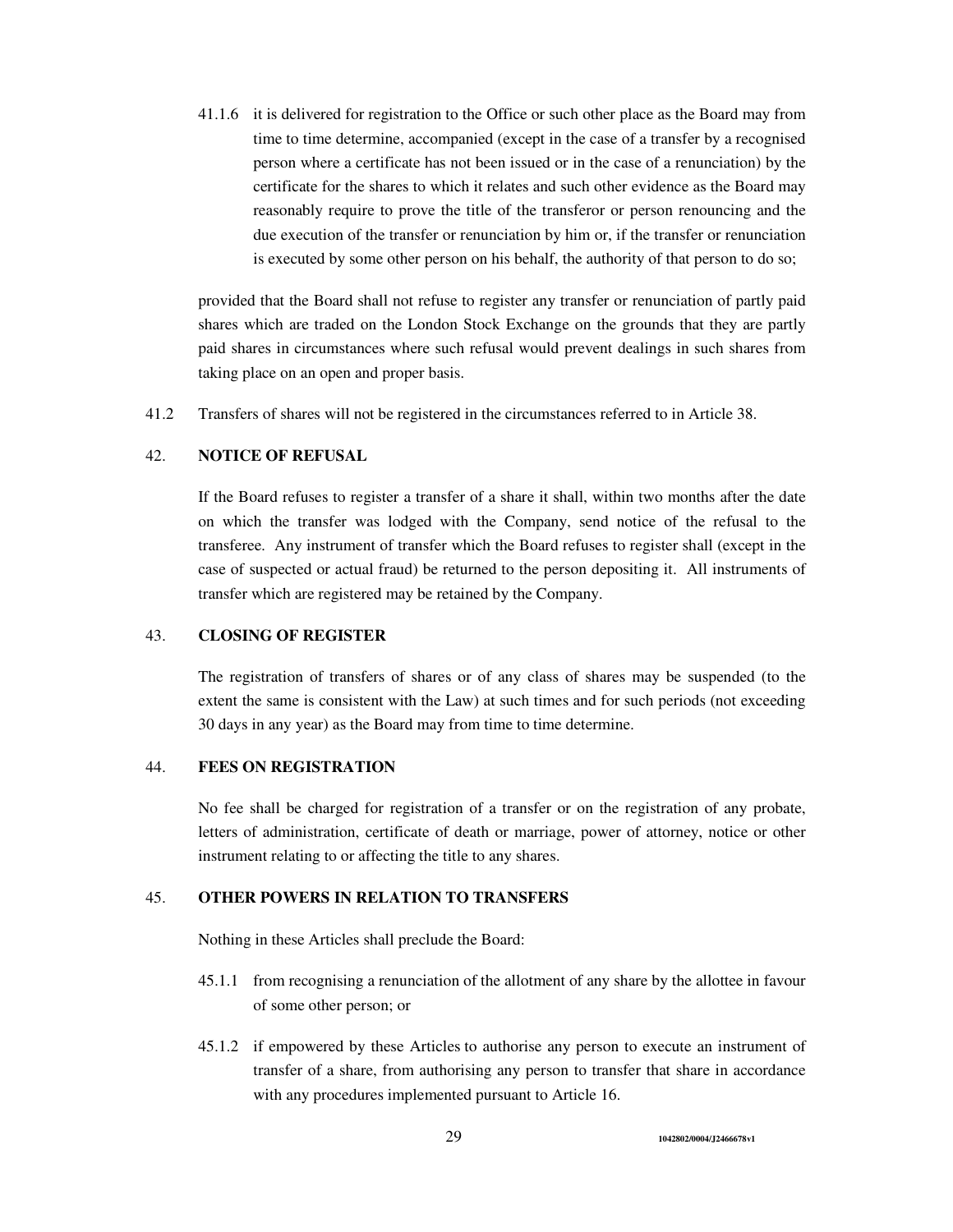41.1.6 it is delivered for registration to the Office or such other place as the Board may from time to time determine, accompanied (except in the case of a transfer by a recognised person where a certificate has not been issued or in the case of a renunciation) by the certificate for the shares to which it relates and such other evidence as the Board may reasonably require to prove the title of the transferor or person renouncing and the due execution of the transfer or renunciation by him or, if the transfer or renunciation is executed by some other person on his behalf, the authority of that person to do so;

provided that the Board shall not refuse to register any transfer or renunciation of partly paid shares which are traded on the London Stock Exchange on the grounds that they are partly paid shares in circumstances where such refusal would prevent dealings in such shares from taking place on an open and proper basis.

41.2 Transfers of shares will not be registered in the circumstances referred to in Article 38.

## 42. NOTICE OF REFUSAL

If the Board refuses to register a transfer of a share it shall, within two months after the date on which the transfer was lodged with the Company, send notice of the refusal to the transferee. Any instrument of transfer which the Board refuses to register shall (except in the case of suspected or actual fraud) be returned to the person depositing it. All instruments of transfer which are registered may be retained by the Company.

## 43. CLOSING OF REGISTER

The registration of transfers of shares or of any class of shares may be suspended (to the extent the same is consistent with the Law) at such times and for such periods (not exceeding 30 days in any year) as the Board may from time to time determine.

## 44. FEES ON REGISTRATION

No fee shall be charged for registration of a transfer or on the registration of any probate, letters of administration, certificate of death or marriage, power of attorney, notice or other instrument relating to or affecting the title to any shares.

## 45. OTHER POWERS IN RELATION TO TRANSFERS

Nothing in these Articles shall preclude the Board:

45.1.1 from recognising a renunciation of the allotment of any share by the allottee in favour of some other person; or

45.1.2 if empowered by these Articles to authorise any person to execute an instrument of transfer of a share, from authorising any person to transfer that share in accordance with any procedures implemented pursuant to Article 16.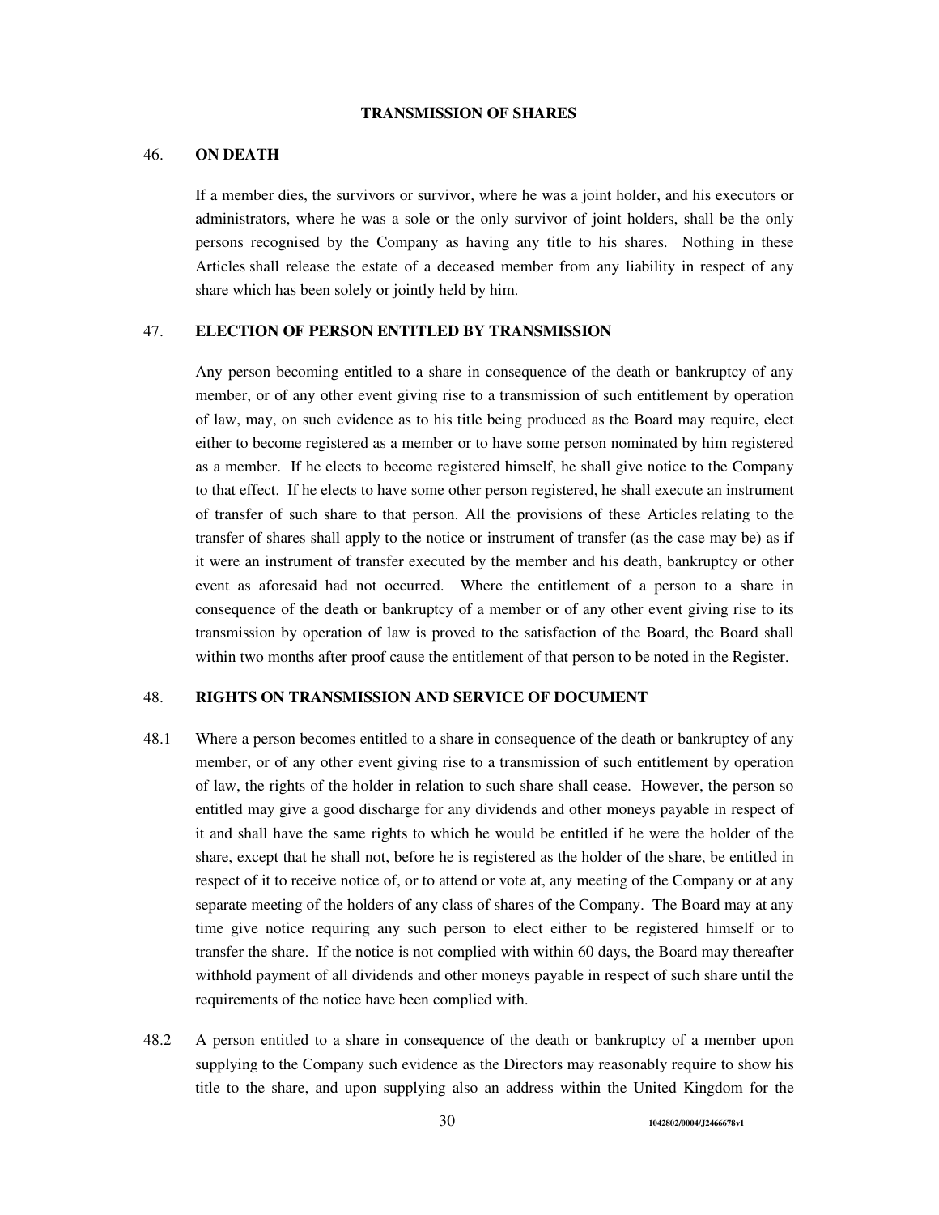## TRANSMISSION OF SHARES

### 46. ON DEATH

If a member dies, the survivors or survivor, where he was a joint holder, and his executors or administrators, where he was a sole or the only survivor of joint holders, shall be the only persons recognised by the Company as having any title to his shares. Nothing in these Articles shall release the estate of a deceased member from any liability in respect of any share which has been solely or jointly held by him.

### 47. ELECTION OF PERSON ENTITLED BY TRANSMISSION

Any person becoming entitled to a share in consequence of the death or bankruptcy of any member, or of any other event giving rise to a transmission of such entitlement by operation of law, may, on such evidence as to his title being produced as the Board may require, elect either to become registered as a member or to have some person nominated by him registered as a member. If he elects to become registered himself, he shall give notice to the Company to that effect. If he elects to have some other person registered, he shall execute an instrument of transfer of such share to that person. All the provisions of these Articles relating to the transfer of shares shall apply to the notice or instrument of transfer (as the case may be) as if it were an instrument of transfer executed by the member and his death, bankruptcy or other event as aforesaid had not occurred. Where the entitlement of a person to a share in consequence of the death or bankruptcy of a member or of any other event giving rise to its transmission by operation of law is proved to the satisfaction of the Board, the Board shall within two months after proof cause the entitlement of that person to be noted in the Register.

### 48. RIGHTS ON TRANSMISSION AND SERVICE OF DOCUMENT

48.1 Where a person becomes entitled to a share in consequence of the death or bankruptcy of any member, or of any other event giving rise to a transmission of such entitlement by operation of law, the rights of the holder in relation to such share shall cease. However, the person so entitled may give a good discharge for any dividends and other moneys payable in respect of it and shall have the same rights to which he would be entitled if he were the holder of the share, except that he shall not, before he is registered as the holder of the share, be entitled in respect of it to receive notice of, or to attend or vote at, any meeting of the Company or at any separate meeting of the holders of any class of shares of the Company. The Board may at any time give notice requiring any such person to elect either to be registered himself or to transfer the share. If the notice is not complied with within 60 days, the Board may thereafter withhold payment of all dividends and other moneys payable in respect of such share until the requirements of the notice have been complied with.

48.2 A person entitled to a share in consequence of the death or bankruptcy of a member upon supplying to the Company such evidence as the Directors may reasonably require to show his title to the share, and upon supplying also an address within the United Kingdom for the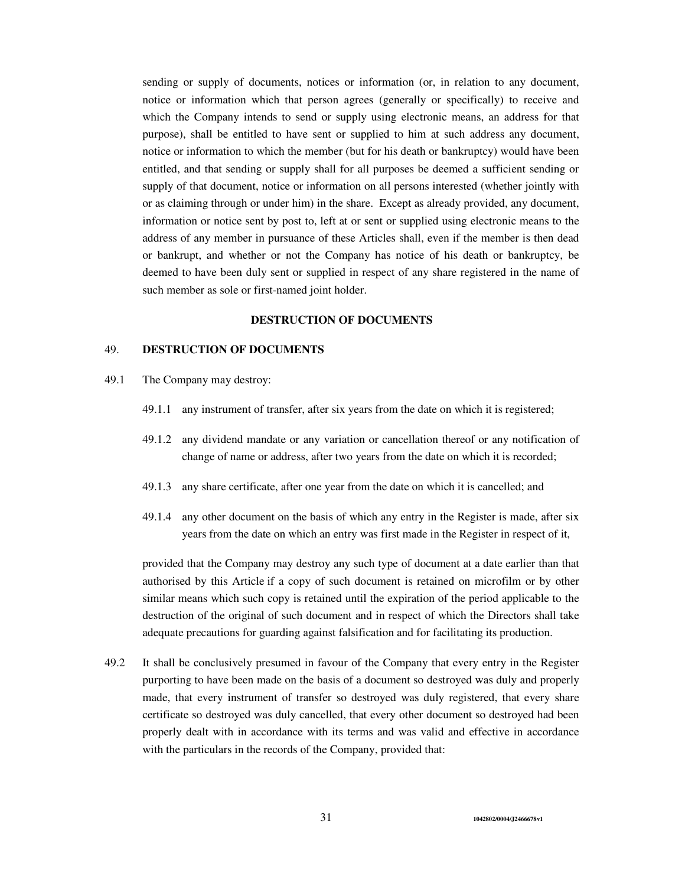sending or supply of documents, notices or information (or, in relation to any document, notice or information which that person agrees (generally or specifically) to receive and which the Company intends to send or supply using electronic means, an address for that purpose), shall be entitled to have sent or supplied to him at such address any document, notice or information to which the member (but for his death or bankruptcy) would have been entitled, and that sending or supply shall for all purposes be deemed a sufficient sending or supply of that document, notice or information on all persons interested (whether jointly with or as claiming through or under him) in the share. Except as already provided, any document, information or notice sent by post to, left at or sent or supplied using electronic means to the address of any member in pursuance of these Articles shall, even if the member is then dead or bankrupt, and whether or not the Company has notice of his death or bankruptcy, be deemed to have been duly sent or supplied in respect of any share registered in the name of such member as sole or first-named joint holder.

## DESTRUCTION OF DOCUMENTS

### 49. DESTRUCTION OF DOCUMENTS

49.1 The Company may destroy:

49.1.1 any instrument of transfer, after six years from the date on which it is registered;

49.1.2 any dividend mandate or any variation or cancellation thereof or any notification of change of name or address, after two years from the date on which it is recorded;

49.1.3 any share certificate, after one year from the date on which it is cancelled; and

49.1.4 any other document on the basis of which any entry in the Register is made, after six years from the date on which an entry was first made in the Register in respect of it,

provided that the Company may destroy any such type of document at a date earlier than that authorised by this Article if a copy of such document is retained on microfilm or by other similar means which such copy is retained until the expiration of the period applicable to the destruction of the original of such document and in respect of which the Directors shall take adequate precautions for guarding against falsification and for facilitating its production.

49.2 It shall be conclusively presumed in favour of the Company that every entry in the Register purporting to have been made on the basis of a document so destroyed was duly and properly made, that every instrument of transfer so destroyed was duly registered, that every share certificate so destroyed was duly cancelled, that every other document so destroyed had been properly dealt with in accordance with its terms and was valid and effective in accordance with the particulars in the records of the Company, provided that: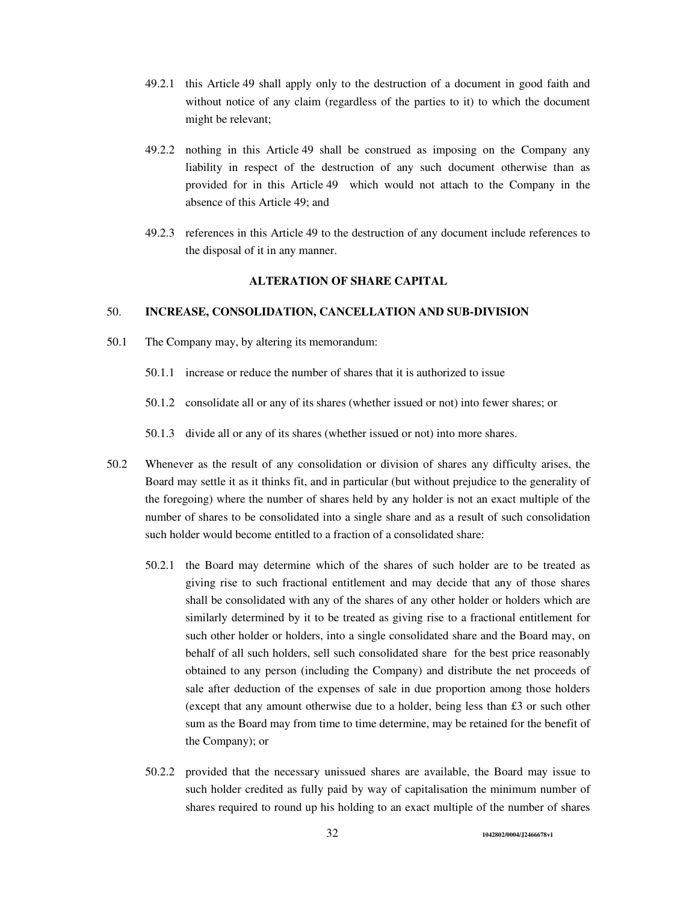49.2.1 this Article 49 shall apply only to the destruction of a document in good faith and without notice of any claim (regardless of the parties to it) to which the document might be relevant;

49.2.2 nothing in this Article 49 shall be construed as imposing on the Company any liability in respect of the destruction of any such document otherwise than as provided for in this Article 49 which would not attach to the Company in the absence of this Article 49; and

49.2.3 references in this Article 49 to the destruction of any document include references to the disposal of it in any manner.

## ALTERATION OF SHARE CAPITAL

### 50. INCREASE, CONSOLIDATION, CANCELLATION AND SUB-DIVISION

50.1 The Company may, by altering its memorandum:

50.1.1 increase or reduce the number of shares that it is authorized to issue

50.1.2 consolidate all or any of its shares (whether issued or not) into fewer shares; or

50.1.3 divide all or any of its shares (whether issued or not) into more shares.

50.2 Whenever as the result of any consolidation or division of shares any difficulty arises, the Board may settle it as it thinks fit, and in particular (but without prejudice to the generality of the foregoing) where the number of shares held by any holder is not an exact multiple of the number of shares to be consolidated into a single share and as a result of such consolidation such holder would become entitled to a fraction of a consolidated share:

50.2.1 the Board may determine which of the shares of such holder are to be treated as giving rise to such fractional entitlement and may decide that any of those shares shall be consolidated with any of the shares of any other holder or holders which are similarly determined by it to be treated as giving rise to a fractional entitlement for such other holder or holders, into a single consolidated share and the Board may, on behalf of all such holders, sell such consolidated share for the best price reasonably obtained to any person (including the Company) and distribute the net proceeds of sale after deduction of the expenses of sale in due proportion among those holders (except that any amount otherwise due to a holder, being less than £3 or such other sum as the Board may from time to time determine, may be retained for the benefit of the Company); or

50.2.2 provided that the necessary unissued shares are available, the Board may issue to such holder credited as fully paid by way of capitalisation the minimum number of shares required to round up his holding to an exact multiple of the number of shares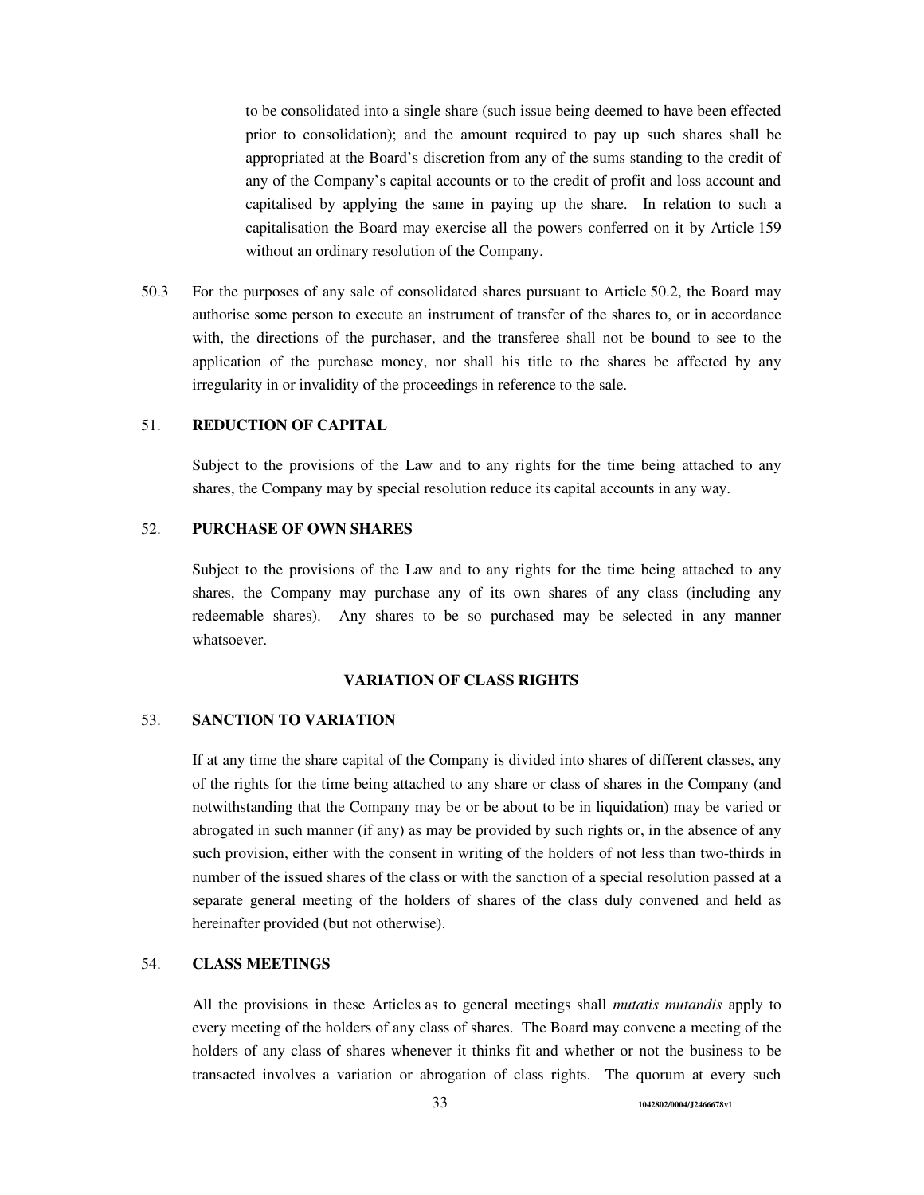to be consolidated into a single share (such issue being deemed to have been effected prior to consolidation); and the amount required to pay up such shares shall be appropriated at the Board's discretion from any of the sums standing to the credit of any of the Company's capital accounts or to the credit of profit and loss account and capitalised by applying the same in paying up the share. In relation to such a capitalisation the Board may exercise all the powers conferred on it by Article 159 without an ordinary resolution of the Company.

50.3 For the purposes of any sale of consolidated shares pursuant to Article 50.2, the Board may authorise some person to execute an instrument of transfer of the shares to, or in accordance with, the directions of the purchaser, and the transferee shall not be bound to see to the application of the purchase money, nor shall his title to the shares be affected by any irregularity in or invalidity of the proceedings in reference to the sale.

51. **REDUCTION OF CAPITAL**

Subject to the provisions of the Law and to any rights for the time being attached to any shares, the Company may by special resolution reduce its capital accounts in any way.

52. **PURCHASE OF OWN SHARES**

Subject to the provisions of the Law and to any rights for the time being attached to any shares, the Company may purchase any of its own shares of any class (including any redeemable shares). Any shares to be so purchased may be selected in any manner whatsoever.

## VARIATION OF CLASS RIGHTS

53. **SANCTION TO VARIATION**

If at any time the share capital of the Company is divided into shares of different classes, any of the rights for the time being attached to any share or class of shares in the Company (and notwithstanding that the Company may be or be about to be in liquidation) may be varied or abrogated in such manner (if any) as may be provided by such rights or, in the absence of any such provision, either with the consent in writing of the holders of not less than two-thirds in number of the issued shares of the class or with the sanction of a special resolution passed at a separate general meeting of the holders of shares of the class duly convened and held as hereinafter provided (but not otherwise).

54. **CLASS MEETINGS**

All the provisions in these Articles as to general meetings shall *mutatis mutandis* apply to every meeting of the holders of any class of shares. The Board may convene a meeting of the holders of any class of shares whenever it thinks fit and whether or not the business to be transacted involves a variation or abrogation of class rights. The quorum at every such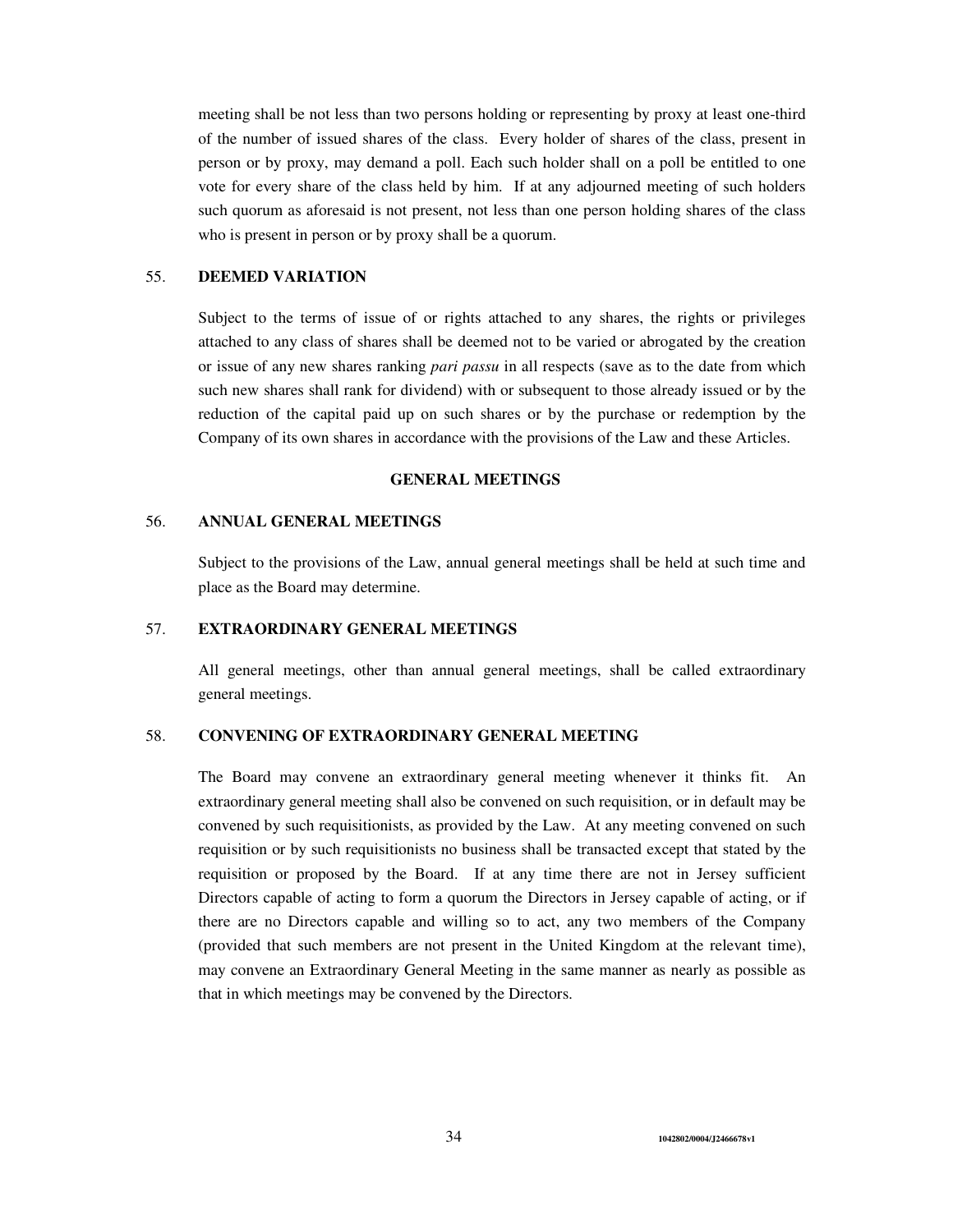meeting shall be not less than two persons holding or representing by proxy at least one-third of the number of issued shares of the class. Every holder of shares of the class, present in person or by proxy, may demand a poll. Each such holder shall on a poll be entitled to one vote for every share of the class held by him. If at any adjourned meeting of such holders such quorum as aforesaid is not present, not less than one person holding shares of the class who is present in person or by proxy shall be a quorum.

## 55. DEEMED VARIATION

Subject to the terms of issue of or rights attached to any shares, the rights or privileges attached to any class of shares shall be deemed not to be varied or abrogated by the creation or issue of any new shares ranking *pari passu* in all respects (save as to the date from which such new shares shall rank for dividend) with or subsequent to those already issued or by the reduction of the capital paid up on such shares or by the purchase or redemption by the Company of its own shares in accordance with the provisions of the Law and these Articles.

# GENERAL MEETINGS

## 56. ANNUAL GENERAL MEETINGS

Subject to the provisions of the Law, annual general meetings shall be held at such time and place as the Board may determine.

## 57. EXTRAORDINARY GENERAL MEETINGS

All general meetings, other than annual general meetings, shall be called extraordinary general meetings.

## 58. CONVENING OF EXTRAORDINARY GENERAL MEETING

The Board may convene an extraordinary general meeting whenever it thinks fit. An extraordinary general meeting shall also be convened on such requisition, or in default may be convened by such requisitionists, as provided by the Law. At any meeting convened on such requisition or by such requisitionists no business shall be transacted except that stated by the requisition or proposed by the Board. If at any time there are not in Jersey sufficient Directors capable of acting to form a quorum the Directors in Jersey capable of acting, or if there are no Directors capable and willing so to act, any two members of the Company (provided that such members are not present in the United Kingdom at the relevant time), may convene an Extraordinary General Meeting in the same manner as nearly as possible as that in which meetings may be convened by the Directors.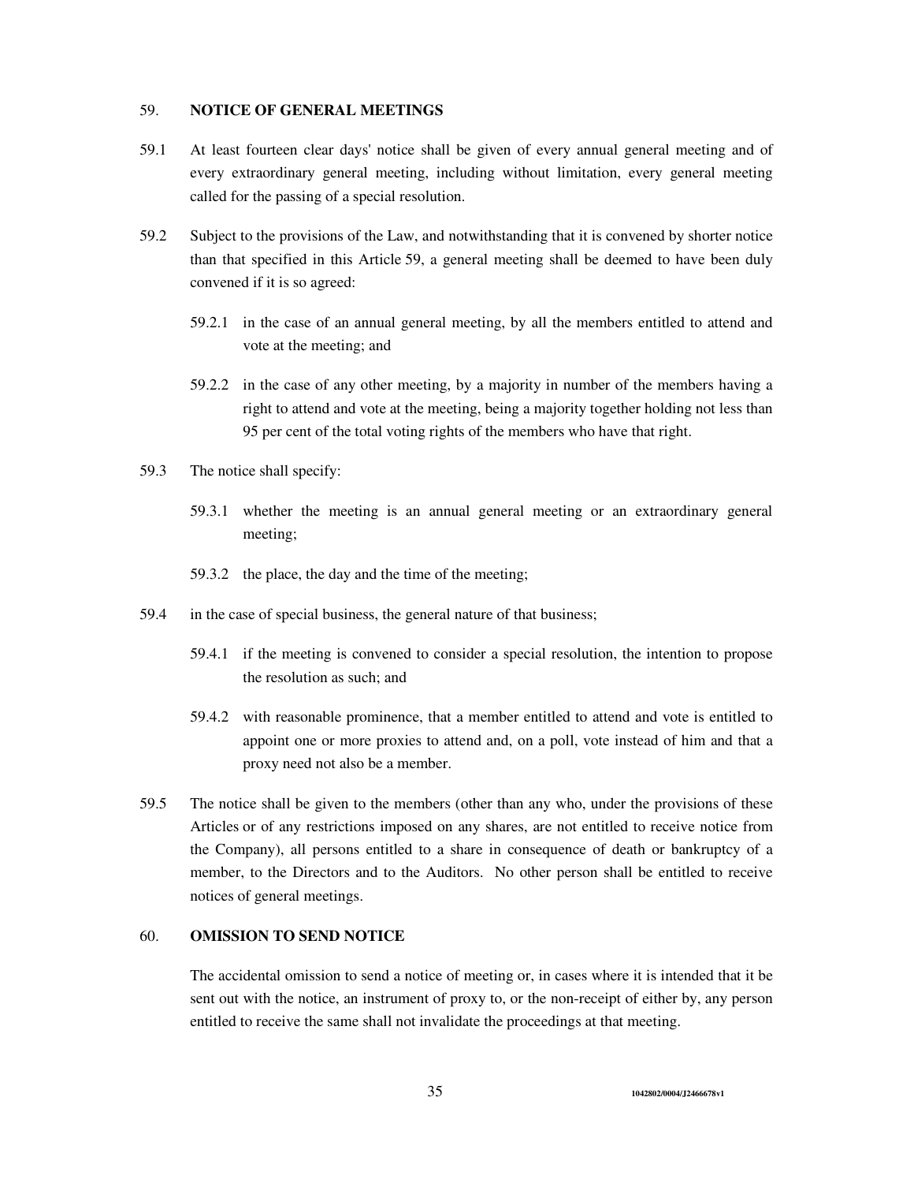## 59. NOTICE OF GENERAL MEETINGS

59.1 At least fourteen clear days' notice shall be given of every annual general meeting and of every extraordinary general meeting, including without limitation, every general meeting called for the passing of a special resolution.

59.2 Subject to the provisions of the Law, and notwithstanding that it is convened by shorter notice than that specified in this Article 59, a general meeting shall be deemed to have been duly convened if it is so agreed:

59.2.1 in the case of an annual general meeting, by all the members entitled to attend and vote at the meeting; and

59.2.2 in the case of any other meeting, by a majority in number of the members having a right to attend and vote at the meeting, being a majority together holding not less than 95 per cent of the total voting rights of the members who have that right.

59.3 The notice shall specify:

59.3.1 whether the meeting is an annual general meeting or an extraordinary general meeting;

59.3.2 the place, the day and the time of the meeting;

59.4 in the case of special business, the general nature of that business;

59.4.1 if the meeting is convened to consider a special resolution, the intention to propose the resolution as such; and

59.4.2 with reasonable prominence, that a member entitled to attend and vote is entitled to appoint one or more proxies to attend and, on a poll, vote instead of him and that a proxy need not also be a member.

59.5 The notice shall be given to the members (other than any who, under the provisions of these Articles or of any restrictions imposed on any shares, are not entitled to receive notice from the Company), all persons entitled to a share in consequence of death or bankruptcy of a member, to the Directors and to the Auditors. No other person shall be entitled to receive notices of general meetings.

## 60. OMISSION TO SEND NOTICE

The accidental omission to send a notice of meeting or, in cases where it is intended that it be sent out with the notice, an instrument of proxy to, or the non-receipt of either by, any person entitled to receive the same shall not invalidate the proceedings at that meeting.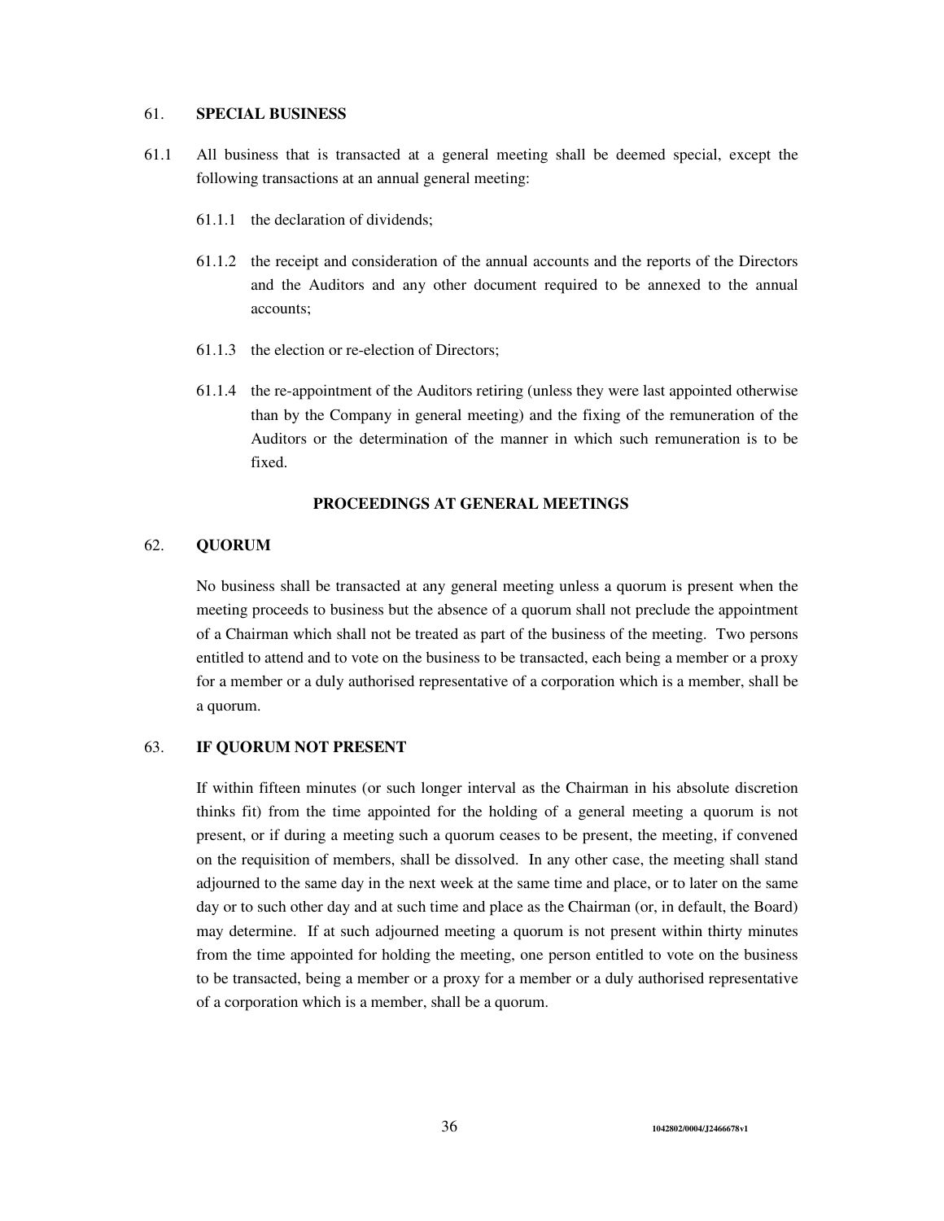## 61. SPECIAL BUSINESS

61.1 All business that is transacted at a general meeting shall be deemed special, except the following transactions at an annual general meeting:

61.1.1 the declaration of dividends;

61.1.2 the receipt and consideration of the annual accounts and the reports of the Directors and the Auditors and any other document required to be annexed to the annual accounts;

61.1.3 the election or re-election of Directors;

61.1.4 the re-appointment of the Auditors retiring (unless they were last appointed otherwise than by the Company in general meeting) and the fixing of the remuneration of the Auditors or the determination of the manner in which such remuneration is to be fixed.

# PROCEEDINGS AT GENERAL MEETINGS

## 62. QUORUM

No business shall be transacted at any general meeting unless a quorum is present when the meeting proceeds to business but the absence of a quorum shall not preclude the appointment of a Chairman which shall not be treated as part of the business of the meeting. Two persons entitled to attend and to vote on the business to be transacted, each being a member or a proxy for a member or a duly authorised representative of a corporation which is a member, shall be a quorum.

## 63. IF QUORUM NOT PRESENT

If within fifteen minutes (or such longer interval as the Chairman in his absolute discretion thinks fit) from the time appointed for the holding of a general meeting a quorum is not present, or if during a meeting such a quorum ceases to be present, the meeting, if convened on the requisition of members, shall be dissolved. In any other case, the meeting shall stand adjourned to the same day in the next week at the same time and place, or to later on the same day or to such other day and at such time and place as the Chairman (or, in default, the Board) may determine. If at such adjourned meeting a quorum is not present within thirty minutes from the time appointed for holding the meeting, one person entitled to vote on the business to be transacted, being a member or a proxy for a member or a duly authorised representative of a corporation which is a member, shall be a quorum.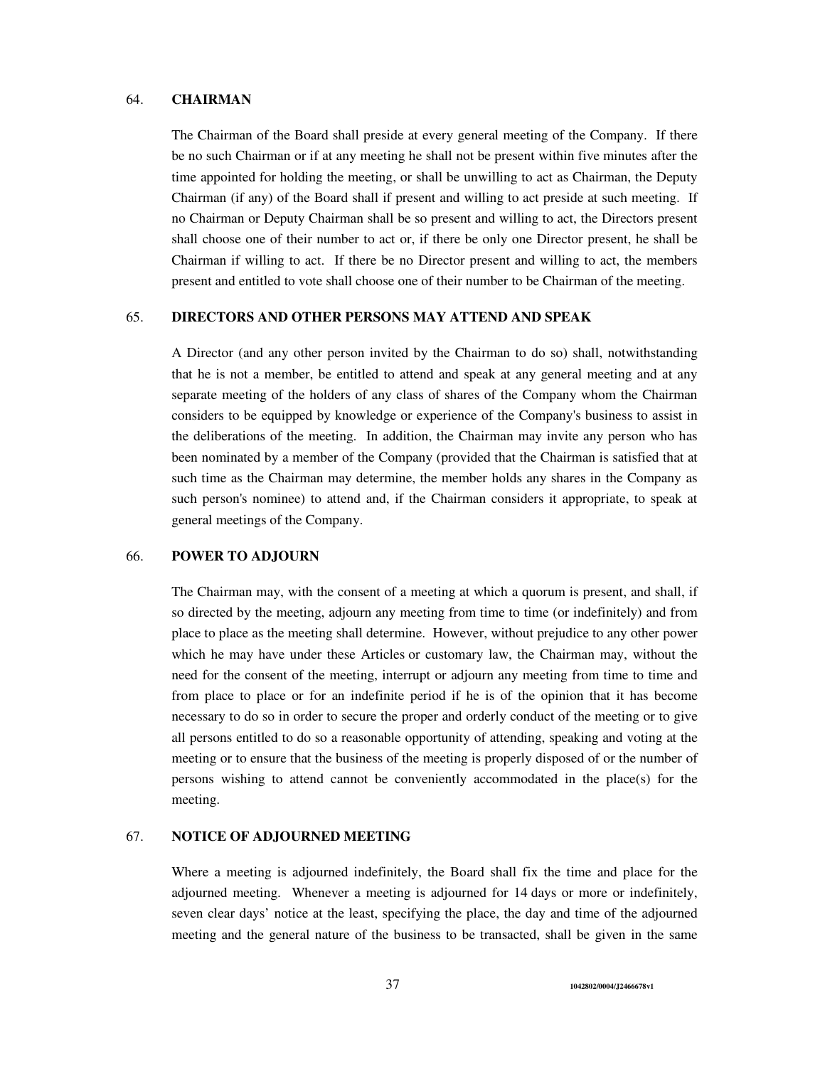## 64. CHAIRMAN

The Chairman of the Board shall preside at every general meeting of the Company. If there be no such Chairman or if at any meeting he shall not be present within five minutes after the time appointed for holding the meeting, or shall be unwilling to act as Chairman, the Deputy Chairman (if any) of the Board shall if present and willing to act preside at such meeting. If no Chairman or Deputy Chairman shall be so present and willing to act, the Directors present shall choose one of their number to act or, if there be only one Director present, he shall be Chairman if willing to act. If there be no Director present and willing to act, the members present and entitled to vote shall choose one of their number to be Chairman of the meeting.

## 65. DIRECTORS AND OTHER PERSONS MAY ATTEND AND SPEAK

A Director (and any other person invited by the Chairman to do so) shall, notwithstanding that he is not a member, be entitled to attend and speak at any general meeting and at any separate meeting of the holders of any class of shares of the Company whom the Chairman considers to be equipped by knowledge or experience of the Company's business to assist in the deliberations of the meeting. In addition, the Chairman may invite any person who has been nominated by a member of the Company (provided that the Chairman is satisfied that at such time as the Chairman may determine, the member holds any shares in the Company as such person's nominee) to attend and, if the Chairman considers it appropriate, to speak at general meetings of the Company.

## 66. POWER TO ADJOURN

The Chairman may, with the consent of a meeting at which a quorum is present, and shall, if so directed by the meeting, adjourn any meeting from time to time (or indefinitely) and from place to place as the meeting shall determine. However, without prejudice to any other power which he may have under these Articles or customary law, the Chairman may, without the need for the consent of the meeting, interrupt or adjourn any meeting from time to time and from place to place or for an indefinite period if he is of the opinion that it has become necessary to do so in order to secure the proper and orderly conduct of the meeting or to give all persons entitled to do so a reasonable opportunity of attending, speaking and voting at the meeting or to ensure that the business of the meeting is properly disposed of or the number of persons wishing to attend cannot be conveniently accommodated in the place(s) for the meeting.

## 67. NOTICE OF ADJOURNED MEETING

Where a meeting is adjourned indefinitely, the Board shall fix the time and place for the adjourned meeting. Whenever a meeting is adjourned for 14 days or more or indefinitely, seven clear days' notice at the least, specifying the place, the day and time of the adjourned meeting and the general nature of the business to be transacted, shall be given in the same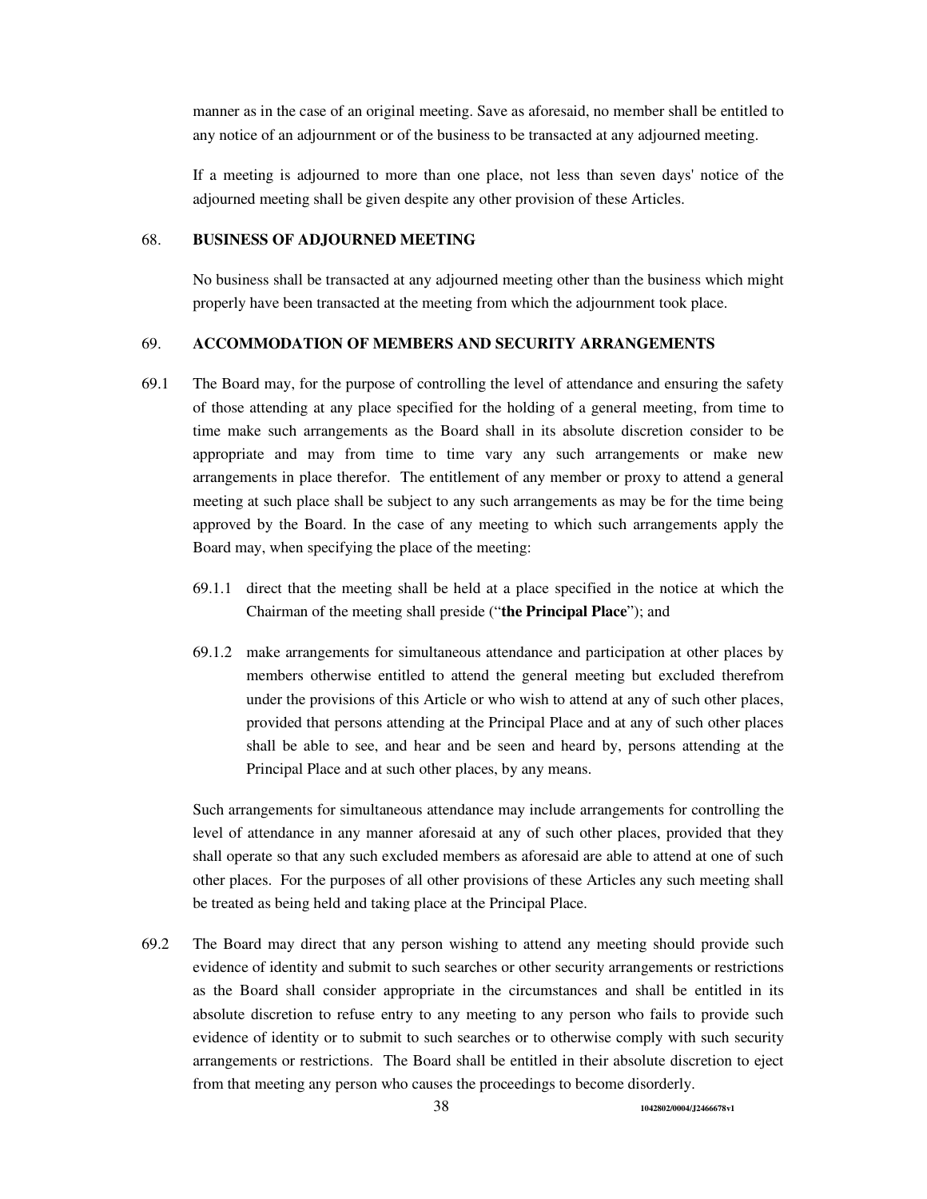manner as in the case of an original meeting. Save as aforesaid, no member shall be entitled to any notice of an adjournment or of the business to be transacted at any adjourned meeting.

If a meeting is adjourned to more than one place, not less than seven days' notice of the adjourned meeting shall be given despite any other provision of these Articles.

## 68. BUSINESS OF ADJOURNED MEETING

No business shall be transacted at any adjourned meeting other than the business which might properly have been transacted at the meeting from which the adjournment took place.

## 69. ACCOMMODATION OF MEMBERS AND SECURITY ARRANGEMENTS

69.1 The Board may, for the purpose of controlling the level of attendance and ensuring the safety of those attending at any place specified for the holding of a general meeting, from time to time make such arrangements as the Board shall in its absolute discretion consider to be appropriate and may from time to time vary any such arrangements or make new arrangements in place therefor. The entitlement of any member or proxy to attend a general meeting at such place shall be subject to any such arrangements as may be for the time being approved by the Board. In the case of any meeting to which such arrangements apply the Board may, when specifying the place of the meeting:

69.1.1 direct that the meeting shall be held at a place specified in the notice at which the Chairman of the meeting shall preside ("**the Principal Place**"); and

69.1.2 make arrangements for simultaneous attendance and participation at other places by members otherwise entitled to attend the general meeting but excluded therefrom under the provisions of this Article or who wish to attend at any of such other places, provided that persons attending at the Principal Place and at any of such other places shall be able to see, and hear and be seen and heard by, persons attending at the Principal Place and at such other places, by any means.

Such arrangements for simultaneous attendance may include arrangements for controlling the level of attendance in any manner aforesaid at any of such other places, provided that they shall operate so that any such excluded members as aforesaid are able to attend at one of such other places. For the purposes of all other provisions of these Articles any such meeting shall be treated as being held and taking place at the Principal Place.

69.2 The Board may direct that any person wishing to attend any meeting should provide such evidence of identity and submit to such searches or other security arrangements or restrictions as the Board shall consider appropriate in the circumstances and shall be entitled in its absolute discretion to refuse entry to any meeting to any person who fails to provide such evidence of identity or to submit to such searches or to otherwise comply with such security arrangements or restrictions. The Board shall be entitled in their absolute discretion to eject from that meeting any person who causes the proceedings to become disorderly.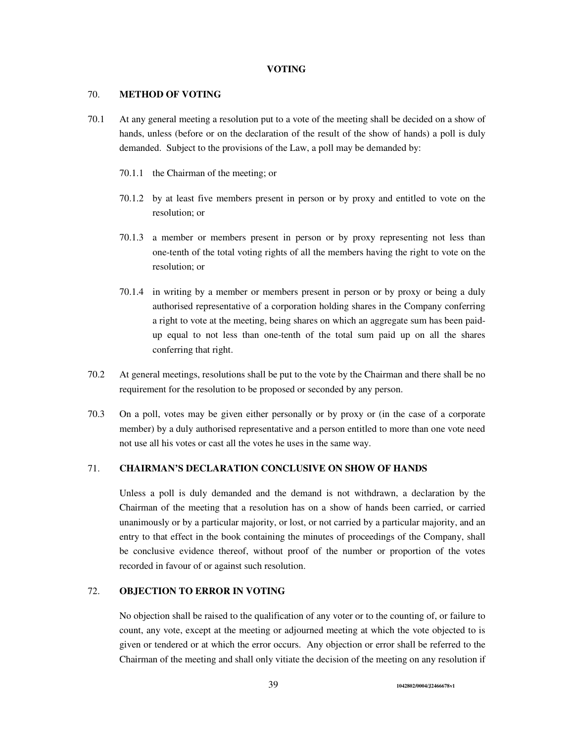## VOTING

### 70. METHOD OF VOTING

70.1 At any general meeting a resolution put to a vote of the meeting shall be decided on a show of hands, unless (before or on the declaration of the result of the show of hands) a poll is duly demanded. Subject to the provisions of the Law, a poll may be demanded by:

70.1.1 the Chairman of the meeting; or

70.1.2 by at least five members present in person or by proxy and entitled to vote on the resolution; or

70.1.3 a member or members present in person or by proxy representing not less than one-tenth of the total voting rights of all the members having the right to vote on the resolution; or

70.1.4 in writing by a member or members present in person or by proxy or being a duly authorised representative of a corporation holding shares in the Company conferring a right to vote at the meeting, being shares on which an aggregate sum has been paid-up equal to not less than one-tenth of the total sum paid up on all the shares conferring that right.

70.2 At general meetings, resolutions shall be put to the vote by the Chairman and there shall be no requirement for the resolution to be proposed or seconded by any person.

70.3 On a poll, votes may be given either personally or by proxy or (in the case of a corporate member) by a duly authorised representative and a person entitled to more than one vote need not use all his votes or cast all the votes he uses in the same way.

### 71. CHAIRMAN'S DECLARATION CONCLUSIVE ON SHOW OF HANDS

Unless a poll is duly demanded and the demand is not withdrawn, a declaration by the Chairman of the meeting that a resolution has on a show of hands been carried, or carried unanimously or by a particular majority, or lost, or not carried by a particular majority, and an entry to that effect in the book containing the minutes of proceedings of the Company, shall be conclusive evidence thereof, without proof of the number or proportion of the votes recorded in favour of or against such resolution.

### 72. OBJECTION TO ERROR IN VOTING

No objection shall be raised to the qualification of any voter or to the counting of, or failure to count, any vote, except at the meeting or adjourned meeting at which the vote objected to is given or tendered or at which the error occurs. Any objection or error shall be referred to the Chairman of the meeting and shall only vitiate the decision of the meeting on any resolution if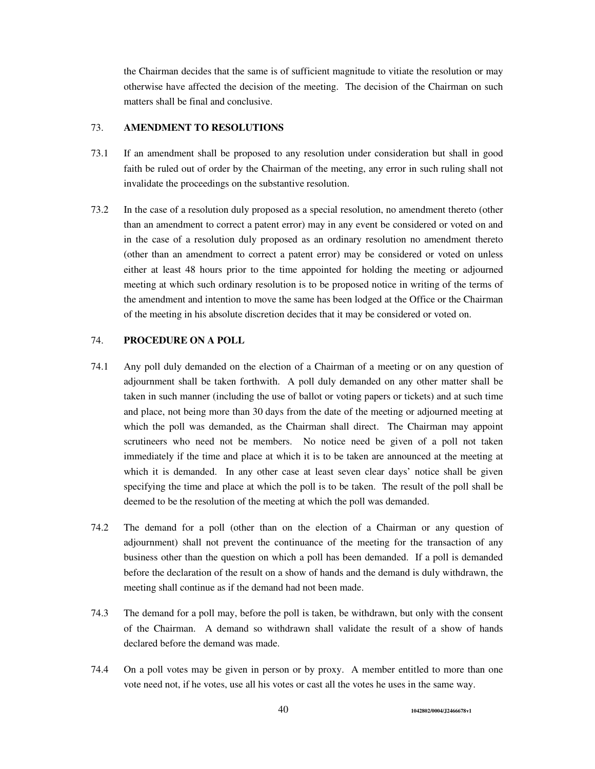the Chairman decides that the same is of sufficient magnitude to vitiate the resolution or may otherwise have affected the decision of the meeting. The decision of the Chairman on such matters shall be final and conclusive.

73. **AMENDMENT TO RESOLUTIONS**

73.1 If an amendment shall be proposed to any resolution under consideration but shall in good faith be ruled out of order by the Chairman of the meeting, any error in such ruling shall not invalidate the proceedings on the substantive resolution.

73.2 In the case of a resolution duly proposed as a special resolution, no amendment thereto (other than an amendment to correct a patent error) may in any event be considered or voted on and in the case of a resolution duly proposed as an ordinary resolution no amendment thereto (other than an amendment to correct a patent error) may be considered or voted on unless either at least 48 hours prior to the time appointed for holding the meeting or adjourned meeting at which such ordinary resolution is to be proposed notice in writing of the terms of the amendment and intention to move the same has been lodged at the Office or the Chairman of the meeting in his absolute discretion decides that it may be considered or voted on.

74. **PROCEDURE ON A POLL**

74.1 Any poll duly demanded on the election of a Chairman of a meeting or on any question of adjournment shall be taken forthwith. A poll duly demanded on any other matter shall be taken in such manner (including the use of ballot or voting papers or tickets) and at such time and place, not being more than 30 days from the date of the meeting or adjourned meeting at which the poll was demanded, as the Chairman shall direct. The Chairman may appoint scrutineers who need not be members. No notice need be given of a poll not taken immediately if the time and place at which it is to be taken are announced at the meeting at which it is demanded. In any other case at least seven clear days' notice shall be given specifying the time and place at which the poll is to be taken. The result of the poll shall be deemed to be the resolution of the meeting at which the poll was demanded.

74.2 The demand for a poll (other than on the election of a Chairman or any question of adjournment) shall not prevent the continuance of the meeting for the transaction of any business other than the question on which a poll has been demanded. If a poll is demanded before the declaration of the result on a show of hands and the demand is duly withdrawn, the meeting shall continue as if the demand had not been made.

74.3 The demand for a poll may, before the poll is taken, be withdrawn, but only with the consent of the Chairman. A demand so withdrawn shall validate the result of a show of hands declared before the demand was made.

74.4 On a poll votes may be given in person or by proxy. A member entitled to more than one vote need not, if he votes, use all his votes or cast all the votes he uses in the same way.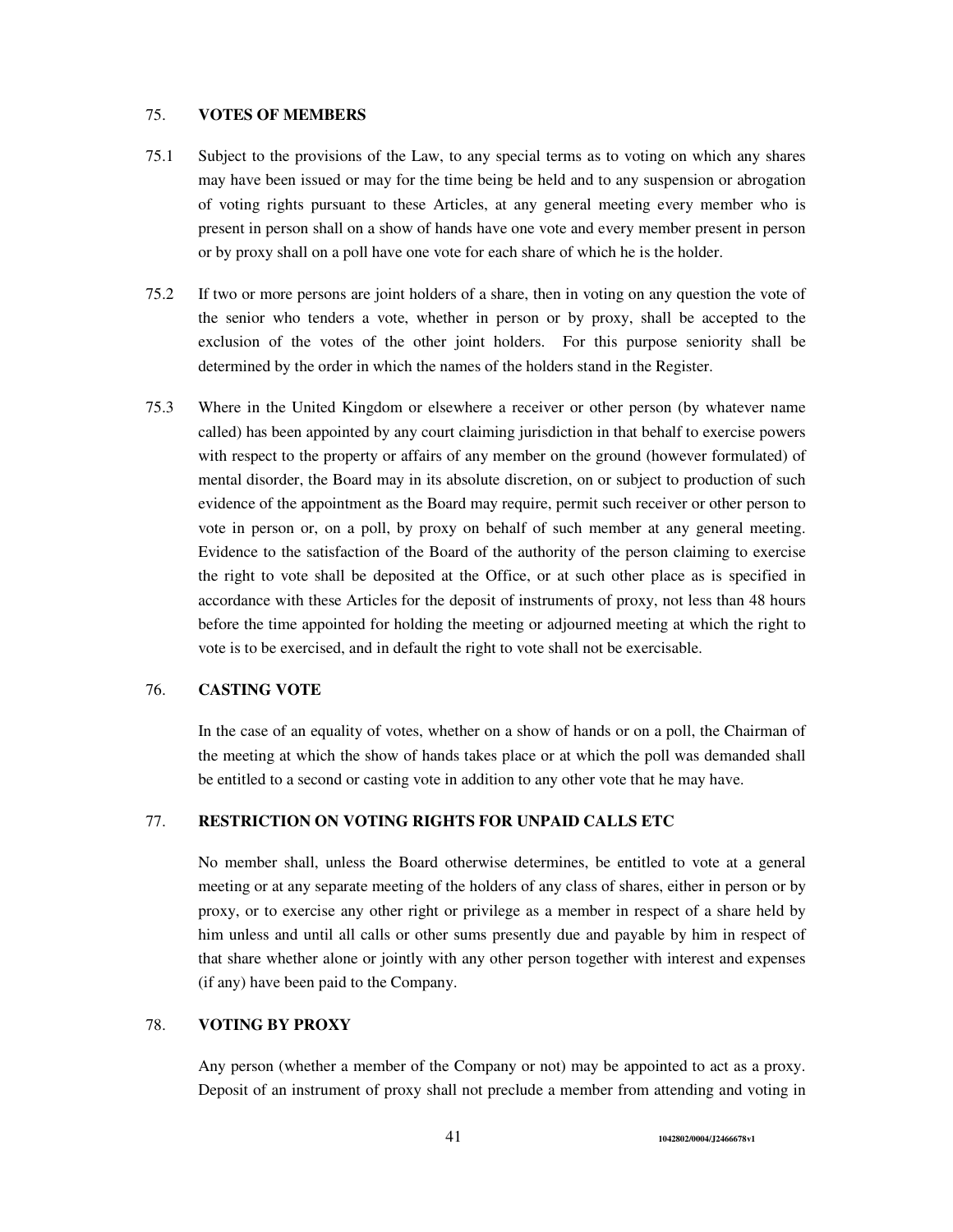## 75. VOTES OF MEMBERS

75.1 Subject to the provisions of the Law, to any special terms as to voting on which any shares may have been issued or may for the time being be held and to any suspension or abrogation of voting rights pursuant to these Articles, at any general meeting every member who is present in person shall on a show of hands have one vote and every member present in person or by proxy shall on a poll have one vote for each share of which he is the holder.

75.2 If two or more persons are joint holders of a share, then in voting on any question the vote of the senior who tenders a vote, whether in person or by proxy, shall be accepted to the exclusion of the votes of the other joint holders. For this purpose seniority shall be determined by the order in which the names of the holders stand in the Register.

75.3 Where in the United Kingdom or elsewhere a receiver or other person (by whatever name called) has been appointed by any court claiming jurisdiction in that behalf to exercise powers with respect to the property or affairs of any member on the ground (however formulated) of mental disorder, the Board may in its absolute discretion, on or subject to production of such evidence of the appointment as the Board may require, permit such receiver or other person to vote in person or, on a poll, by proxy on behalf of such member at any general meeting. Evidence to the satisfaction of the Board of the authority of the person claiming to exercise the right to vote shall be deposited at the Office, or at such other place as is specified in accordance with these Articles for the deposit of instruments of proxy, not less than 48 hours before the time appointed for holding the meeting or adjourned meeting at which the right to vote is to be exercised, and in default the right to vote shall not be exercisable.

## 76. CASTING VOTE

In the case of an equality of votes, whether on a show of hands or on a poll, the Chairman of the meeting at which the show of hands takes place or at which the poll was demanded shall be entitled to a second or casting vote in addition to any other vote that he may have.

## 77. RESTRICTION ON VOTING RIGHTS FOR UNPAID CALLS ETC

No member shall, unless the Board otherwise determines, be entitled to vote at a general meeting or at any separate meeting of the holders of any class of shares, either in person or by proxy, or to exercise any other right or privilege as a member in respect of a share held by him unless and until all calls or other sums presently due and payable by him in respect of that share whether alone or jointly with any other person together with interest and expenses (if any) have been paid to the Company.

## 78. VOTING BY PROXY

Any person (whether a member of the Company or not) may be appointed to act as a proxy. Deposit of an instrument of proxy shall not preclude a member from attending and voting in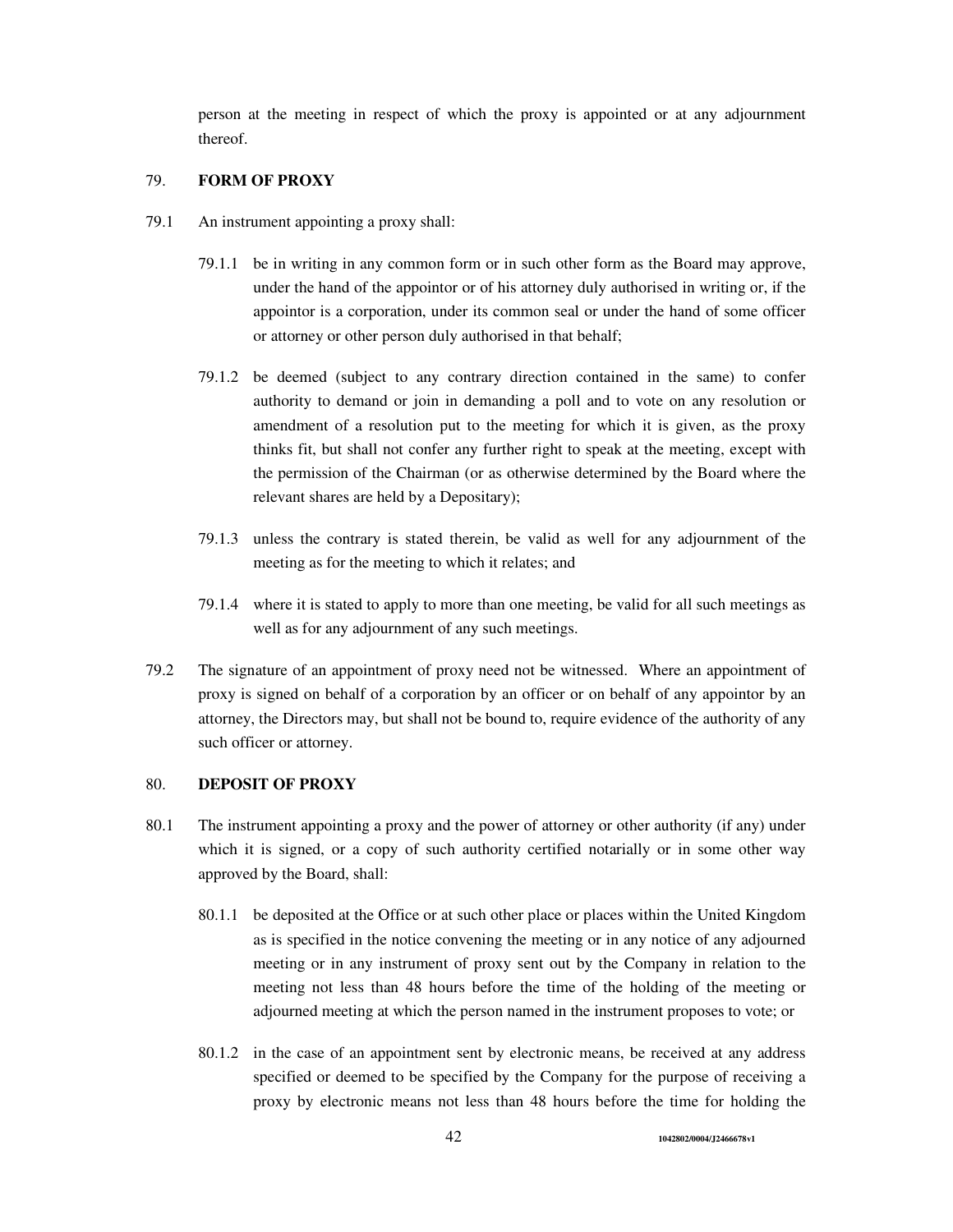person at the meeting in respect of which the proxy is appointed or at any adjournment thereof.

## 79. FORM OF PROXY

79.1 An instrument appointing a proxy shall:

79.1.1 be in writing in any common form or in such other form as the Board may approve, under the hand of the appointor or of his attorney duly authorised in writing or, if the appointor is a corporation, under its common seal or under the hand of some officer or attorney or other person duly authorised in that behalf;

79.1.2 be deemed (subject to any contrary direction contained in the same) to confer authority to demand or join in demanding a poll and to vote on any resolution or amendment of a resolution put to the meeting for which it is given, as the proxy thinks fit, but shall not confer any further right to speak at the meeting, except with the permission of the Chairman (or as otherwise determined by the Board where the relevant shares are held by a Depositary);

79.1.3 unless the contrary is stated therein, be valid as well for any adjournment of the meeting as for the meeting to which it relates; and

79.1.4 where it is stated to apply to more than one meeting, be valid for all such meetings as well as for any adjournment of any such meetings.

79.2 The signature of an appointment of proxy need not be witnessed. Where an appointment of proxy is signed on behalf of a corporation by an officer or on behalf of any appointor by an attorney, the Directors may, but shall not be bound to, require evidence of the authority of any such officer or attorney.

## 80. DEPOSIT OF PROXY

80.1 The instrument appointing a proxy and the power of attorney or other authority (if any) under which it is signed, or a copy of such authority certified notarially or in some other way approved by the Board, shall:

80.1.1 be deposited at the Office or at such other place or places within the United Kingdom as is specified in the notice convening the meeting or in any notice of any adjourned meeting or in any instrument of proxy sent out by the Company in relation to the meeting not less than 48 hours before the time of the holding of the meeting or adjourned meeting at which the person named in the instrument proposes to vote; or

80.1.2 in the case of an appointment sent by electronic means, be received at any address specified or deemed to be specified by the Company for the purpose of receiving a proxy by electronic means not less than 48 hours before the time for holding the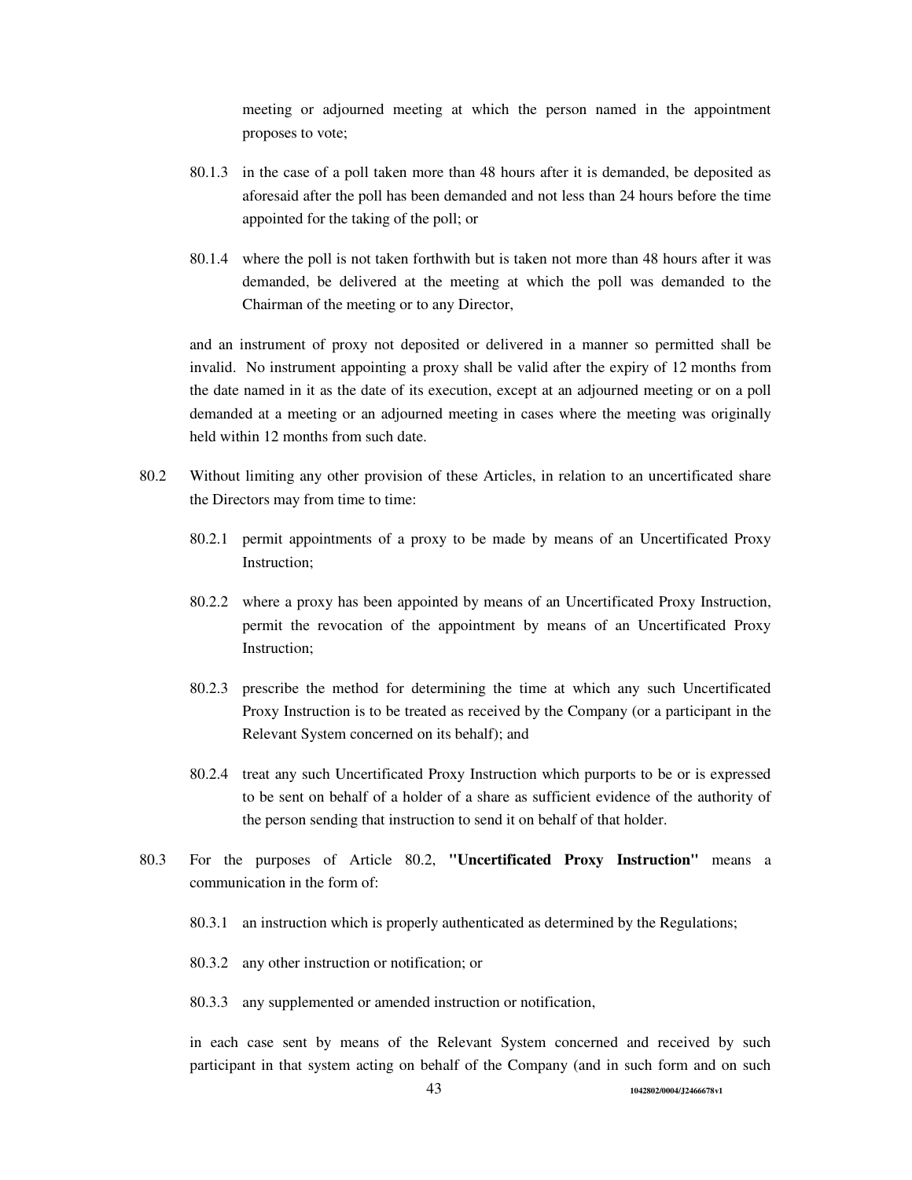meeting or adjourned meeting at which the person named in the appointment proposes to vote;

80.1.3 in the case of a poll taken more than 48 hours after it is demanded, be deposited as aforesaid after the poll has been demanded and not less than 24 hours before the time appointed for the taking of the poll; or

80.1.4 where the poll is not taken forthwith but is taken not more than 48 hours after it was demanded, be delivered at the meeting at which the poll was demanded to the Chairman of the meeting or to any Director,

and an instrument of proxy not deposited or delivered in a manner so permitted shall be invalid. No instrument appointing a proxy shall be valid after the expiry of 12 months from the date named in it as the date of its execution, except at an adjourned meeting or on a poll demanded at a meeting or an adjourned meeting in cases where the meeting was originally held within 12 months from such date.

80.2 Without limiting any other provision of these Articles, in relation to an uncertificated share the Directors may from time to time:

80.2.1 permit appointments of a proxy to be made by means of an Uncertificated Proxy Instruction;

80.2.2 where a proxy has been appointed by means of an Uncertificated Proxy Instruction, permit the revocation of the appointment by means of an Uncertificated Proxy Instruction;

80.2.3 prescribe the method for determining the time at which any such Uncertificated Proxy Instruction is to be treated as received by the Company (or a participant in the Relevant System concerned on its behalf); and

80.2.4 treat any such Uncertificated Proxy Instruction which purports to be or is expressed to be sent on behalf of a holder of a share as sufficient evidence of the authority of the person sending that instruction to send it on behalf of that holder.

80.3 For the purposes of Article 80.2, **"Uncertificated Proxy Instruction"** means a communication in the form of:

80.3.1 an instruction which is properly authenticated as determined by the Regulations;

80.3.2 any other instruction or notification; or

80.3.3 any supplemented or amended instruction or notification,

in each case sent by means of the Relevant System concerned and received by such participant in that system acting on behalf of the Company (and in such form and on such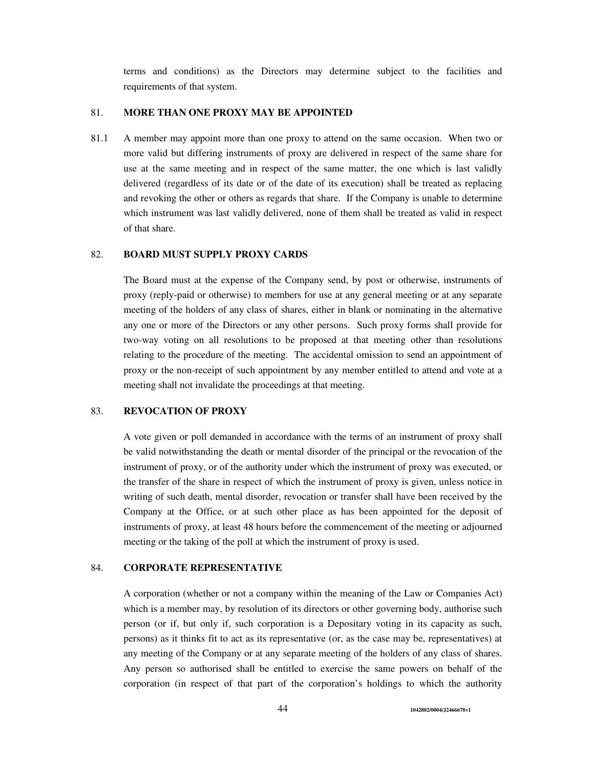terms and conditions) as the Directors may determine subject to the facilities and requirements of that system.

## 81. MORE THAN ONE PROXY MAY BE APPOINTED

81.1 A member may appoint more than one proxy to attend on the same occasion. When two or more valid but differing instruments of proxy are delivered in respect of the same share for use at the same meeting and in respect of the same matter, the one which is last validly delivered (regardless of its date or of the date of its execution) shall be treated as replacing and revoking the other or others as regards that share. If the Company is unable to determine which instrument was last validly delivered, none of them shall be treated as valid in respect of that share.

## 82. BOARD MUST SUPPLY PROXY CARDS

The Board must at the expense of the Company send, by post or otherwise, instruments of proxy (reply-paid or otherwise) to members for use at any general meeting or at any separate meeting of the holders of any class of shares, either in blank or nominating in the alternative any one or more of the Directors or any other persons. Such proxy forms shall provide for two-way voting on all resolutions to be proposed at that meeting other than resolutions relating to the procedure of the meeting. The accidental omission to send an appointment of proxy or the non-receipt of such appointment by any member entitled to attend and vote at a meeting shall not invalidate the proceedings at that meeting.

## 83. REVOCATION OF PROXY

A vote given or poll demanded in accordance with the terms of an instrument of proxy shall be valid notwithstanding the death or mental disorder of the principal or the revocation of the instrument of proxy, or of the authority under which the instrument of proxy was executed, or the transfer of the share in respect of which the instrument of proxy is given, unless notice in writing of such death, mental disorder, revocation or transfer shall have been received by the Company at the Office, or at such other place as has been appointed for the deposit of instruments of proxy, at least 48 hours before the commencement of the meeting or adjourned meeting or the taking of the poll at which the instrument of proxy is used.

## 84. CORPORATE REPRESENTATIVE

A corporation (whether or not a company within the meaning of the Law or Companies Act) which is a member may, by resolution of its directors or other governing body, authorise such person (or if, but only if, such corporation is a Depositary voting in its capacity as such, persons) as it thinks fit to act as its representative (or, as the case may be, representatives) at any meeting of the Company or at any separate meeting of the holders of any class of shares. Any person so authorised shall be entitled to exercise the same powers on behalf of the corporation (in respect of that part of the corporation's holdings to which the authority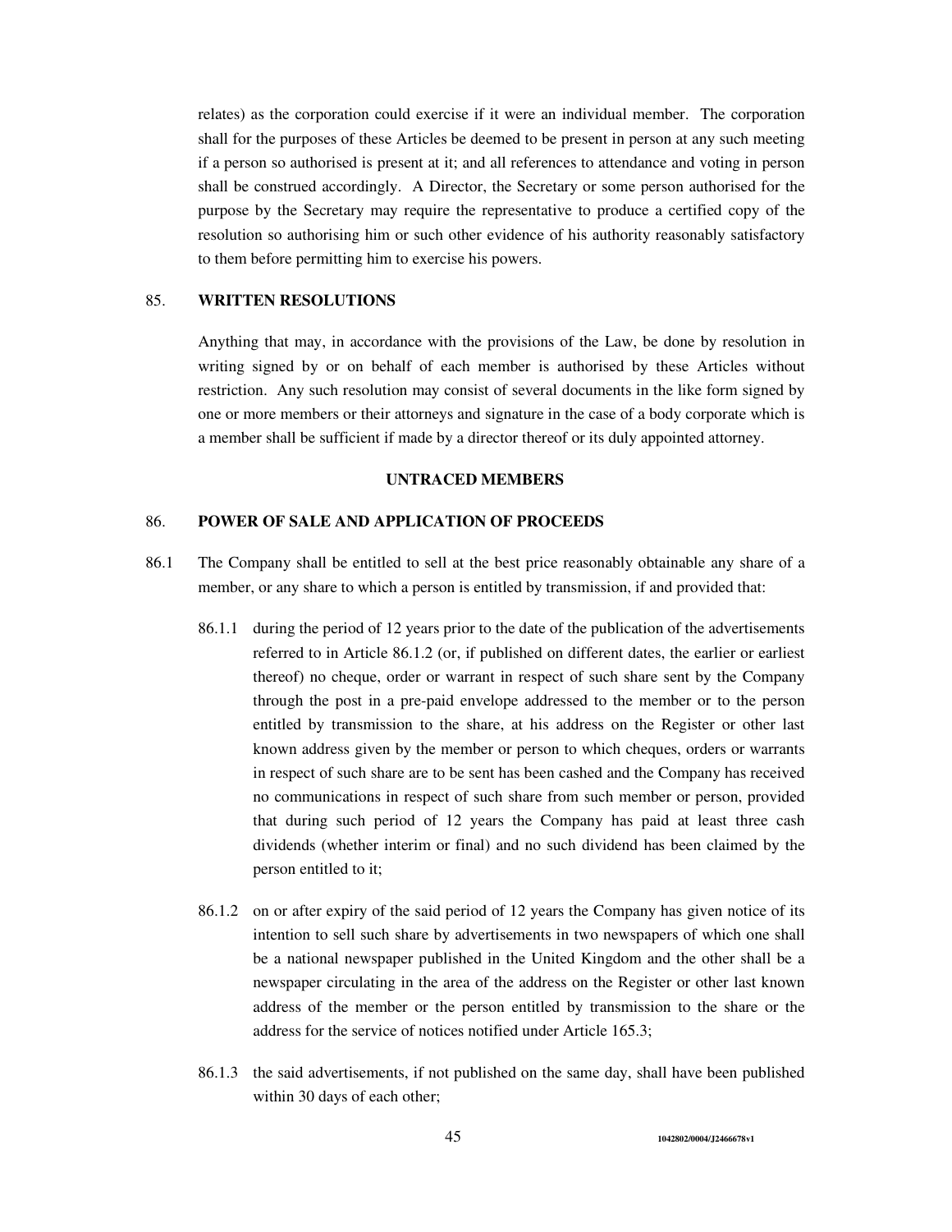relates) as the corporation could exercise if it were an individual member. The corporation shall for the purposes of these Articles be deemed to be present in person at any such meeting if a person so authorised is present at it; and all references to attendance and voting in person shall be construed accordingly. A Director, the Secretary or some person authorised for the purpose by the Secretary may require the representative to produce a certified copy of the resolution so authorising him or such other evidence of his authority reasonably satisfactory to them before permitting him to exercise his powers.

85. **WRITTEN RESOLUTIONS**

Anything that may, in accordance with the provisions of the Law, be done by resolution in writing signed by or on behalf of each member is authorised by these Articles without restriction. Any such resolution may consist of several documents in the like form signed by one or more members or their attorneys and signature in the case of a body corporate which is a member shall be sufficient if made by a director thereof or its duly appointed attorney.

**UNTRACED MEMBERS**

86. **POWER OF SALE AND APPLICATION OF PROCEEDS**

86.1 The Company shall be entitled to sell at the best price reasonably obtainable any share of a member, or any share to which a person is entitled by transmission, if and provided that:

86.1.1 during the period of 12 years prior to the date of the publication of the advertisements referred to in Article 86.1.2 (or, if published on different dates, the earlier or earliest thereof) no cheque, order or warrant in respect of such share sent by the Company through the post in a pre-paid envelope addressed to the member or to the person entitled by transmission to the share, at his address on the Register or other last known address given by the member or person to which cheques, orders or warrants in respect of such share are to be sent has been cashed and the Company has received no communications in respect of such share from such member or person, provided that during such period of 12 years the Company has paid at least three cash dividends (whether interim or final) and no such dividend has been claimed by the person entitled to it;

86.1.2 on or after expiry of the said period of 12 years the Company has given notice of its intention to sell such share by advertisements in two newspapers of which one shall be a national newspaper published in the United Kingdom and the other shall be a newspaper circulating in the area of the address on the Register or other last known address of the member or the person entitled by transmission to the share or the address for the service of notices notified under Article 165.3;

86.1.3 the said advertisements, if not published on the same day, shall have been published within 30 days of each other;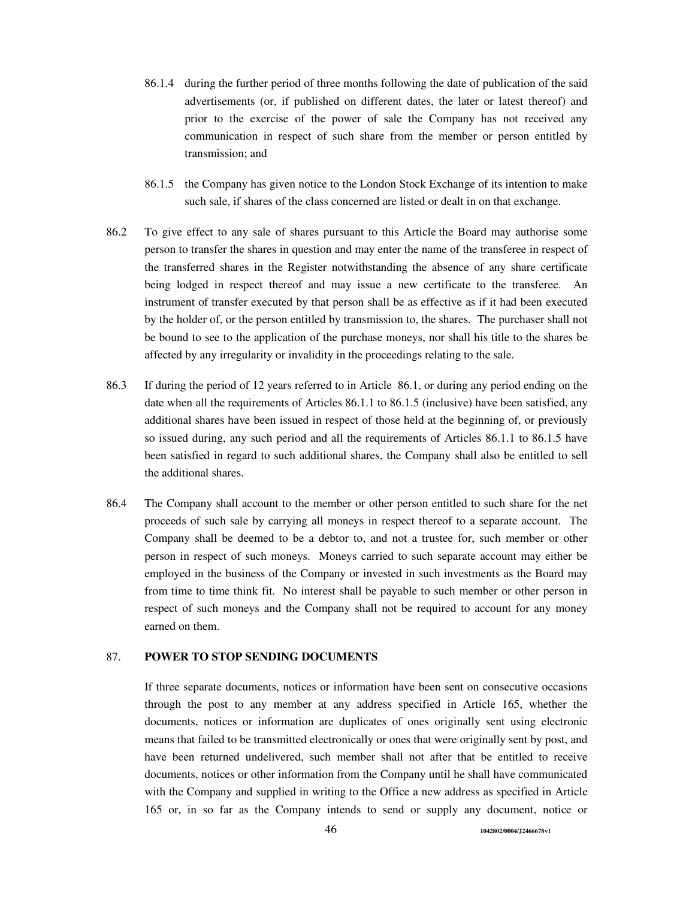86.1.4 during the further period of three months following the date of publication of the said advertisements (or, if published on different dates, the later or latest thereof) and prior to the exercise of the power of sale the Company has not received any communication in respect of such share from the member or person entitled by transmission; and

86.1.5 the Company has given notice to the London Stock Exchange of its intention to make such sale, if shares of the class concerned are listed or dealt in on that exchange.

86.2 To give effect to any sale of shares pursuant to this Article the Board may authorise some person to transfer the shares in question and may enter the name of the transferee in respect of the transferred shares in the Register notwithstanding the absence of any share certificate being lodged in respect thereof and may issue a new certificate to the transferee. An instrument of transfer executed by that person shall be as effective as if it had been executed by the holder of, or the person entitled by transmission to, the shares. The purchaser shall not be bound to see to the application of the purchase moneys, nor shall his title to the shares be affected by any irregularity or invalidity in the proceedings relating to the sale.

86.3 If during the period of 12 years referred to in Article 86.1, or during any period ending on the date when all the requirements of Articles 86.1.1 to 86.1.5 (inclusive) have been satisfied, any additional shares have been issued in respect of those held at the beginning of, or previously so issued during, any such period and all the requirements of Articles 86.1.1 to 86.1.5 have been satisfied in regard to such additional shares, the Company shall also be entitled to sell the additional shares.

86.4 The Company shall account to the member or other person entitled to such share for the net proceeds of such sale by carrying all moneys in respect thereof to a separate account. The Company shall be deemed to be a debtor to, and not a trustee for, such member or other person in respect of such moneys. Moneys carried to such separate account may either be employed in the business of the Company or invested in such investments as the Board may from time to time think fit. No interest shall be payable to such member or other person in respect of such moneys and the Company shall not be required to account for any money earned on them.

## 87. POWER TO STOP SENDING DOCUMENTS

If three separate documents, notices or information have been sent on consecutive occasions through the post to any member at any address specified in Article 165, whether the documents, notices or information are duplicates of ones originally sent using electronic means that failed to be transmitted electronically or ones that were originally sent by post, and have been returned undelivered, such member shall not after that be entitled to receive documents, notices or other information from the Company until he shall have communicated with the Company and supplied in writing to the Office a new address as specified in Article 165 or, in so far as the Company intends to send or supply any document, notice or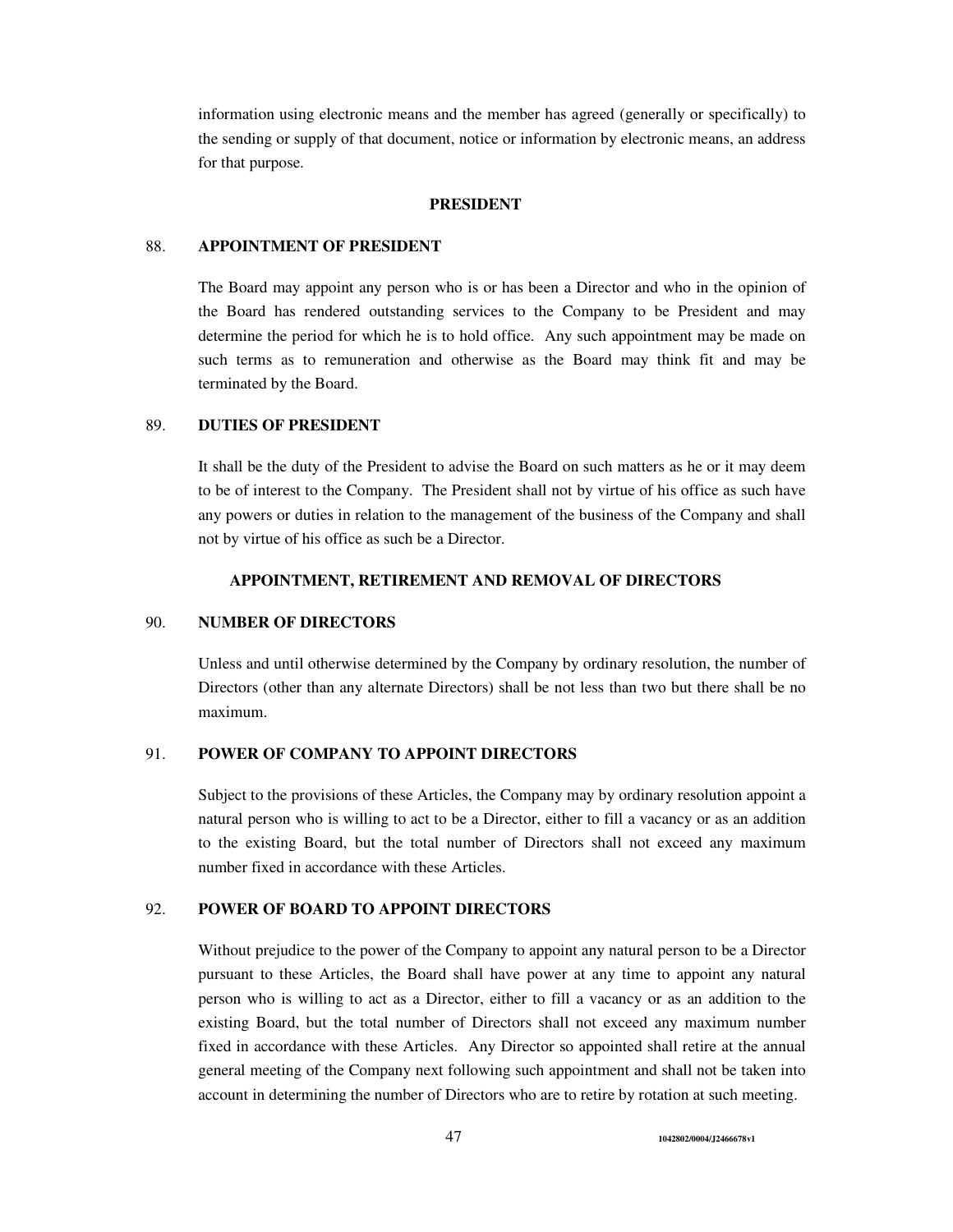information using electronic means and the member has agreed (generally or specifically) to the sending or supply of that document, notice or information by electronic means, an address for that purpose.

## PRESIDENT

### 88. APPOINTMENT OF PRESIDENT

The Board may appoint any person who is or has been a Director and who in the opinion of the Board has rendered outstanding services to the Company to be President and may determine the period for which he is to hold office. Any such appointment may be made on such terms as to remuneration and otherwise as the Board may think fit and may be terminated by the Board.

### 89. DUTIES OF PRESIDENT

It shall be the duty of the President to advise the Board on such matters as he or it may deem to be of interest to the Company. The President shall not by virtue of his office as such have any powers or duties in relation to the management of the business of the Company and shall not by virtue of his office as such be a Director.

## APPOINTMENT, RETIREMENT AND REMOVAL OF DIRECTORS

### 90. NUMBER OF DIRECTORS

Unless and until otherwise determined by the Company by ordinary resolution, the number of Directors (other than any alternate Directors) shall be not less than two but there shall be no maximum.

### 91. POWER OF COMPANY TO APPOINT DIRECTORS

Subject to the provisions of these Articles, the Company may by ordinary resolution appoint a natural person who is willing to act to be a Director, either to fill a vacancy or as an addition to the existing Board, but the total number of Directors shall not exceed any maximum number fixed in accordance with these Articles.

### 92. POWER OF BOARD TO APPOINT DIRECTORS

Without prejudice to the power of the Company to appoint any natural person to be a Director pursuant to these Articles, the Board shall have power at any time to appoint any natural person who is willing to act as a Director, either to fill a vacancy or as an addition to the existing Board, but the total number of Directors shall not exceed any maximum number fixed in accordance with these Articles. Any Director so appointed shall retire at the annual general meeting of the Company next following such appointment and shall not be taken into account in determining the number of Directors who are to retire by rotation at such meeting.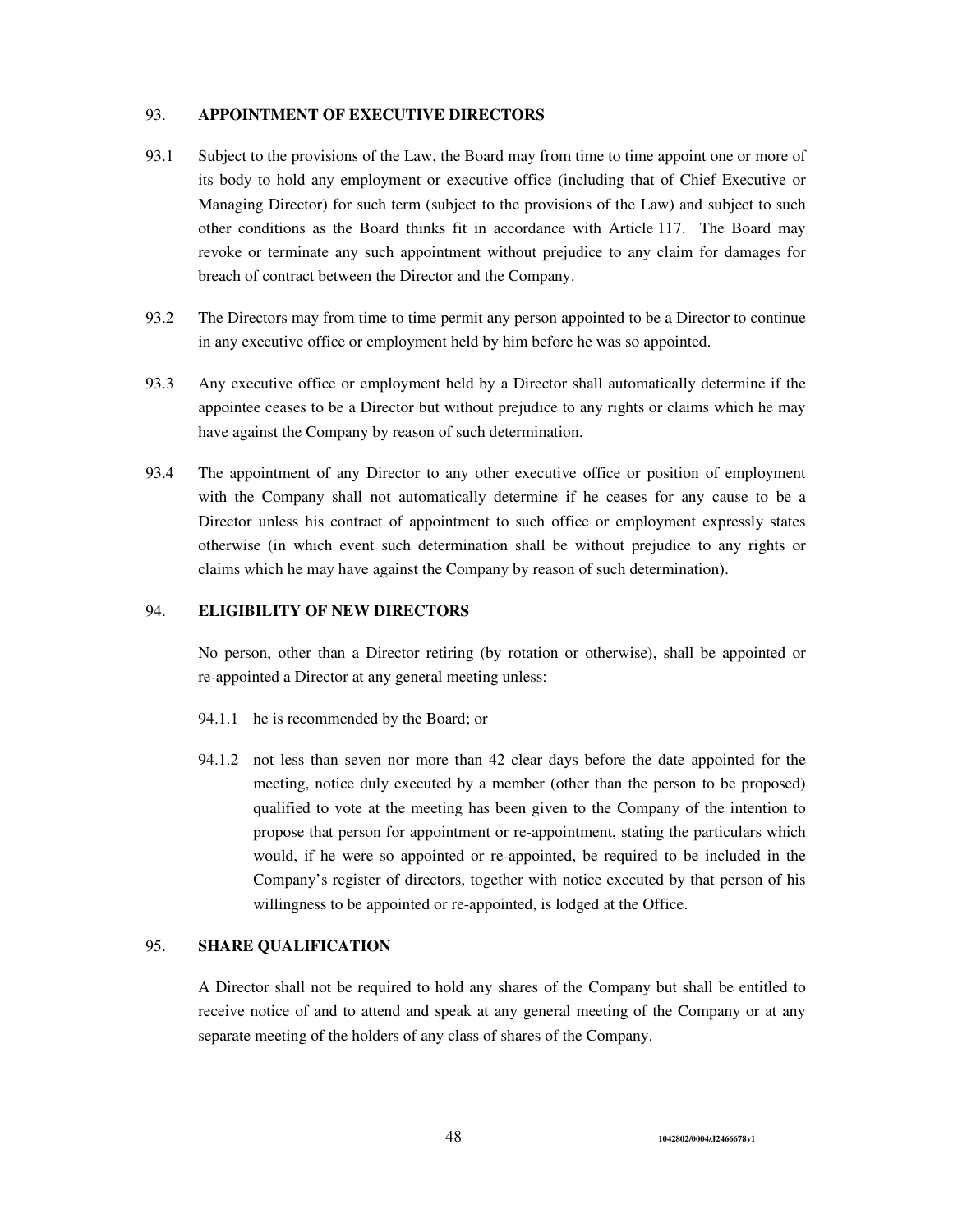## 93. APPOINTMENT OF EXECUTIVE DIRECTORS

93.1 Subject to the provisions of the Law, the Board may from time to time appoint one or more of its body to hold any employment or executive office (including that of Chief Executive or Managing Director) for such term (subject to the provisions of the Law) and subject to such other conditions as the Board thinks fit in accordance with Article 117. The Board may revoke or terminate any such appointment without prejudice to any claim for damages for breach of contract between the Director and the Company.

93.2 The Directors may from time to time permit any person appointed to be a Director to continue in any executive office or employment held by him before he was so appointed.

93.3 Any executive office or employment held by a Director shall automatically determine if the appointee ceases to be a Director but without prejudice to any rights or claims which he may have against the Company by reason of such determination.

93.4 The appointment of any Director to any other executive office or position of employment with the Company shall not automatically determine if he ceases for any cause to be a Director unless his contract of appointment to such office or employment expressly states otherwise (in which event such determination shall be without prejudice to any rights or claims which he may have against the Company by reason of such determination).

## 94. ELIGIBILITY OF NEW DIRECTORS

No person, other than a Director retiring (by rotation or otherwise), shall be appointed or re-appointed a Director at any general meeting unless:

94.1.1 he is recommended by the Board; or

94.1.2 not less than seven nor more than 42 clear days before the date appointed for the meeting, notice duly executed by a member (other than the person to be proposed) qualified to vote at the meeting has been given to the Company of the intention to propose that person for appointment or re-appointment, stating the particulars which would, if he were so appointed or re-appointed, be required to be included in the Company's register of directors, together with notice executed by that person of his willingness to be appointed or re-appointed, is lodged at the Office.

## 95. SHARE QUALIFICATION

A Director shall not be required to hold any shares of the Company but shall be entitled to receive notice of and to attend and speak at any general meeting of the Company or at any separate meeting of the holders of any class of shares of the Company.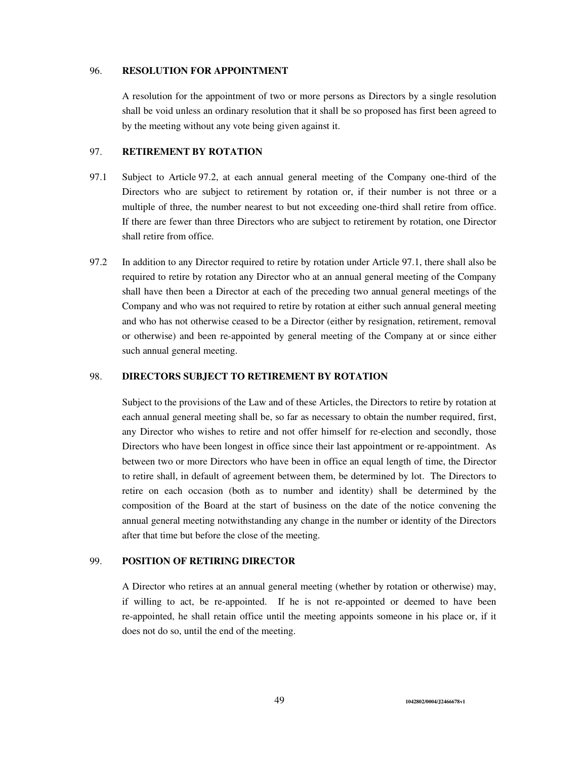## 96. RESOLUTION FOR APPOINTMENT

A resolution for the appointment of two or more persons as Directors by a single resolution shall be void unless an ordinary resolution that it shall be so proposed has first been agreed to by the meeting without any vote being given against it.

## 97. RETIREMENT BY ROTATION

97.1 Subject to Article 97.2, at each annual general meeting of the Company one-third of the Directors who are subject to retirement by rotation or, if their number is not three or a multiple of three, the number nearest to but not exceeding one-third shall retire from office. If there are fewer than three Directors who are subject to retirement by rotation, one Director shall retire from office.

97.2 In addition to any Director required to retire by rotation under Article 97.1, there shall also be required to retire by rotation any Director who at an annual general meeting of the Company shall have then been a Director at each of the preceding two annual general meetings of the Company and who was not required to retire by rotation at either such annual general meeting and who has not otherwise ceased to be a Director (either by resignation, retirement, removal or otherwise) and been re-appointed by general meeting of the Company at or since either such annual general meeting.

## 98. DIRECTORS SUBJECT TO RETIREMENT BY ROTATION

Subject to the provisions of the Law and of these Articles, the Directors to retire by rotation at each annual general meeting shall be, so far as necessary to obtain the number required, first, any Director who wishes to retire and not offer himself for re-election and secondly, those Directors who have been longest in office since their last appointment or re-appointment. As between two or more Directors who have been in office an equal length of time, the Director to retire shall, in default of agreement between them, be determined by lot. The Directors to retire on each occasion (both as to number and identity) shall be determined by the composition of the Board at the start of business on the date of the notice convening the annual general meeting notwithstanding any change in the number or identity of the Directors after that time but before the close of the meeting.

## 99. POSITION OF RETIRING DIRECTOR

A Director who retires at an annual general meeting (whether by rotation or otherwise) may, if willing to act, be re-appointed. If he is not re-appointed or deemed to have been re-appointed, he shall retain office until the meeting appoints someone in his place or, if it does not do so, until the end of the meeting.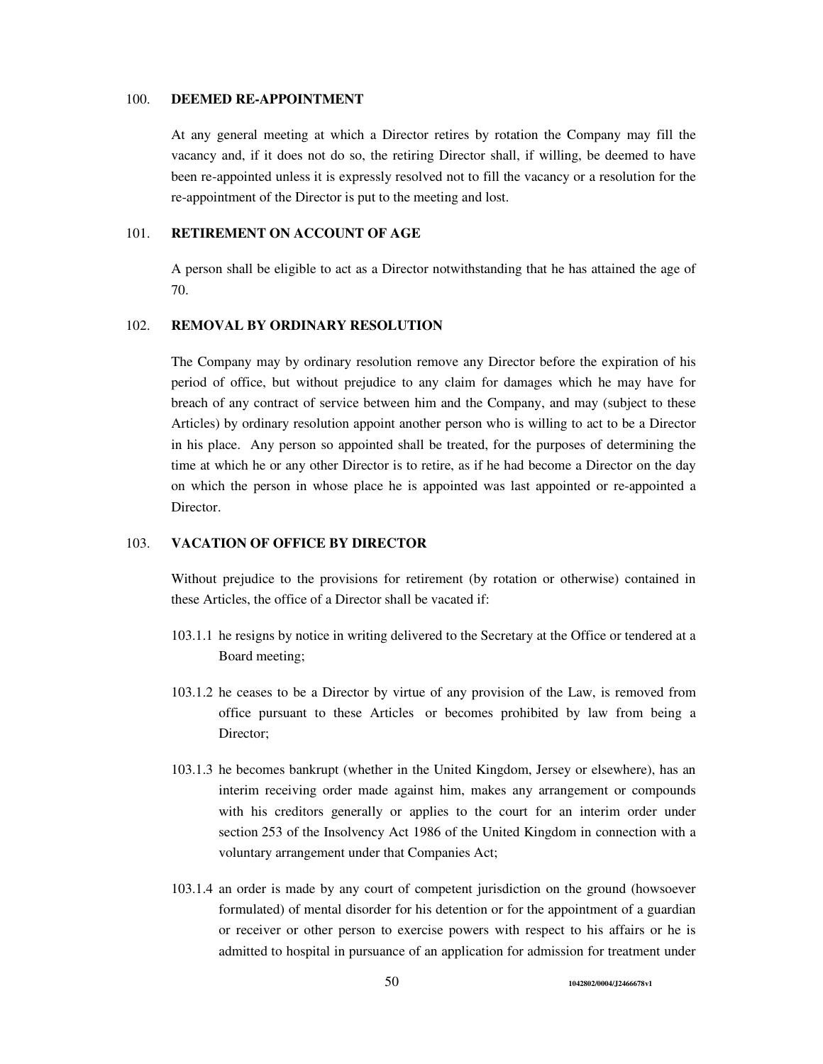## 100. DEEMED RE-APPOINTMENT

At any general meeting at which a Director retires by rotation the Company may fill the vacancy and, if it does not do so, the retiring Director shall, if willing, be deemed to have been re-appointed unless it is expressly resolved not to fill the vacancy or a resolution for the re-appointment of the Director is put to the meeting and lost.

## 101. RETIREMENT ON ACCOUNT OF AGE

A person shall be eligible to act as a Director notwithstanding that he has attained the age of 70.

## 102. REMOVAL BY ORDINARY RESOLUTION

The Company may by ordinary resolution remove any Director before the expiration of his period of office, but without prejudice to any claim for damages which he may have for breach of any contract of service between him and the Company, and may (subject to these Articles) by ordinary resolution appoint another person who is willing to act to be a Director in his place. Any person so appointed shall be treated, for the purposes of determining the time at which he or any other Director is to retire, as if he had become a Director on the day on which the person in whose place he is appointed was last appointed or re-appointed a Director.

## 103. VACATION OF OFFICE BY DIRECTOR

Without prejudice to the provisions for retirement (by rotation or otherwise) contained in these Articles, the office of a Director shall be vacated if:

103.1.1 he resigns by notice in writing delivered to the Secretary at the Office or tendered at a Board meeting;

103.1.2 he ceases to be a Director by virtue of any provision of the Law, is removed from office pursuant to these Articles or becomes prohibited by law from being a Director;

103.1.3 he becomes bankrupt (whether in the United Kingdom, Jersey or elsewhere), has an interim receiving order made against him, makes any arrangement or compounds with his creditors generally or applies to the court for an interim order under section 253 of the Insolvency Act 1986 of the United Kingdom in connection with a voluntary arrangement under that Companies Act;

103.1.4 an order is made by any court of competent jurisdiction on the ground (howsoever formulated) of mental disorder for his detention or for the appointment of a guardian or receiver or other person to exercise powers with respect to his affairs or he is admitted to hospital in pursuance of an application for admission for treatment under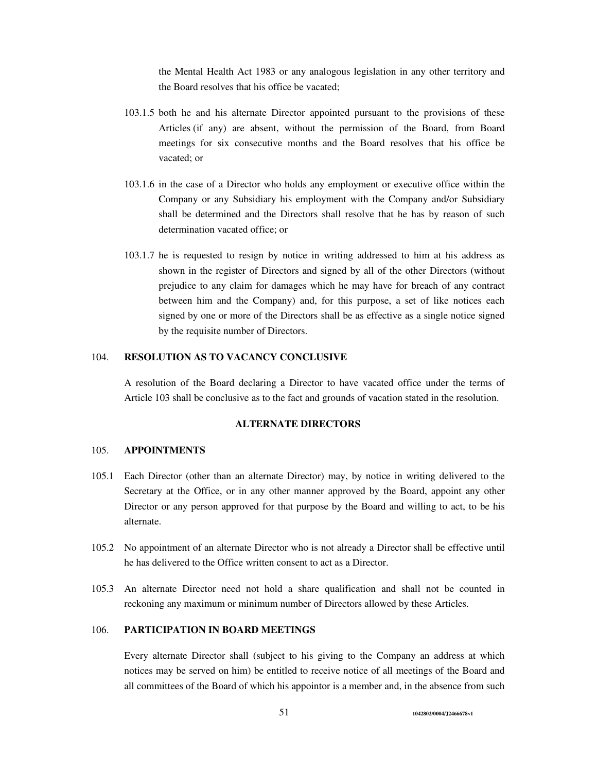the Mental Health Act 1983 or any analogous legislation in any other territory and the Board resolves that his office be vacated;

103.1.5 both he and his alternate Director appointed pursuant to the provisions of these Articles (if any) are absent, without the permission of the Board, from Board meetings for six consecutive months and the Board resolves that his office be vacated; or

103.1.6 in the case of a Director who holds any employment or executive office within the Company or any Subsidiary his employment with the Company and/or Subsidiary shall be determined and the Directors shall resolve that he has by reason of such determination vacated office; or

103.1.7 he is requested to resign by notice in writing addressed to him at his address as shown in the register of Directors and signed by all of the other Directors (without prejudice to any claim for damages which he may have for breach of any contract between him and the Company) and, for this purpose, a set of like notices each signed by one or more of the Directors shall be as effective as a single notice signed by the requisite number of Directors.

### 104. RESOLUTION AS TO VACANCY CONCLUSIVE

A resolution of the Board declaring a Director to have vacated office under the terms of Article 103 shall be conclusive as to the fact and grounds of vacation stated in the resolution.

## ALTERNATE DIRECTORS

### 105. APPOINTMENTS

105.1 Each Director (other than an alternate Director) may, by notice in writing delivered to the Secretary at the Office, or in any other manner approved by the Board, appoint any other Director or any person approved for that purpose by the Board and willing to act, to be his alternate.

105.2 No appointment of an alternate Director who is not already a Director shall be effective until he has delivered to the Office written consent to act as a Director.

105.3 An alternate Director need not hold a share qualification and shall not be counted in reckoning any maximum or minimum number of Directors allowed by these Articles.

### 106. PARTICIPATION IN BOARD MEETINGS

Every alternate Director shall (subject to his giving to the Company an address at which notices may be served on him) be entitled to receive notice of all meetings of the Board and all committees of the Board of which his appointor is a member and, in the absence from such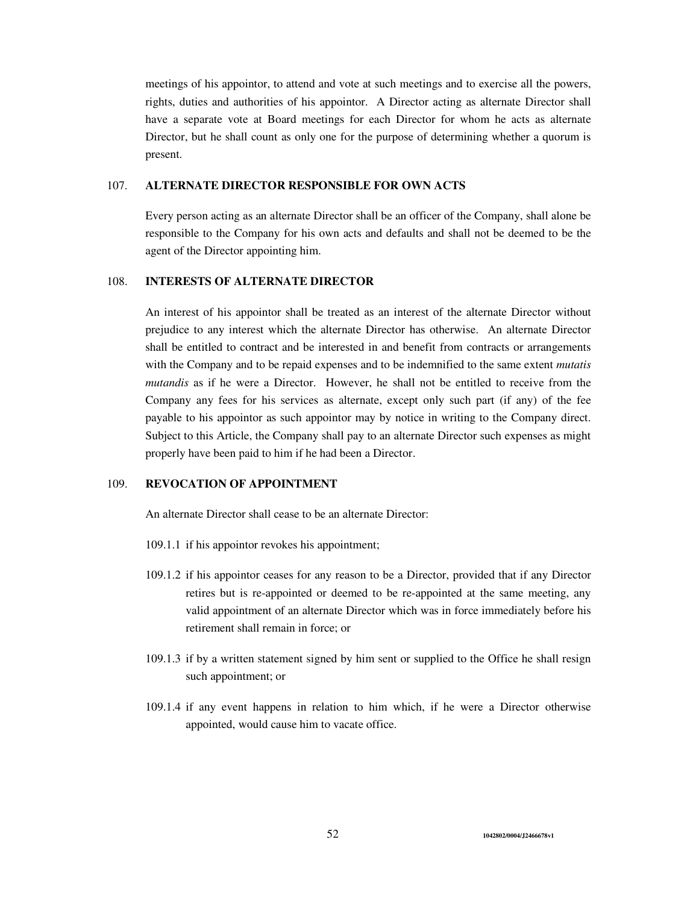meetings of his appointor, to attend and vote at such meetings and to exercise all the powers, rights, duties and authorities of his appointor. A Director acting as alternate Director shall have a separate vote at Board meetings for each Director for whom he acts as alternate Director, but he shall count as only one for the purpose of determining whether a quorum is present.

## 107. ALTERNATE DIRECTOR RESPONSIBLE FOR OWN ACTS

Every person acting as an alternate Director shall be an officer of the Company, shall alone be responsible to the Company for his own acts and defaults and shall not be deemed to be the agent of the Director appointing him.

## 108. INTERESTS OF ALTERNATE DIRECTOR

An interest of his appointor shall be treated as an interest of the alternate Director without prejudice to any interest which the alternate Director has otherwise. An alternate Director shall be entitled to contract and be interested in and benefit from contracts or arrangements with the Company and to be repaid expenses and to be indemnified to the same extent *mutatis mutandis* as if he were a Director. However, he shall not be entitled to receive from the Company any fees for his services as alternate, except only such part (if any) of the fee payable to his appointor as such appointor may by notice in writing to the Company direct. Subject to this Article, the Company shall pay to an alternate Director such expenses as might properly have been paid to him if he had been a Director.

## 109. REVOCATION OF APPOINTMENT

An alternate Director shall cease to be an alternate Director:

109.1.1 if his appointor revokes his appointment;

109.1.2 if his appointor ceases for any reason to be a Director, provided that if any Director retires but is re-appointed or deemed to be re-appointed at the same meeting, any valid appointment of an alternate Director which was in force immediately before his retirement shall remain in force; or

109.1.3 if by a written statement signed by him sent or supplied to the Office he shall resign such appointment; or

109.1.4 if any event happens in relation to him which, if he were a Director otherwise appointed, would cause him to vacate office.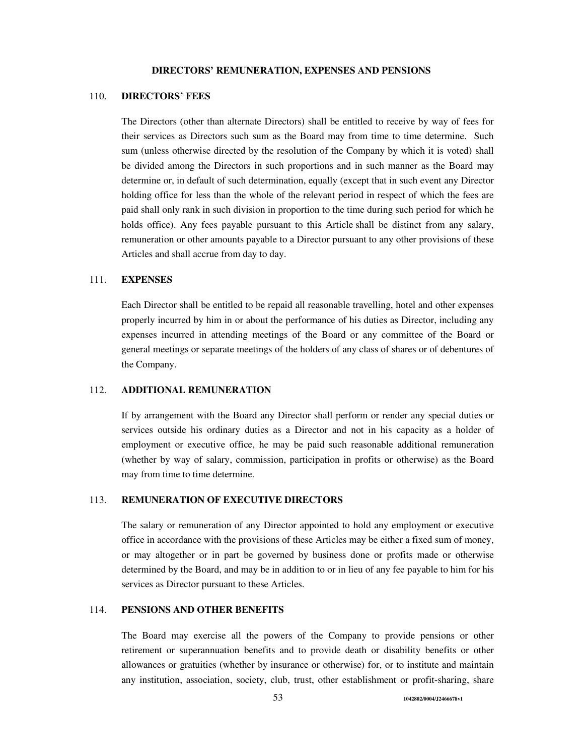## DIRECTORS' REMUNERATION, EXPENSES AND PENSIONS

### 110. DIRECTORS' FEES

The Directors (other than alternate Directors) shall be entitled to receive by way of fees for their services as Directors such sum as the Board may from time to time determine. Such sum (unless otherwise directed by the resolution of the Company by which it is voted) shall be divided among the Directors in such proportions and in such manner as the Board may determine or, in default of such determination, equally (except that in such event any Director holding office for less than the whole of the relevant period in respect of which the fees are paid shall only rank in such division in proportion to the time during such period for which he holds office). Any fees payable pursuant to this Article shall be distinct from any salary, remuneration or other amounts payable to a Director pursuant to any other provisions of these Articles and shall accrue from day to day.

### 111. EXPENSES

Each Director shall be entitled to be repaid all reasonable travelling, hotel and other expenses properly incurred by him in or about the performance of his duties as Director, including any expenses incurred in attending meetings of the Board or any committee of the Board or general meetings or separate meetings of the holders of any class of shares or of debentures of the Company.

### 112. ADDITIONAL REMUNERATION

If by arrangement with the Board any Director shall perform or render any special duties or services outside his ordinary duties as a Director and not in his capacity as a holder of employment or executive office, he may be paid such reasonable additional remuneration (whether by way of salary, commission, participation in profits or otherwise) as the Board may from time to time determine.

### 113. REMUNERATION OF EXECUTIVE DIRECTORS

The salary or remuneration of any Director appointed to hold any employment or executive office in accordance with the provisions of these Articles may be either a fixed sum of money, or may altogether or in part be governed by business done or profits made or otherwise determined by the Board, and may be in addition to or in lieu of any fee payable to him for his services as Director pursuant to these Articles.

### 114. PENSIONS AND OTHER BENEFITS

The Board may exercise all the powers of the Company to provide pensions or other retirement or superannuation benefits and to provide death or disability benefits or other allowances or gratuities (whether by insurance or otherwise) for, or to institute and maintain any institution, association, society, club, trust, other establishment or profit-sharing, share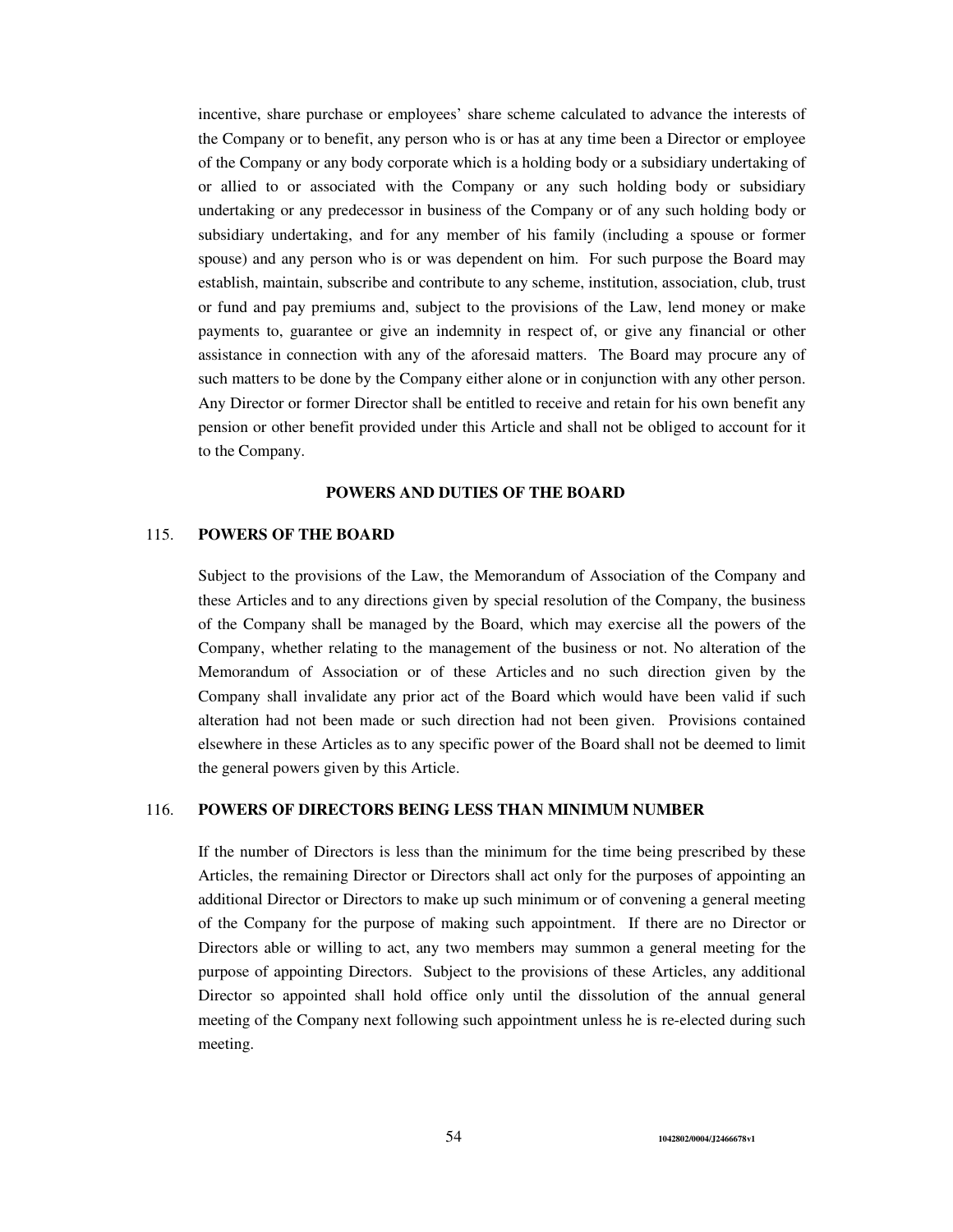incentive, share purchase or employees' share scheme calculated to advance the interests of the Company or to benefit, any person who is or has at any time been a Director or employee of the Company or any body corporate which is a holding body or a subsidiary undertaking of or allied to or associated with the Company or any such holding body or subsidiary undertaking or any predecessor in business of the Company or of any such holding body or subsidiary undertaking, and for any member of his family (including a spouse or former spouse) and any person who is or was dependent on him. For such purpose the Board may establish, maintain, subscribe and contribute to any scheme, institution, association, club, trust or fund and pay premiums and, subject to the provisions of the Law, lend money or make payments to, guarantee or give an indemnity in respect of, or give any financial or other assistance in connection with any of the aforesaid matters. The Board may procure any of such matters to be done by the Company either alone or in conjunction with any other person. Any Director or former Director shall be entitled to receive and retain for his own benefit any pension or other benefit provided under this Article and shall not be obliged to account for it to the Company.

## POWERS AND DUTIES OF THE BOARD

### 115. POWERS OF THE BOARD

Subject to the provisions of the Law, the Memorandum of Association of the Company and these Articles and to any directions given by special resolution of the Company, the business of the Company shall be managed by the Board, which may exercise all the powers of the Company, whether relating to the management of the business or not. No alteration of the Memorandum of Association or of these Articles and no such direction given by the Company shall invalidate any prior act of the Board which would have been valid if such alteration had not been made or such direction had not been given. Provisions contained elsewhere in these Articles as to any specific power of the Board shall not be deemed to limit the general powers given by this Article.

### 116. POWERS OF DIRECTORS BEING LESS THAN MINIMUM NUMBER

If the number of Directors is less than the minimum for the time being prescribed by these Articles, the remaining Director or Directors shall act only for the purposes of appointing an additional Director or Directors to make up such minimum or of convening a general meeting of the Company for the purpose of making such appointment. If there are no Director or Directors able or willing to act, any two members may summon a general meeting for the purpose of appointing Directors. Subject to the provisions of these Articles, any additional Director so appointed shall hold office only until the dissolution of the annual general meeting of the Company next following such appointment unless he is re-elected during such meeting.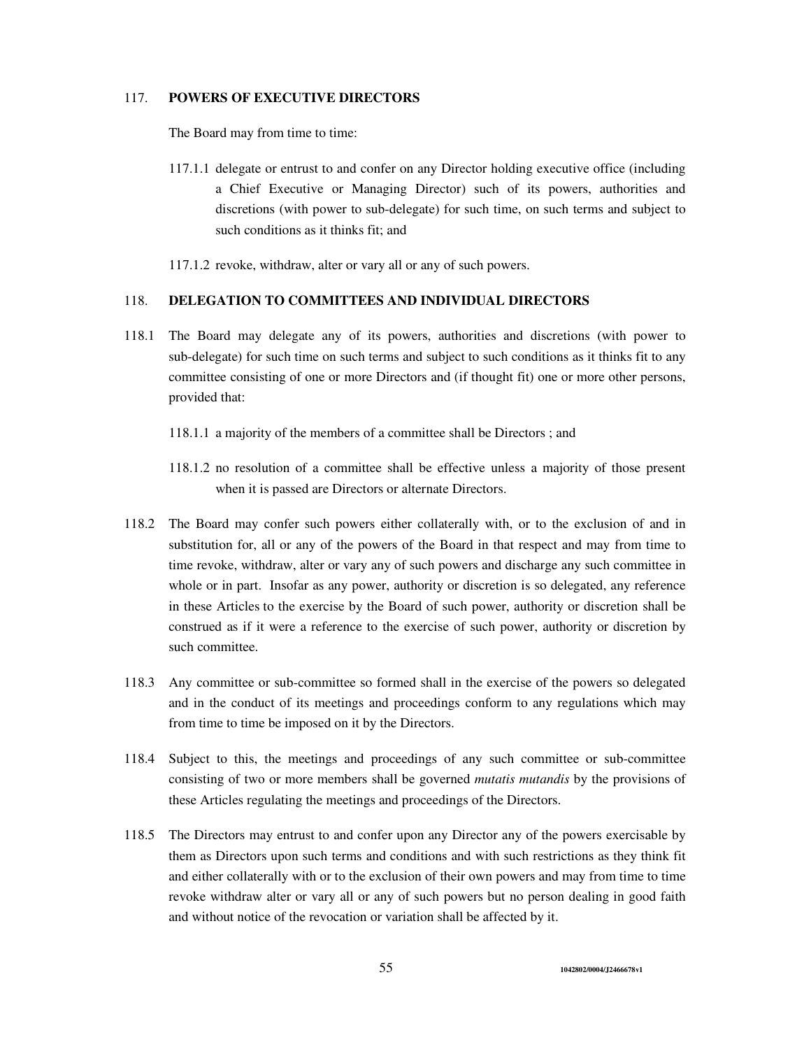## 117. POWERS OF EXECUTIVE DIRECTORS

The Board may from time to time:

117.1.1 delegate or entrust to and confer on any Director holding executive office (including a Chief Executive or Managing Director) such of its powers, authorities and discretions (with power to sub-delegate) for such time, on such terms and subject to such conditions as it thinks fit; and

117.1.2 revoke, withdraw, alter or vary all or any of such powers.

## 118. DELEGATION TO COMMITTEES AND INDIVIDUAL DIRECTORS

118.1 The Board may delegate any of its powers, authorities and discretions (with power to sub-delegate) for such time on such terms and subject to such conditions as it thinks fit to any committee consisting of one or more Directors and (if thought fit) one or more other persons, provided that:

118.1.1 a majority of the members of a committee shall be Directors ; and

118.1.2 no resolution of a committee shall be effective unless a majority of those present when it is passed are Directors or alternate Directors.

118.2 The Board may confer such powers either collaterally with, or to the exclusion of and in substitution for, all or any of the powers of the Board in that respect and may from time to time revoke, withdraw, alter or vary any of such powers and discharge any such committee in whole or in part. Insofar as any power, authority or discretion is so delegated, any reference in these Articles to the exercise by the Board of such power, authority or discretion shall be construed as if it were a reference to the exercise of such power, authority or discretion by such committee.

118.3 Any committee or sub-committee so formed shall in the exercise of the powers so delegated and in the conduct of its meetings and proceedings conform to any regulations which may from time to time be imposed on it by the Directors.

118.4 Subject to this, the meetings and proceedings of any such committee or sub-committee consisting of two or more members shall be governed *mutatis mutandis* by the provisions of these Articles regulating the meetings and proceedings of the Directors.

118.5 The Directors may entrust to and confer upon any Director any of the powers exercisable by them as Directors upon such terms and conditions and with such restrictions as they think fit and either collaterally with or to the exclusion of their own powers and may from time to time revoke withdraw alter or vary all or any of such powers but no person dealing in good faith and without notice of the revocation or variation shall be affected by it.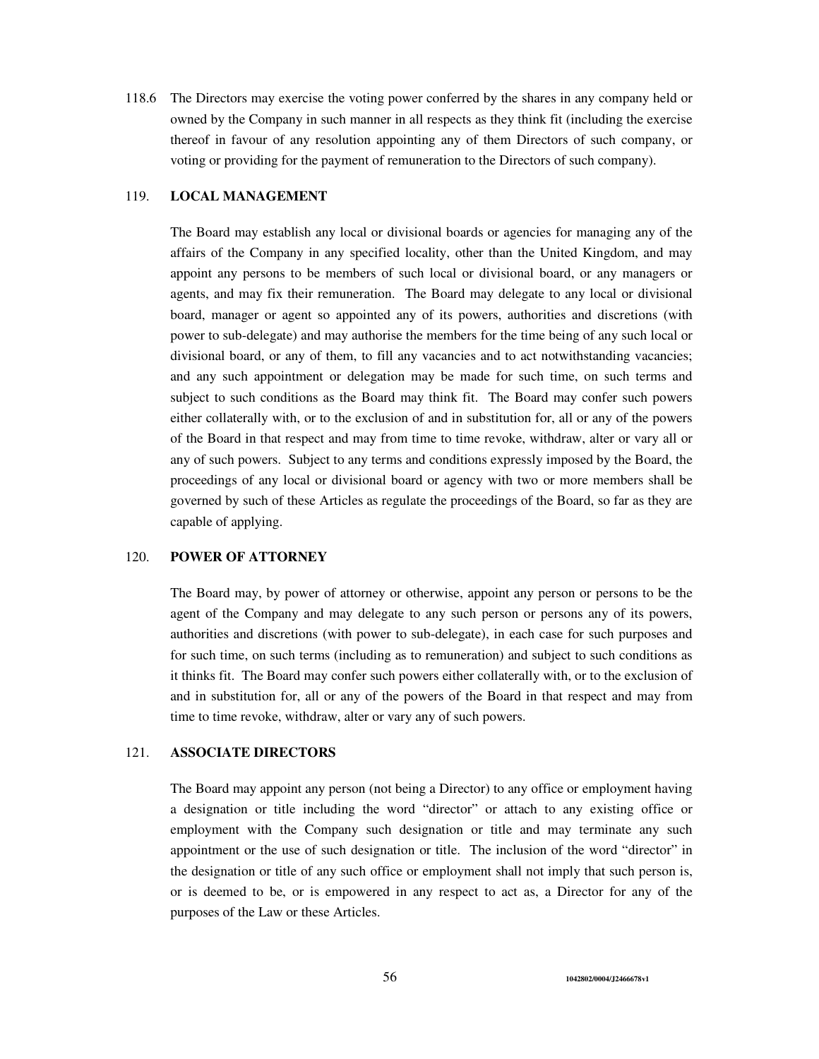118.6 The Directors may exercise the voting power conferred by the shares in any company held or owned by the Company in such manner in all respects as they think fit (including the exercise thereof in favour of any resolution appointing any of them Directors of such company, or voting or providing for the payment of remuneration to the Directors of such company).

## 119. LOCAL MANAGEMENT

The Board may establish any local or divisional boards or agencies for managing any of the affairs of the Company in any specified locality, other than the United Kingdom, and may appoint any persons to be members of such local or divisional board, or any managers or agents, and may fix their remuneration. The Board may delegate to any local or divisional board, manager or agent so appointed any of its powers, authorities and discretions (with power to sub-delegate) and may authorise the members for the time being of any such local or divisional board, or any of them, to fill any vacancies and to act notwithstanding vacancies; and any such appointment or delegation may be made for such time, on such terms and subject to such conditions as the Board may think fit. The Board may confer such powers either collaterally with, or to the exclusion of and in substitution for, all or any of the powers of the Board in that respect and may from time to time revoke, withdraw, alter or vary all or any of such powers. Subject to any terms and conditions expressly imposed by the Board, the proceedings of any local or divisional board or agency with two or more members shall be governed by such of these Articles as regulate the proceedings of the Board, so far as they are capable of applying.

## 120. POWER OF ATTORNEY

The Board may, by power of attorney or otherwise, appoint any person or persons to be the agent of the Company and may delegate to any such person or persons any of its powers, authorities and discretions (with power to sub-delegate), in each case for such purposes and for such time, on such terms (including as to remuneration) and subject to such conditions as it thinks fit. The Board may confer such powers either collaterally with, or to the exclusion of and in substitution for, all or any of the powers of the Board in that respect and may from time to time revoke, withdraw, alter or vary any of such powers.

## 121. ASSOCIATE DIRECTORS

The Board may appoint any person (not being a Director) to any office or employment having a designation or title including the word "director" or attach to any existing office or employment with the Company such designation or title and may terminate any such appointment or the use of such designation or title. The inclusion of the word "director" in the designation or title of any such office or employment shall not imply that such person is, or is deemed to be, or is empowered in any respect to act as, a Director for any of the purposes of the Law or these Articles.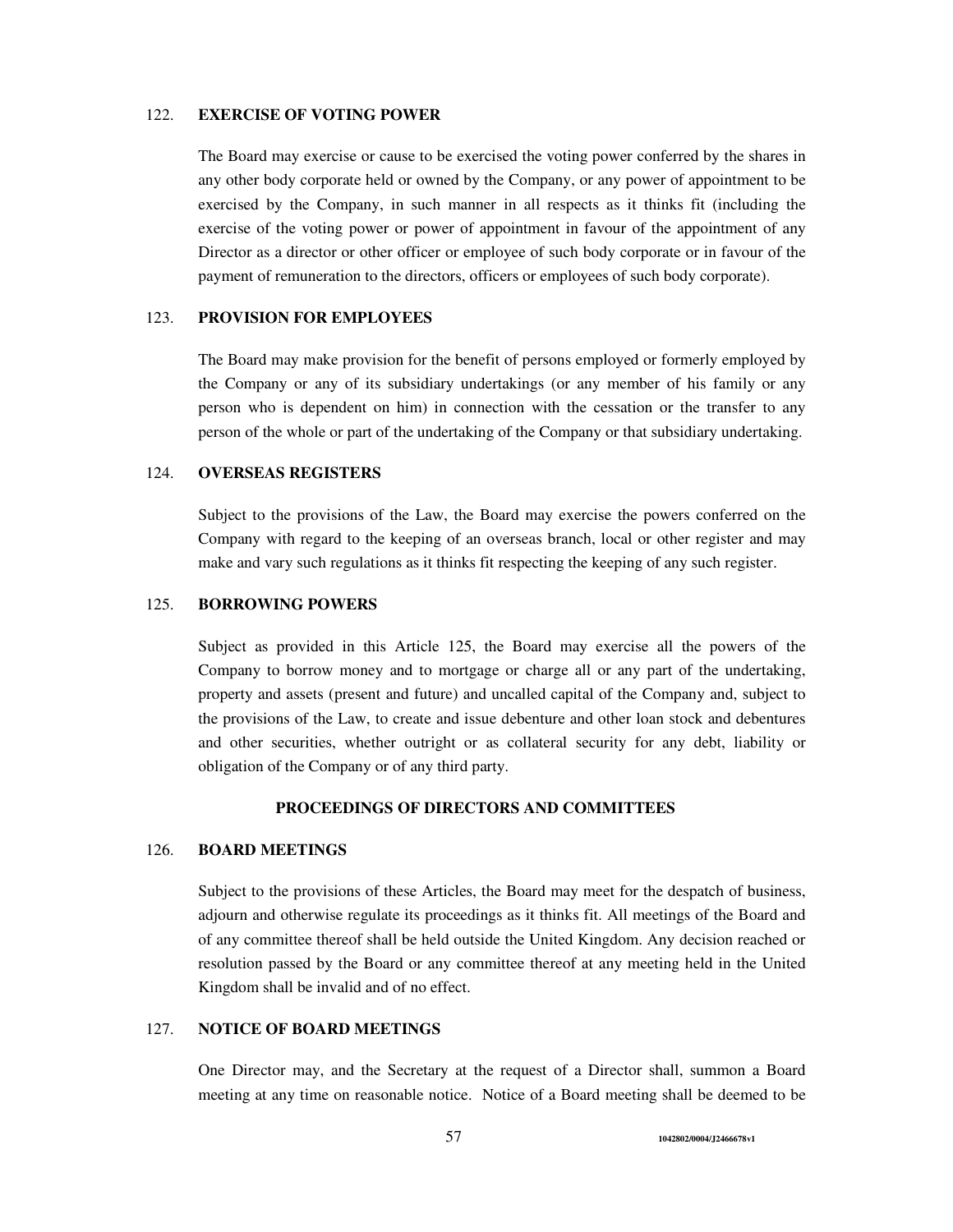### 122. EXERCISE OF VOTING POWER

The Board may exercise or cause to be exercised the voting power conferred by the shares in any other body corporate held or owned by the Company, or any power of appointment to be exercised by the Company, in such manner in all respects as it thinks fit (including the exercise of the voting power or power of appointment in favour of the appointment of any Director as a director or other officer or employee of such body corporate or in favour of the payment of remuneration to the directors, officers or employees of such body corporate).

### 123. PROVISION FOR EMPLOYEES

The Board may make provision for the benefit of persons employed or formerly employed by the Company or any of its subsidiary undertakings (or any member of his family or any person who is dependent on him) in connection with the cessation or the transfer to any person of the whole or part of the undertaking of the Company or that subsidiary undertaking.

### 124. OVERSEAS REGISTERS

Subject to the provisions of the Law, the Board may exercise the powers conferred on the Company with regard to the keeping of an overseas branch, local or other register and may make and vary such regulations as it thinks fit respecting the keeping of any such register.

### 125. BORROWING POWERS

Subject as provided in this Article 125, the Board may exercise all the powers of the Company to borrow money and to mortgage or charge all or any part of the undertaking, property and assets (present and future) and uncalled capital of the Company and, subject to the provisions of the Law, to create and issue debenture and other loan stock and debentures and other securities, whether outright or as collateral security for any debt, liability or obligation of the Company or of any third party.

## PROCEEDINGS OF DIRECTORS AND COMMITTEES

### 126. BOARD MEETINGS

Subject to the provisions of these Articles, the Board may meet for the despatch of business, adjourn and otherwise regulate its proceedings as it thinks fit. All meetings of the Board and of any committee thereof shall be held outside the United Kingdom. Any decision reached or resolution passed by the Board or any committee thereof at any meeting held in the United Kingdom shall be invalid and of no effect.

### 127. NOTICE OF BOARD MEETINGS

One Director may, and the Secretary at the request of a Director shall, summon a Board meeting at any time on reasonable notice. Notice of a Board meeting shall be deemed to be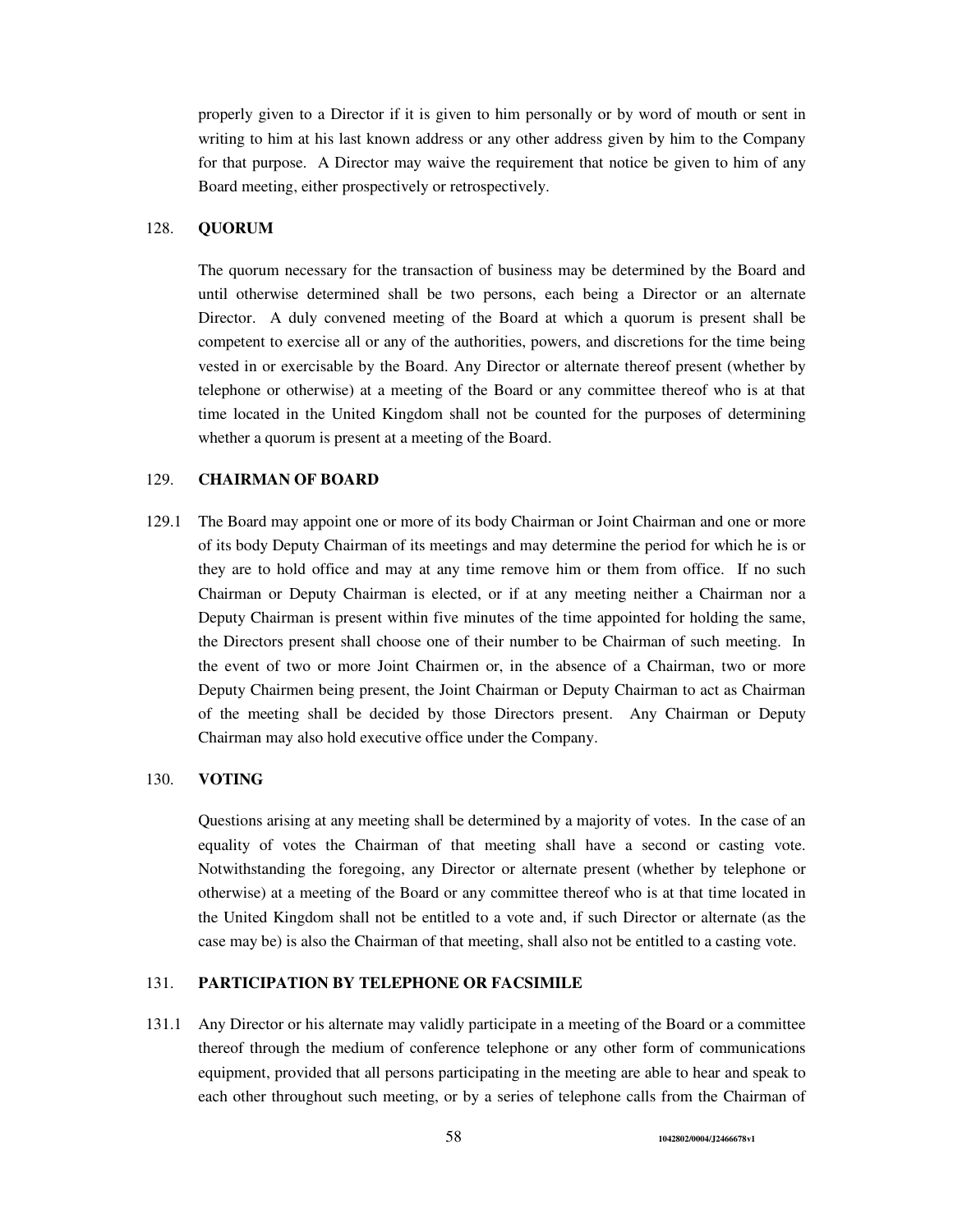properly given to a Director if it is given to him personally or by word of mouth or sent in writing to him at his last known address or any other address given by him to the Company for that purpose. A Director may waive the requirement that notice be given to him of any Board meeting, either prospectively or retrospectively.

## 128. QUORUM

The quorum necessary for the transaction of business may be determined by the Board and until otherwise determined shall be two persons, each being a Director or an alternate Director. A duly convened meeting of the Board at which a quorum is present shall be competent to exercise all or any of the authorities, powers, and discretions for the time being vested in or exercisable by the Board. Any Director or alternate thereof present (whether by telephone or otherwise) at a meeting of the Board or any committee thereof who is at that time located in the United Kingdom shall not be counted for the purposes of determining whether a quorum is present at a meeting of the Board.

## 129. CHAIRMAN OF BOARD

129.1 The Board may appoint one or more of its body Chairman or Joint Chairman and one or more of its body Deputy Chairman of its meetings and may determine the period for which he is or they are to hold office and may at any time remove him or them from office. If no such Chairman or Deputy Chairman is elected, or if at any meeting neither a Chairman nor a Deputy Chairman is present within five minutes of the time appointed for holding the same, the Directors present shall choose one of their number to be Chairman of such meeting. In the event of two or more Joint Chairmen or, in the absence of a Chairman, two or more Deputy Chairmen being present, the Joint Chairman or Deputy Chairman to act as Chairman of the meeting shall be decided by those Directors present. Any Chairman or Deputy Chairman may also hold executive office under the Company.

## 130. VOTING

Questions arising at any meeting shall be determined by a majority of votes. In the case of an equality of votes the Chairman of that meeting shall have a second or casting vote. Notwithstanding the foregoing, any Director or alternate present (whether by telephone or otherwise) at a meeting of the Board or any committee thereof who is at that time located in the United Kingdom shall not be entitled to a vote and, if such Director or alternate (as the case may be) is also the Chairman of that meeting, shall also not be entitled to a casting vote.

## 131. PARTICIPATION BY TELEPHONE OR FACSIMILE

131.1 Any Director or his alternate may validly participate in a meeting of the Board or a committee thereof through the medium of conference telephone or any other form of communications equipment, provided that all persons participating in the meeting are able to hear and speak to each other throughout such meeting, or by a series of telephone calls from the Chairman of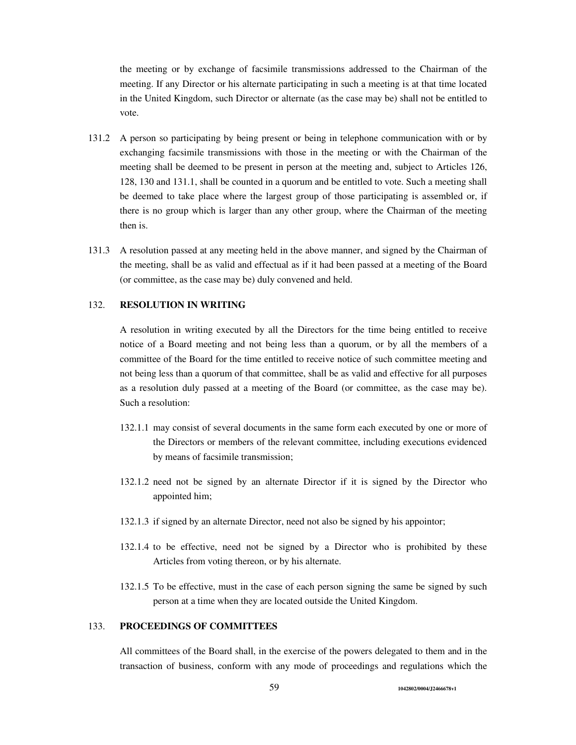the meeting or by exchange of facsimile transmissions addressed to the Chairman of the meeting. If any Director or his alternate participating in such a meeting is at that time located in the United Kingdom, such Director or alternate (as the case may be) shall not be entitled to vote.

131.2 A person so participating by being present or being in telephone communication with or by exchanging facsimile transmissions with those in the meeting or with the Chairman of the meeting shall be deemed to be present in person at the meeting and, subject to Articles 126, 128, 130 and 131.1, shall be counted in a quorum and be entitled to vote. Such a meeting shall be deemed to take place where the largest group of those participating is assembled or, if there is no group which is larger than any other group, where the Chairman of the meeting then is.

131.3 A resolution passed at any meeting held in the above manner, and signed by the Chairman of the meeting, shall be as valid and effectual as if it had been passed at a meeting of the Board (or committee, as the case may be) duly convened and held.

## 132. RESOLUTION IN WRITING

A resolution in writing executed by all the Directors for the time being entitled to receive notice of a Board meeting and not being less than a quorum, or by all the members of a committee of the Board for the time entitled to receive notice of such committee meeting and not being less than a quorum of that committee, shall be as valid and effective for all purposes as a resolution duly passed at a meeting of the Board (or committee, as the case may be). Such a resolution:

132.1.1 may consist of several documents in the same form each executed by one or more of the Directors or members of the relevant committee, including executions evidenced by means of facsimile transmission;

132.1.2 need not be signed by an alternate Director if it is signed by the Director who appointed him;

132.1.3 if signed by an alternate Director, need not also be signed by his appointor;

132.1.4 to be effective, need not be signed by a Director who is prohibited by these Articles from voting thereon, or by his alternate.

132.1.5 To be effective, must in the case of each person signing the same be signed by such person at a time when they are located outside the United Kingdom.

## 133. PROCEEDINGS OF COMMITTEES

All committees of the Board shall, in the exercise of the powers delegated to them and in the transaction of business, conform with any mode of proceedings and regulations which the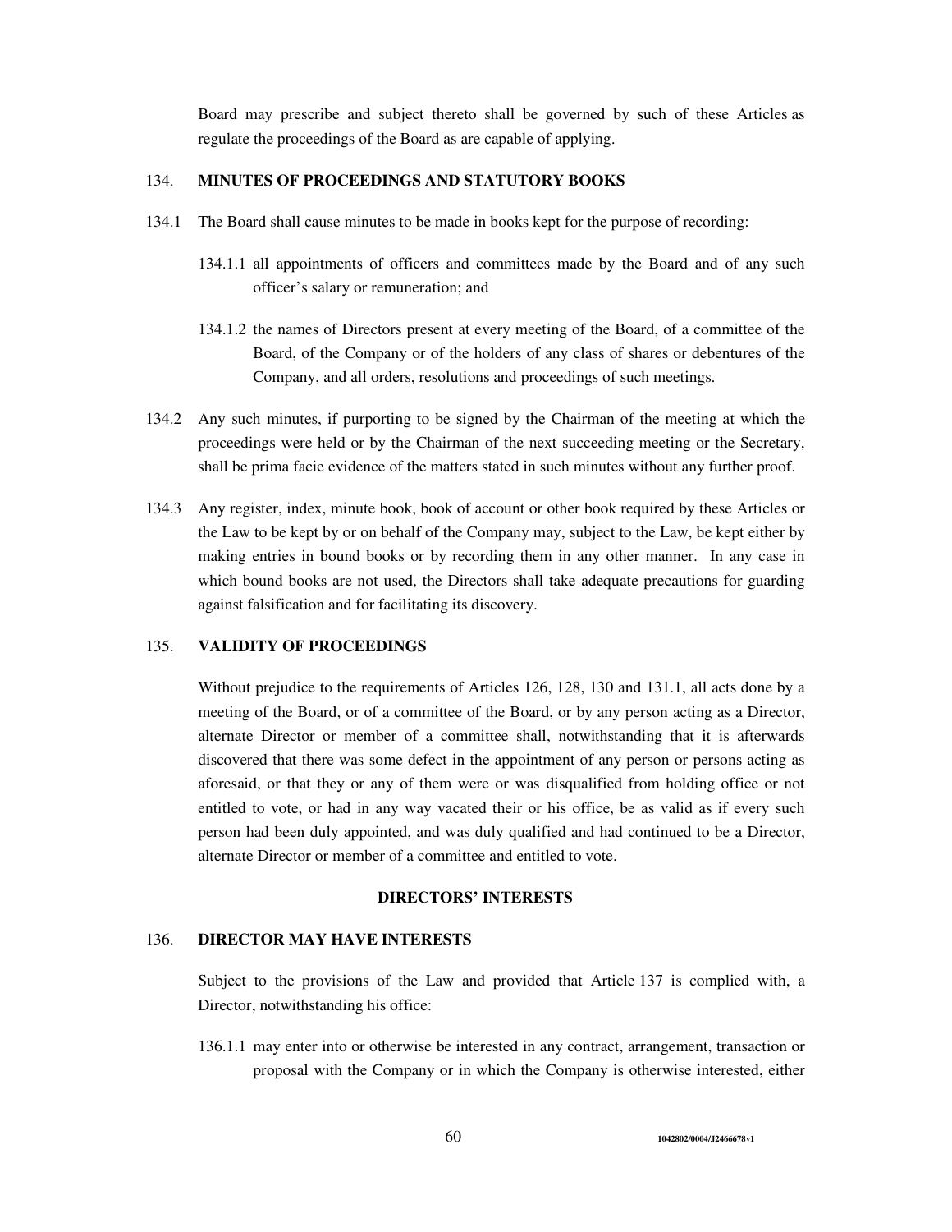Board may prescribe and subject thereto shall be governed by such of these Articles as regulate the proceedings of the Board as are capable of applying.

## 134. MINUTES OF PROCEEDINGS AND STATUTORY BOOKS

134.1 The Board shall cause minutes to be made in books kept for the purpose of recording:

134.1.1 all appointments of officers and committees made by the Board and of any such officer's salary or remuneration; and

134.1.2 the names of Directors present at every meeting of the Board, of a committee of the Board, of the Company or of the holders of any class of shares or debentures of the Company, and all orders, resolutions and proceedings of such meetings.

134.2 Any such minutes, if purporting to be signed by the Chairman of the meeting at which the proceedings were held or by the Chairman of the next succeeding meeting or the Secretary, shall be prima facie evidence of the matters stated in such minutes without any further proof.

134.3 Any register, index, minute book, book of account or other book required by these Articles or the Law to be kept by or on behalf of the Company may, subject to the Law, be kept either by making entries in bound books or by recording them in any other manner. In any case in which bound books are not used, the Directors shall take adequate precautions for guarding against falsification and for facilitating its discovery.

## 135. VALIDITY OF PROCEEDINGS

Without prejudice to the requirements of Articles 126, 128, 130 and 131.1, all acts done by a meeting of the Board, or of a committee of the Board, or by any person acting as a Director, alternate Director or member of a committee shall, notwithstanding that it is afterwards discovered that there was some defect in the appointment of any person or persons acting as aforesaid, or that they or any of them were or was disqualified from holding office or not entitled to vote, or had in any way vacated their or his office, be as valid as if every such person had been duly appointed, and was duly qualified and had continued to be a Director, alternate Director or member of a committee and entitled to vote.

## DIRECTORS' INTERESTS

## 136. DIRECTOR MAY HAVE INTERESTS

Subject to the provisions of the Law and provided that Article 137 is complied with, a Director, notwithstanding his office:

136.1.1 may enter into or otherwise be interested in any contract, arrangement, transaction or proposal with the Company or in which the Company is otherwise interested, either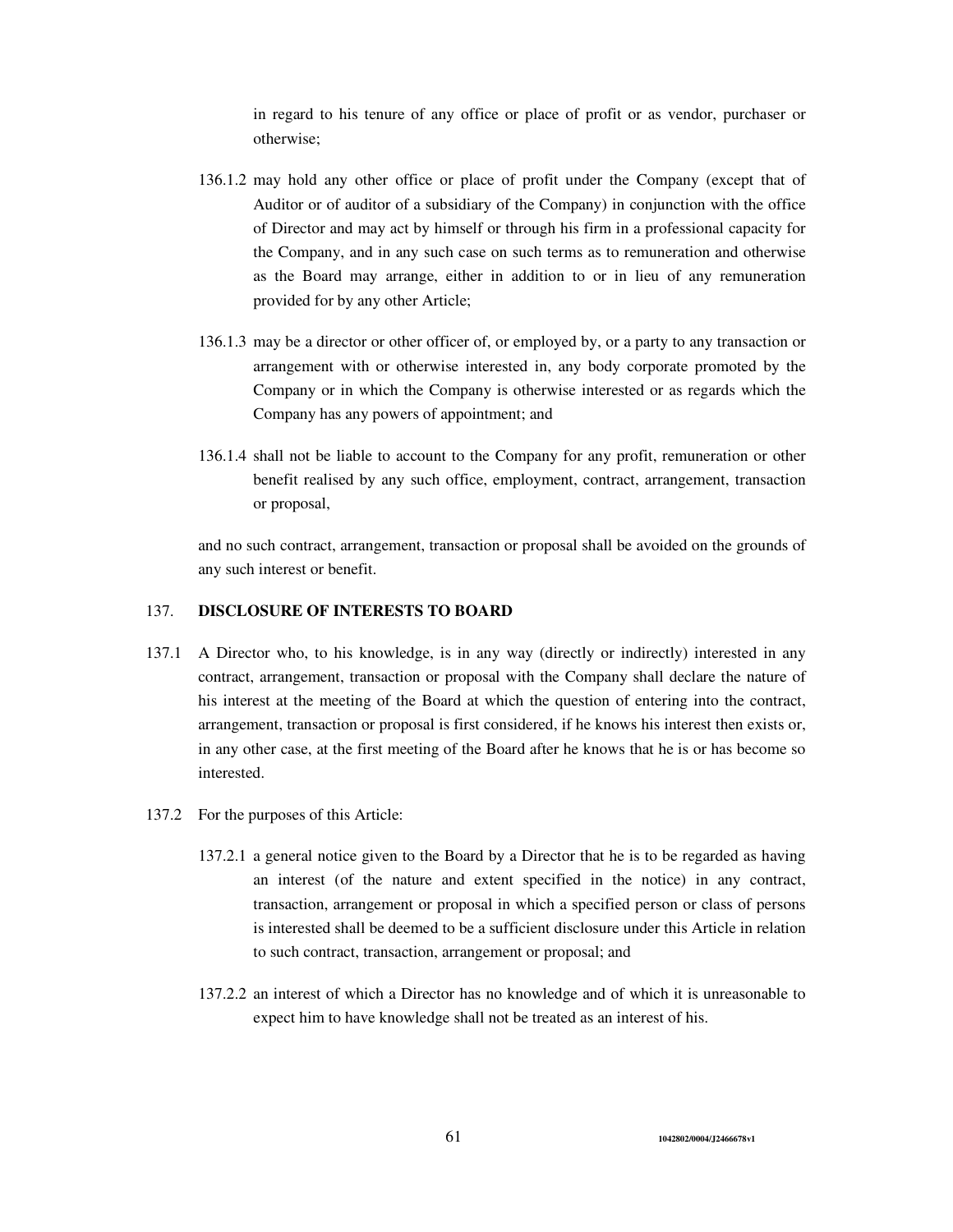in regard to his tenure of any office or place of profit or as vendor, purchaser or otherwise;

136.1.2 may hold any other office or place of profit under the Company (except that of Auditor or of auditor of a subsidiary of the Company) in conjunction with the office of Director and may act by himself or through his firm in a professional capacity for the Company, and in any such case on such terms as to remuneration and otherwise as the Board may arrange, either in addition to or in lieu of any remuneration provided for by any other Article;

136.1.3 may be a director or other officer of, or employed by, or a party to any transaction or arrangement with or otherwise interested in, any body corporate promoted by the Company or in which the Company is otherwise interested or as regards which the Company has any powers of appointment; and

136.1.4 shall not be liable to account to the Company for any profit, remuneration or other benefit realised by any such office, employment, contract, arrangement, transaction or proposal,

and no such contract, arrangement, transaction or proposal shall be avoided on the grounds of any such interest or benefit.

## 137. DISCLOSURE OF INTERESTS TO BOARD

137.1 A Director who, to his knowledge, is in any way (directly or indirectly) interested in any contract, arrangement, transaction or proposal with the Company shall declare the nature of his interest at the meeting of the Board at which the question of entering into the contract, arrangement, transaction or proposal is first considered, if he knows his interest then exists or, in any other case, at the first meeting of the Board after he knows that he is or has become so interested.

137.2 For the purposes of this Article:

137.2.1 a general notice given to the Board by a Director that he is to be regarded as having an interest (of the nature and extent specified in the notice) in any contract, transaction, arrangement or proposal in which a specified person or class of persons is interested shall be deemed to be a sufficient disclosure under this Article in relation to such contract, transaction, arrangement or proposal; and

137.2.2 an interest of which a Director has no knowledge and of which it is unreasonable to expect him to have knowledge shall not be treated as an interest of his.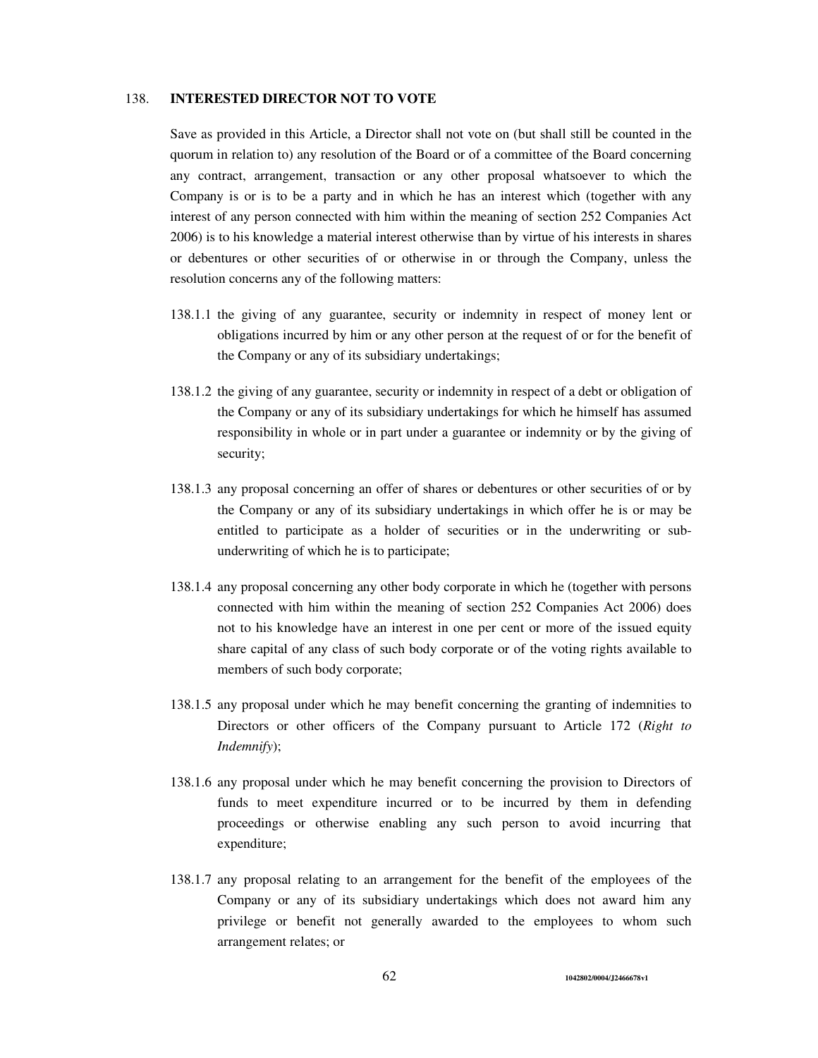## 138. INTERESTED DIRECTOR NOT TO VOTE

Save as provided in this Article, a Director shall not vote on (but shall still be counted in the quorum in relation to) any resolution of the Board or of a committee of the Board concerning any contract, arrangement, transaction or any other proposal whatsoever to which the Company is or is to be a party and in which he has an interest which (together with any interest of any person connected with him within the meaning of section 252 Companies Act 2006) is to his knowledge a material interest otherwise than by virtue of his interests in shares or debentures or other securities of or otherwise in or through the Company, unless the resolution concerns any of the following matters:

138.1.1 the giving of any guarantee, security or indemnity in respect of money lent or obligations incurred by him or any other person at the request of or for the benefit of the Company or any of its subsidiary undertakings;

138.1.2 the giving of any guarantee, security or indemnity in respect of a debt or obligation of the Company or any of its subsidiary undertakings for which he himself has assumed responsibility in whole or in part under a guarantee or indemnity or by the giving of security;

138.1.3 any proposal concerning an offer of shares or debentures or other securities of or by the Company or any of its subsidiary undertakings in which offer he is or may be entitled to participate as a holder of securities or in the underwriting or sub-underwriting of which he is to participate;

138.1.4 any proposal concerning any other body corporate in which he (together with persons connected with him within the meaning of section 252 Companies Act 2006) does not to his knowledge have an interest in one per cent or more of the issued equity share capital of any class of such body corporate or of the voting rights available to members of such body corporate;

138.1.5 any proposal under which he may benefit concerning the granting of indemnities to Directors or other officers of the Company pursuant to Article 172 (*Right to Indemnify*);

138.1.6 any proposal under which he may benefit concerning the provision to Directors of funds to meet expenditure incurred or to be incurred by them in defending proceedings or otherwise enabling any such person to avoid incurring that expenditure;

138.1.7 any proposal relating to an arrangement for the benefit of the employees of the Company or any of its subsidiary undertakings which does not award him any privilege or benefit not generally awarded to the employees to whom such arrangement relates; or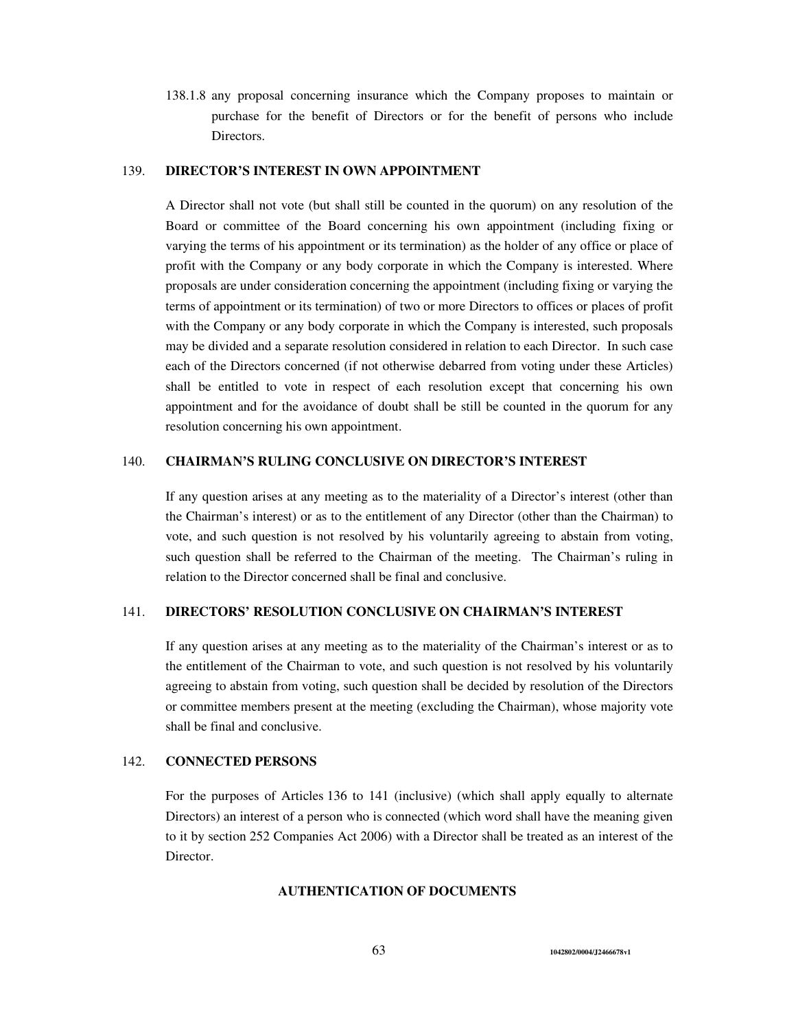138.1.8 any proposal concerning insurance which the Company proposes to maintain or purchase for the benefit of Directors or for the benefit of persons who include Directors.

## 139. DIRECTOR'S INTEREST IN OWN APPOINTMENT

A Director shall not vote (but shall still be counted in the quorum) on any resolution of the Board or committee of the Board concerning his own appointment (including fixing or varying the terms of his appointment or its termination) as the holder of any office or place of profit with the Company or any body corporate in which the Company is interested. Where proposals are under consideration concerning the appointment (including fixing or varying the terms of appointment or its termination) of two or more Directors to offices or places of profit with the Company or any body corporate in which the Company is interested, such proposals may be divided and a separate resolution considered in relation to each Director. In such case each of the Directors concerned (if not otherwise debarred from voting under these Articles) shall be entitled to vote in respect of each resolution except that concerning his own appointment and for the avoidance of doubt shall be still be counted in the quorum for any resolution concerning his own appointment.

## 140. CHAIRMAN'S RULING CONCLUSIVE ON DIRECTOR'S INTEREST

If any question arises at any meeting as to the materiality of a Director's interest (other than the Chairman's interest) or as to the entitlement of any Director (other than the Chairman) to vote, and such question is not resolved by his voluntarily agreeing to abstain from voting, such question shall be referred to the Chairman of the meeting. The Chairman's ruling in relation to the Director concerned shall be final and conclusive.

## 141. DIRECTORS' RESOLUTION CONCLUSIVE ON CHAIRMAN'S INTEREST

If any question arises at any meeting as to the materiality of the Chairman's interest or as to the entitlement of the Chairman to vote, and such question is not resolved by his voluntarily agreeing to abstain from voting, such question shall be decided by resolution of the Directors or committee members present at the meeting (excluding the Chairman), whose majority vote shall be final and conclusive.

## 142. CONNECTED PERSONS

For the purposes of Articles 136 to 141 (inclusive) (which shall apply equally to alternate Directors) an interest of a person who is connected (which word shall have the meaning given to it by section 252 Companies Act 2006) with a Director shall be treated as an interest of the Director.

## AUTHENTICATION OF DOCUMENTS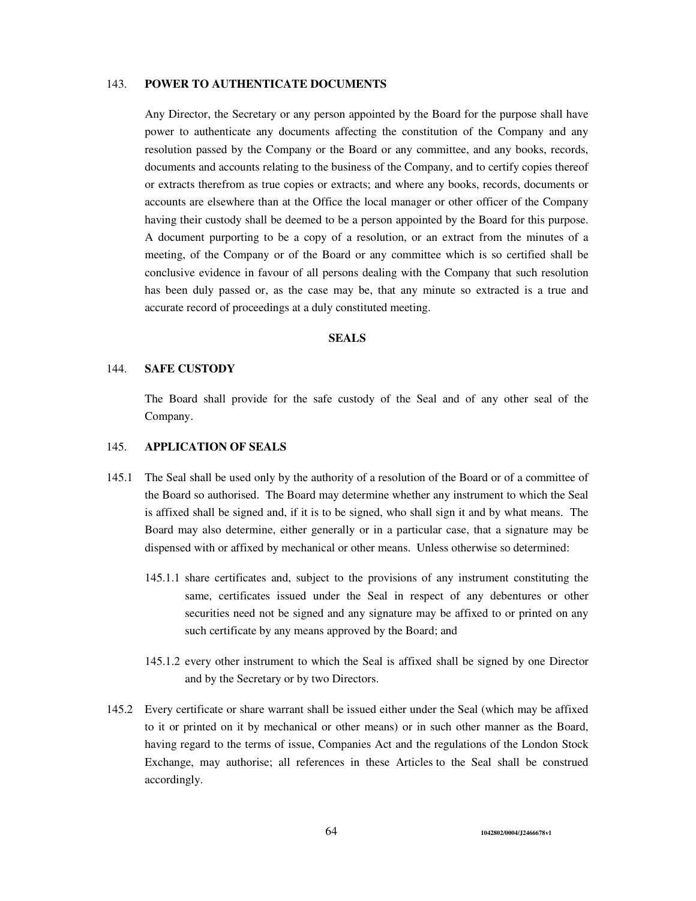### 143. POWER TO AUTHENTICATE DOCUMENTS

Any Director, the Secretary or any person appointed by the Board for the purpose shall have power to authenticate any documents affecting the constitution of the Company and any resolution passed by the Company or the Board or any committee, and any books, records, documents and accounts relating to the business of the Company, and to certify copies thereof or extracts therefrom as true copies or extracts; and where any books, records, documents or accounts are elsewhere than at the Office the local manager or other officer of the Company having their custody shall be deemed to be a person appointed by the Board for this purpose. A document purporting to be a copy of a resolution, or an extract from the minutes of a meeting, of the Company or of the Board or any committee which is so certified shall be conclusive evidence in favour of all persons dealing with the Company that such resolution has been duly passed or, as the case may be, that any minute so extracted is a true and accurate record of proceedings at a duly constituted meeting.

## SEALS

### 144. SAFE CUSTODY

The Board shall provide for the safe custody of the Seal and of any other seal of the Company.

### 145. APPLICATION OF SEALS

145.1 The Seal shall be used only by the authority of a resolution of the Board or of a committee of the Board so authorised. The Board may determine whether any instrument to which the Seal is affixed shall be signed and, if it is to be signed, who shall sign it and by what means. The Board may also determine, either generally or in a particular case, that a signature may be dispensed with or affixed by mechanical or other means. Unless otherwise so determined:

145.1.1 share certificates and, subject to the provisions of any instrument constituting the same, certificates issued under the Seal in respect of any debentures or other securities need not be signed and any signature may be affixed to or printed on any such certificate by any means approved by the Board; and

145.1.2 every other instrument to which the Seal is affixed shall be signed by one Director and by the Secretary or by two Directors.

145.2 Every certificate or share warrant shall be issued either under the Seal (which may be affixed to it or printed on it by mechanical or other means) or in such other manner as the Board, having regard to the terms of issue, Companies Act and the regulations of the London Stock Exchange, may authorise; all references in these Articles to the Seal shall be construed accordingly.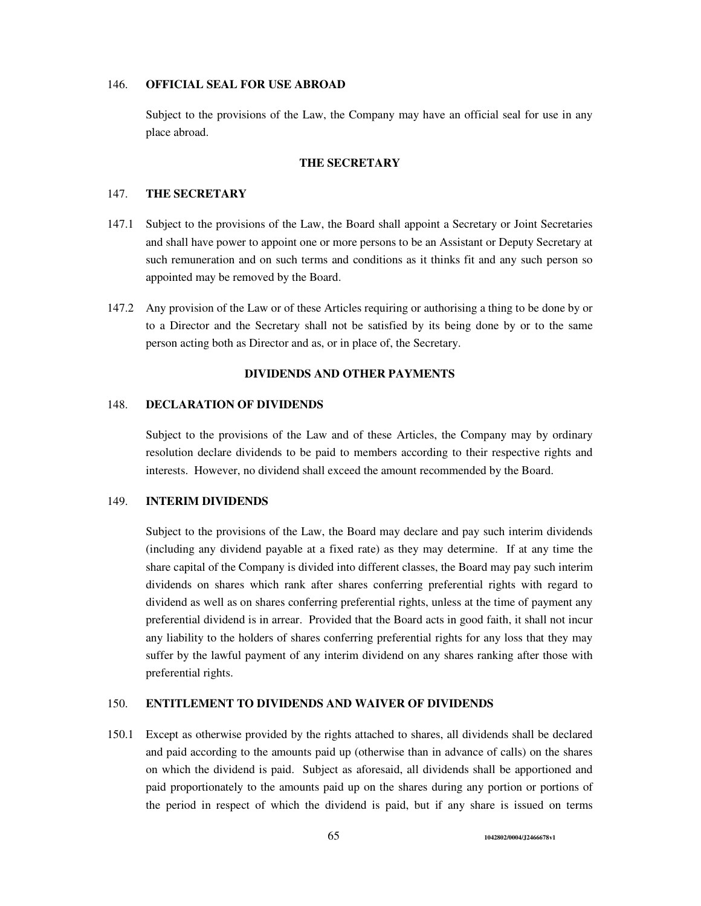### 146. OFFICIAL SEAL FOR USE ABROAD

Subject to the provisions of the Law, the Company may have an official seal for use in any place abroad.

## THE SECRETARY

### 147. THE SECRETARY

147.1 Subject to the provisions of the Law, the Board shall appoint a Secretary or Joint Secretaries and shall have power to appoint one or more persons to be an Assistant or Deputy Secretary at such remuneration and on such terms and conditions as it thinks fit and any such person so appointed may be removed by the Board.

147.2 Any provision of the Law or of these Articles requiring or authorising a thing to be done by or to a Director and the Secretary shall not be satisfied by its being done by or to the same person acting both as Director and as, or in place of, the Secretary.

## DIVIDENDS AND OTHER PAYMENTS

### 148. DECLARATION OF DIVIDENDS

Subject to the provisions of the Law and of these Articles, the Company may by ordinary resolution declare dividends to be paid to members according to their respective rights and interests. However, no dividend shall exceed the amount recommended by the Board.

### 149. INTERIM DIVIDENDS

Subject to the provisions of the Law, the Board may declare and pay such interim dividends (including any dividend payable at a fixed rate) as they may determine. If at any time the share capital of the Company is divided into different classes, the Board may pay such interim dividends on shares which rank after shares conferring preferential rights with regard to dividend as well as on shares conferring preferential rights, unless at the time of payment any preferential dividend is in arrear. Provided that the Board acts in good faith, it shall not incur any liability to the holders of shares conferring preferential rights for any loss that they may suffer by the lawful payment of any interim dividend on any shares ranking after those with preferential rights.

### 150. ENTITLEMENT TO DIVIDENDS AND WAIVER OF DIVIDENDS

150.1 Except as otherwise provided by the rights attached to shares, all dividends shall be declared and paid according to the amounts paid up (otherwise than in advance of calls) on the shares on which the dividend is paid. Subject as aforesaid, all dividends shall be apportioned and paid proportionately to the amounts paid up on the shares during any portion or portions of the period in respect of which the dividend is paid, but if any share is issued on terms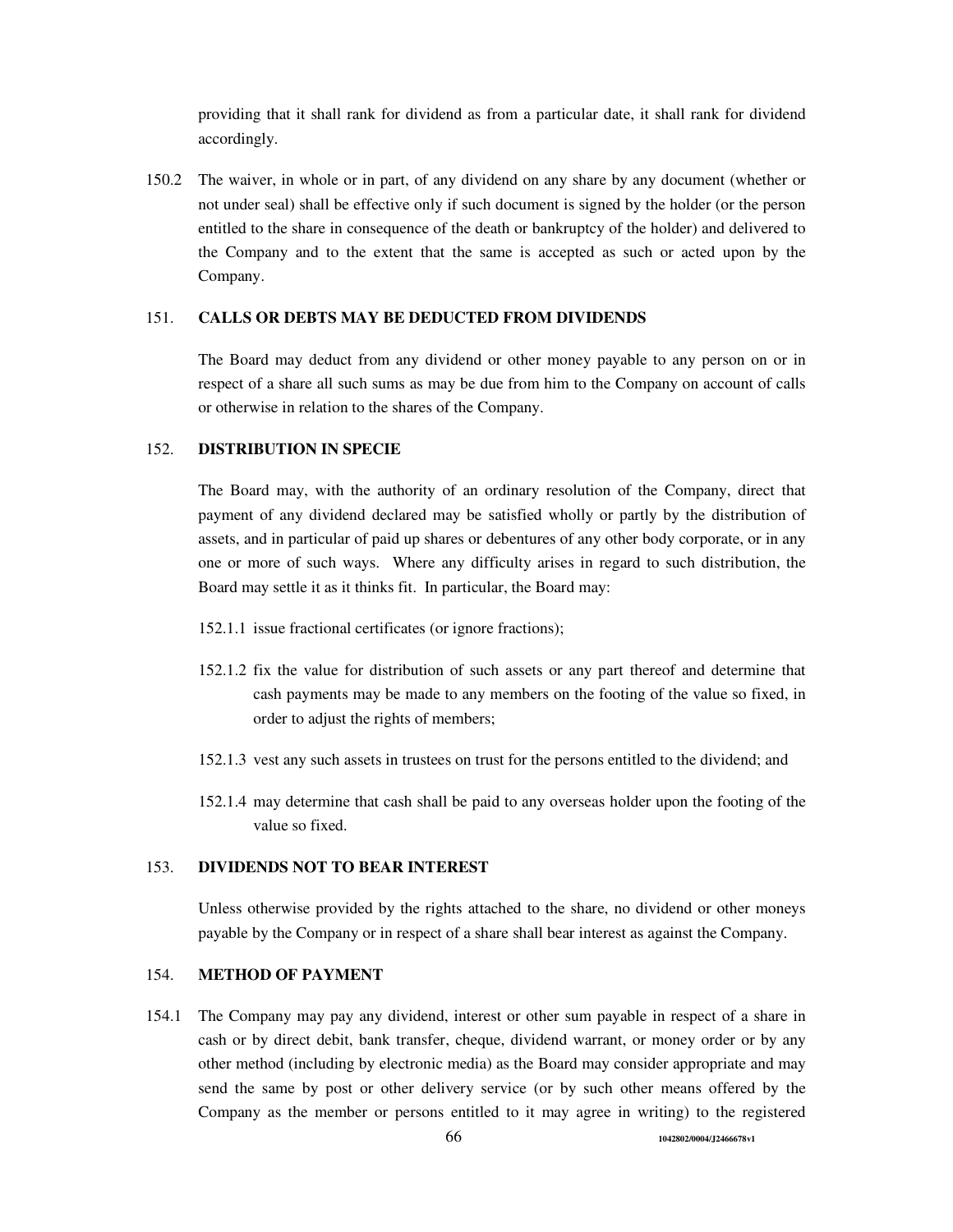providing that it shall rank for dividend as from a particular date, it shall rank for dividend accordingly.

150.2 The waiver, in whole or in part, of any dividend on any share by any document (whether or not under seal) shall be effective only if such document is signed by the holder (or the person entitled to the share in consequence of the death or bankruptcy of the holder) and delivered to the Company and to the extent that the same is accepted as such or acted upon by the Company.

151. **CALLS OR DEBTS MAY BE DEDUCTED FROM DIVIDENDS**

The Board may deduct from any dividend or other money payable to any person on or in respect of a share all such sums as may be due from him to the Company on account of calls or otherwise in relation to the shares of the Company.

152. **DISTRIBUTION IN SPECIE**

The Board may, with the authority of an ordinary resolution of the Company, direct that payment of any dividend declared may be satisfied wholly or partly by the distribution of assets, and in particular of paid up shares or debentures of any other body corporate, or in any one or more of such ways. Where any difficulty arises in regard to such distribution, the Board may settle it as it thinks fit. In particular, the Board may:

152.1.1 issue fractional certificates (or ignore fractions);

152.1.2 fix the value for distribution of such assets or any part thereof and determine that cash payments may be made to any members on the footing of the value so fixed, in order to adjust the rights of members;

152.1.3 vest any such assets in trustees on trust for the persons entitled to the dividend; and

152.1.4 may determine that cash shall be paid to any overseas holder upon the footing of the value so fixed.

153. **DIVIDENDS NOT TO BEAR INTEREST**

Unless otherwise provided by the rights attached to the share, no dividend or other moneys payable by the Company or in respect of a share shall bear interest as against the Company.

154. **METHOD OF PAYMENT**

154.1 The Company may pay any dividend, interest or other sum payable in respect of a share in cash or by direct debit, bank transfer, cheque, dividend warrant, or money order or by any other method (including by electronic media) as the Board may consider appropriate and may send the same by post or other delivery service (or by such other means offered by the Company as the member or persons entitled to it may agree in writing) to the registered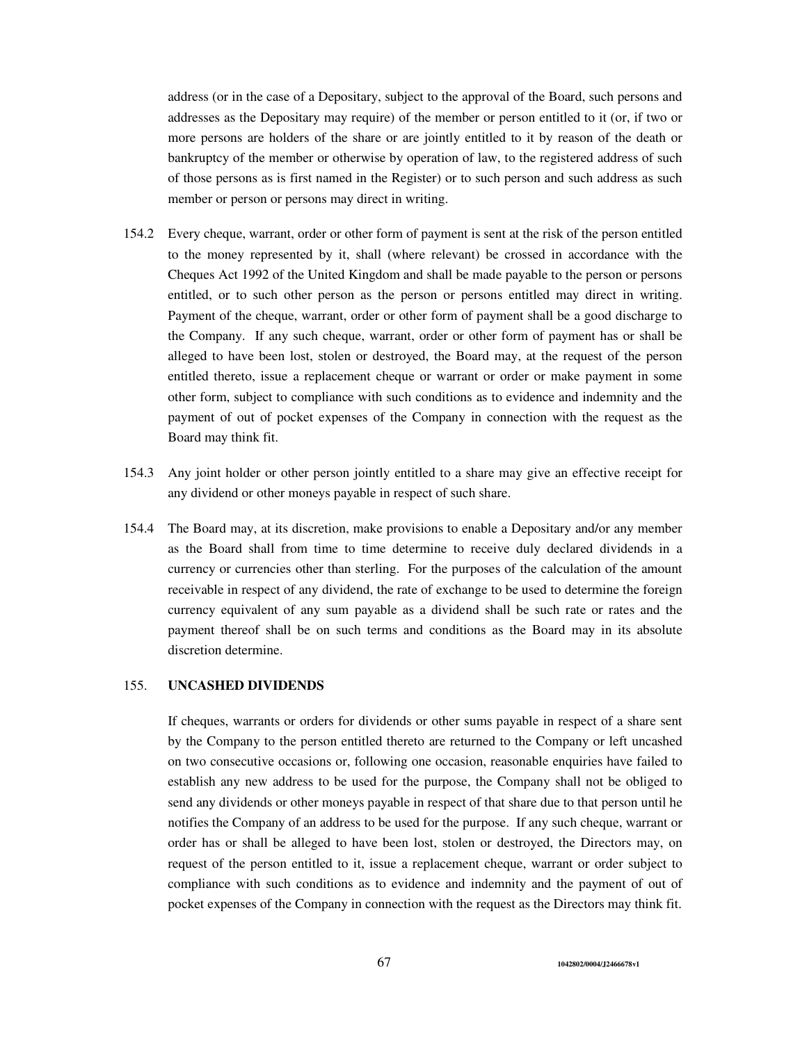address (or in the case of a Depositary, subject to the approval of the Board, such persons and addresses as the Depositary may require) of the member or person entitled to it (or, if two or more persons are holders of the share or are jointly entitled to it by reason of the death or bankruptcy of the member or otherwise by operation of law, to the registered address of such of those persons as is first named in the Register) or to such person and such address as such member or person or persons may direct in writing.

154.2 Every cheque, warrant, order or other form of payment is sent at the risk of the person entitled to the money represented by it, shall (where relevant) be crossed in accordance with the Cheques Act 1992 of the United Kingdom and shall be made payable to the person or persons entitled, or to such other person as the person or persons entitled may direct in writing. Payment of the cheque, warrant, order or other form of payment shall be a good discharge to the Company. If any such cheque, warrant, order or other form of payment has or shall be alleged to have been lost, stolen or destroyed, the Board may, at the request of the person entitled thereto, issue a replacement cheque or warrant or order or make payment in some other form, subject to compliance with such conditions as to evidence and indemnity and the payment of out of pocket expenses of the Company in connection with the request as the Board may think fit.

154.3 Any joint holder or other person jointly entitled to a share may give an effective receipt for any dividend or other moneys payable in respect of such share.

154.4 The Board may, at its discretion, make provisions to enable a Depositary and/or any member as the Board shall from time to time determine to receive duly declared dividends in a currency or currencies other than sterling. For the purposes of the calculation of the amount receivable in respect of any dividend, the rate of exchange to be used to determine the foreign currency equivalent of any sum payable as a dividend shall be such rate or rates and the payment thereof shall be on such terms and conditions as the Board may in its absolute discretion determine.

## 155. UNCASHED DIVIDENDS

If cheques, warrants or orders for dividends or other sums payable in respect of a share sent by the Company to the person entitled thereto are returned to the Company or left uncashed on two consecutive occasions or, following one occasion, reasonable enquiries have failed to establish any new address to be used for the purpose, the Company shall not be obliged to send any dividends or other moneys payable in respect of that share due to that person until he notifies the Company of an address to be used for the purpose. If any such cheque, warrant or order has or shall be alleged to have been lost, stolen or destroyed, the Directors may, on request of the person entitled to it, issue a replacement cheque, warrant or order subject to compliance with such conditions as to evidence and indemnity and the payment of out of pocket expenses of the Company in connection with the request as the Directors may think fit.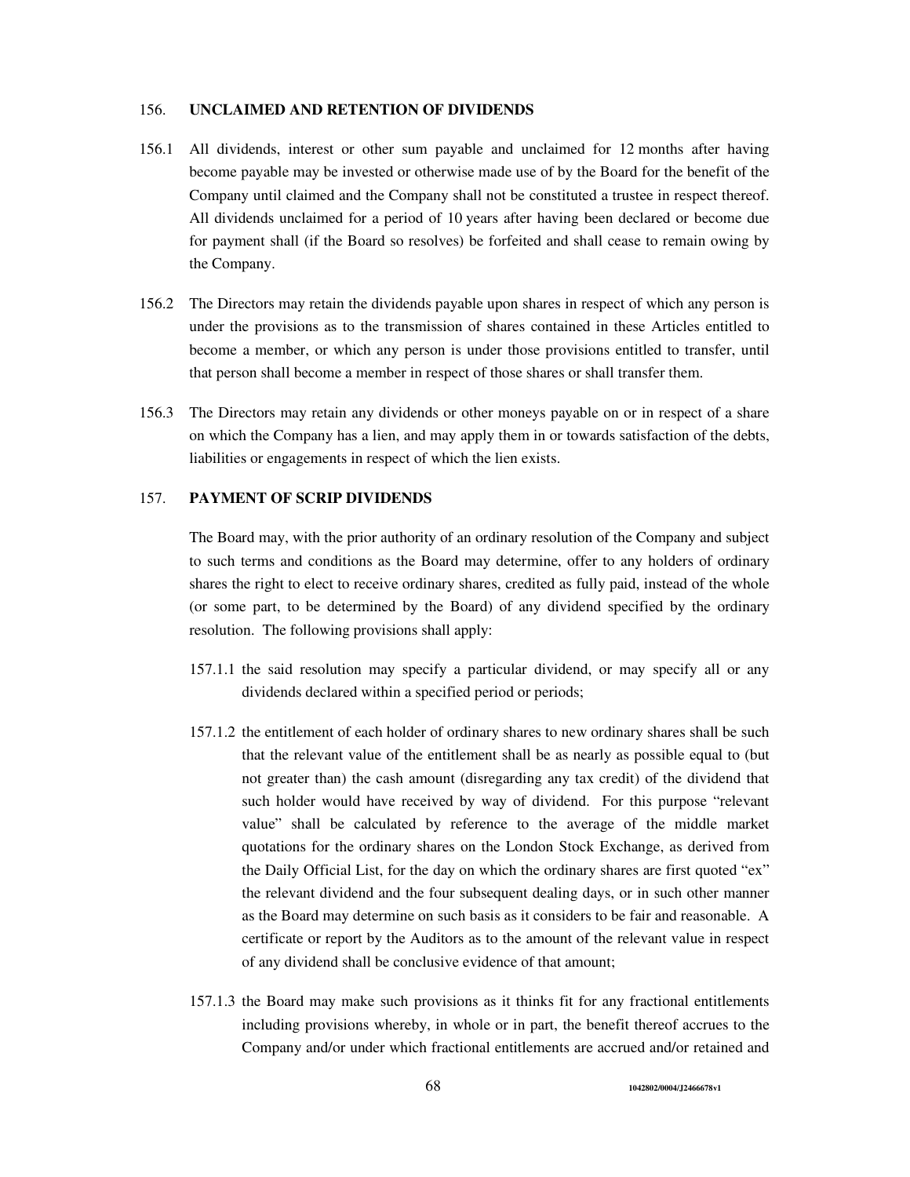## 156. UNCLAIMED AND RETENTION OF DIVIDENDS

156.1 All dividends, interest or other sum payable and unclaimed for 12 months after having become payable may be invested or otherwise made use of by the Board for the benefit of the Company until claimed and the Company shall not be constituted a trustee in respect thereof. All dividends unclaimed for a period of 10 years after having been declared or become due for payment shall (if the Board so resolves) be forfeited and shall cease to remain owing by the Company.

156.2 The Directors may retain the dividends payable upon shares in respect of which any person is under the provisions as to the transmission of shares contained in these Articles entitled to become a member, or which any person is under those provisions entitled to transfer, until that person shall become a member in respect of those shares or shall transfer them.

156.3 The Directors may retain any dividends or other moneys payable on or in respect of a share on which the Company has a lien, and may apply them in or towards satisfaction of the debts, liabilities or engagements in respect of which the lien exists.

## 157. PAYMENT OF SCRIP DIVIDENDS

The Board may, with the prior authority of an ordinary resolution of the Company and subject to such terms and conditions as the Board may determine, offer to any holders of ordinary shares the right to elect to receive ordinary shares, credited as fully paid, instead of the whole (or some part, to be determined by the Board) of any dividend specified by the ordinary resolution. The following provisions shall apply:

157.1.1 the said resolution may specify a particular dividend, or may specify all or any dividends declared within a specified period or periods;

157.1.2 the entitlement of each holder of ordinary shares to new ordinary shares shall be such that the relevant value of the entitlement shall be as nearly as possible equal to (but not greater than) the cash amount (disregarding any tax credit) of the dividend that such holder would have received by way of dividend. For this purpose "relevant value" shall be calculated by reference to the average of the middle market quotations for the ordinary shares on the London Stock Exchange, as derived from the Daily Official List, for the day on which the ordinary shares are first quoted "ex" the relevant dividend and the four subsequent dealing days, or in such other manner as the Board may determine on such basis as it considers to be fair and reasonable. A certificate or report by the Auditors as to the amount of the relevant value in respect of any dividend shall be conclusive evidence of that amount;

157.1.3 the Board may make such provisions as it thinks fit for any fractional entitlements including provisions whereby, in whole or in part, the benefit thereof accrues to the Company and/or under which fractional entitlements are accrued and/or retained and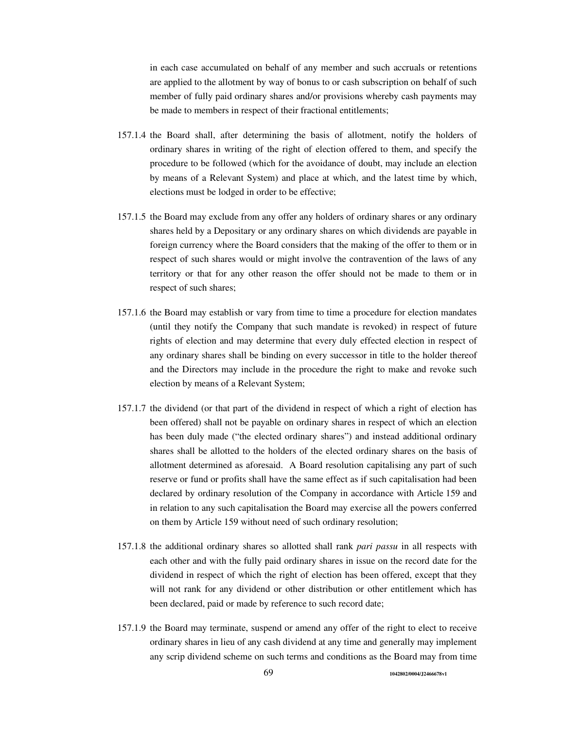in each case accumulated on behalf of any member and such accruals or retentions are applied to the allotment by way of bonus to or cash subscription on behalf of such member of fully paid ordinary shares and/or provisions whereby cash payments may be made to members in respect of their fractional entitlements;

157.1.4 the Board shall, after determining the basis of allotment, notify the holders of ordinary shares in writing of the right of election offered to them, and specify the procedure to be followed (which for the avoidance of doubt, may include an election by means of a Relevant System) and place at which, and the latest time by which, elections must be lodged in order to be effective;

157.1.5 the Board may exclude from any offer any holders of ordinary shares or any ordinary shares held by a Depositary or any ordinary shares on which dividends are payable in foreign currency where the Board considers that the making of the offer to them or in respect of such shares would or might involve the contravention of the laws of any territory or that for any other reason the offer should not be made to them or in respect of such shares;

157.1.6 the Board may establish or vary from time to time a procedure for election mandates (until they notify the Company that such mandate is revoked) in respect of future rights of election and may determine that every duly effected election in respect of any ordinary shares shall be binding on every successor in title to the holder thereof and the Directors may include in the procedure the right to make and revoke such election by means of a Relevant System;

157.1.7 the dividend (or that part of the dividend in respect of which a right of election has been offered) shall not be payable on ordinary shares in respect of which an election has been duly made ("the elected ordinary shares") and instead additional ordinary shares shall be allotted to the holders of the elected ordinary shares on the basis of allotment determined as aforesaid. A Board resolution capitalising any part of such reserve or fund or profits shall have the same effect as if such capitalisation had been declared by ordinary resolution of the Company in accordance with Article 159 and in relation to any such capitalisation the Board may exercise all the powers conferred on them by Article 159 without need of such ordinary resolution;

157.1.8 the additional ordinary shares so allotted shall rank *pari passu* in all respects with each other and with the fully paid ordinary shares in issue on the record date for the dividend in respect of which the right of election has been offered, except that they will not rank for any dividend or other distribution or other entitlement which has been declared, paid or made by reference to such record date;

157.1.9 the Board may terminate, suspend or amend any offer of the right to elect to receive ordinary shares in lieu of any cash dividend at any time and generally may implement any scrip dividend scheme on such terms and conditions as the Board may from time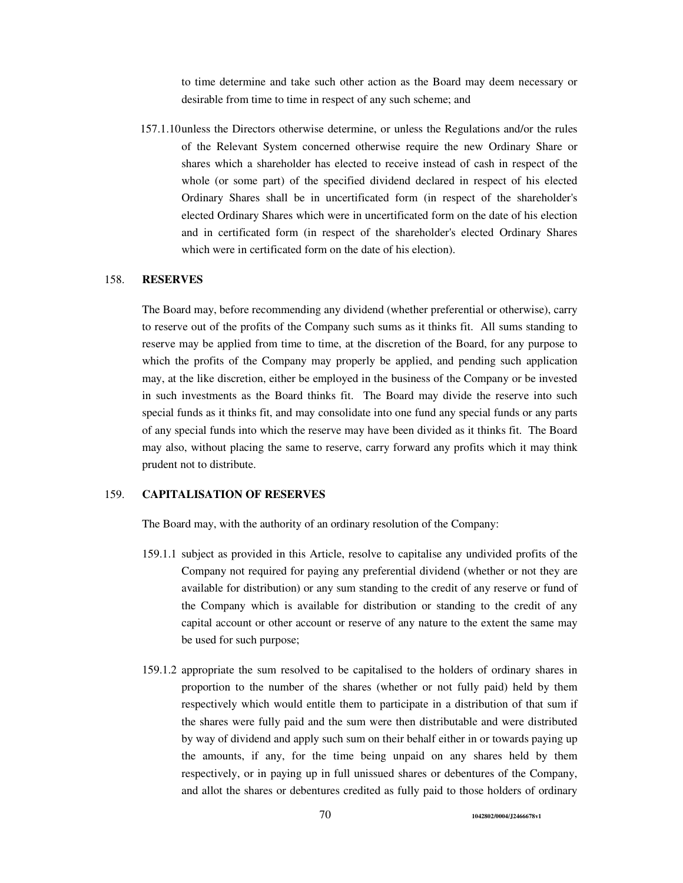to time determine and take such other action as the Board may deem necessary or desirable from time to time in respect of any such scheme; and

157.1.10 unless the Directors otherwise determine, or unless the Regulations and/or the rules of the Relevant System concerned otherwise require the new Ordinary Share or shares which a shareholder has elected to receive instead of cash in respect of the whole (or some part) of the specified dividend declared in respect of his elected Ordinary Shares shall be in uncertificated form (in respect of the shareholder's elected Ordinary Shares which were in uncertificated form on the date of his election and in certificated form (in respect of the shareholder's elected Ordinary Shares which were in certificated form on the date of his election).

## 158. RESERVES

The Board may, before recommending any dividend (whether preferential or otherwise), carry to reserve out of the profits of the Company such sums as it thinks fit. All sums standing to reserve may be applied from time to time, at the discretion of the Board, for any purpose to which the profits of the Company may properly be applied, and pending such application may, at the like discretion, either be employed in the business of the Company or be invested in such investments as the Board thinks fit. The Board may divide the reserve into such special funds as it thinks fit, and may consolidate into one fund any special funds or any parts of any special funds into which the reserve may have been divided as it thinks fit. The Board may also, without placing the same to reserve, carry forward any profits which it may think prudent not to distribute.

## 159. CAPITALISATION OF RESERVES

The Board may, with the authority of an ordinary resolution of the Company:

159.1.1 subject as provided in this Article, resolve to capitalise any undivided profits of the Company not required for paying any preferential dividend (whether or not they are available for distribution) or any sum standing to the credit of any reserve or fund of the Company which is available for distribution or standing to the credit of any capital account or other account or reserve of any nature to the extent the same may be used for such purpose;

159.1.2 appropriate the sum resolved to be capitalised to the holders of ordinary shares in proportion to the number of the shares (whether or not fully paid) held by them respectively which would entitle them to participate in a distribution of that sum if the shares were fully paid and the sum were then distributable and were distributed by way of dividend and apply such sum on their behalf either in or towards paying up the amounts, if any, for the time being unpaid on any shares held by them respectively, or in paying up in full unissued shares or debentures of the Company, and allot the shares or debentures credited as fully paid to those holders of ordinary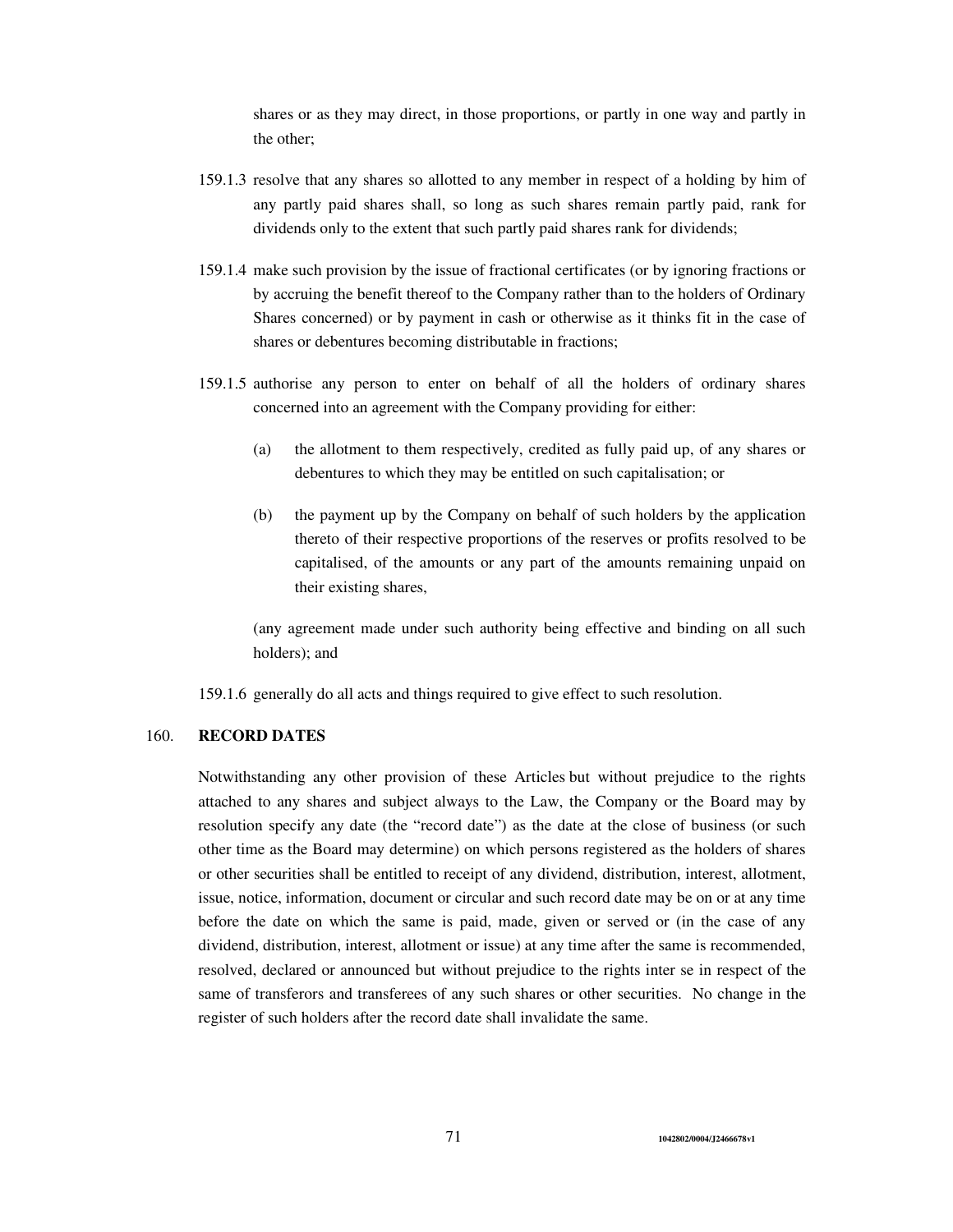shares or as they may direct, in those proportions, or partly in one way and partly in the other;

159.1.3 resolve that any shares so allotted to any member in respect of a holding by him of any partly paid shares shall, so long as such shares remain partly paid, rank for dividends only to the extent that such partly paid shares rank for dividends;

159.1.4 make such provision by the issue of fractional certificates (or by ignoring fractions or by accruing the benefit thereof to the Company rather than to the holders of Ordinary Shares concerned) or by payment in cash or otherwise as it thinks fit in the case of shares or debentures becoming distributable in fractions;

159.1.5 authorise any person to enter on behalf of all the holders of ordinary shares concerned into an agreement with the Company providing for either:

(a) the allotment to them respectively, credited as fully paid up, of any shares or debentures to which they may be entitled on such capitalisation; or

(b) the payment up by the Company on behalf of such holders by the application thereto of their respective proportions of the reserves or profits resolved to be capitalised, of the amounts or any part of the amounts remaining unpaid on their existing shares,

(any agreement made under such authority being effective and binding on all such holders); and

159.1.6 generally do all acts and things required to give effect to such resolution.

## 160. RECORD DATES

Notwithstanding any other provision of these Articles but without prejudice to the rights attached to any shares and subject always to the Law, the Company or the Board may by resolution specify any date (the "record date") as the date at the close of business (or such other time as the Board may determine) on which persons registered as the holders of shares or other securities shall be entitled to receipt of any dividend, distribution, interest, allotment, issue, notice, information, document or circular and such record date may be on or at any time before the date on which the same is paid, made, given or served or (in the case of any dividend, distribution, interest, allotment or issue) at any time after the same is recommended, resolved, declared or announced but without prejudice to the rights inter se in respect of the same of transferors and transferees of any such shares or other securities. No change in the register of such holders after the record date shall invalidate the same.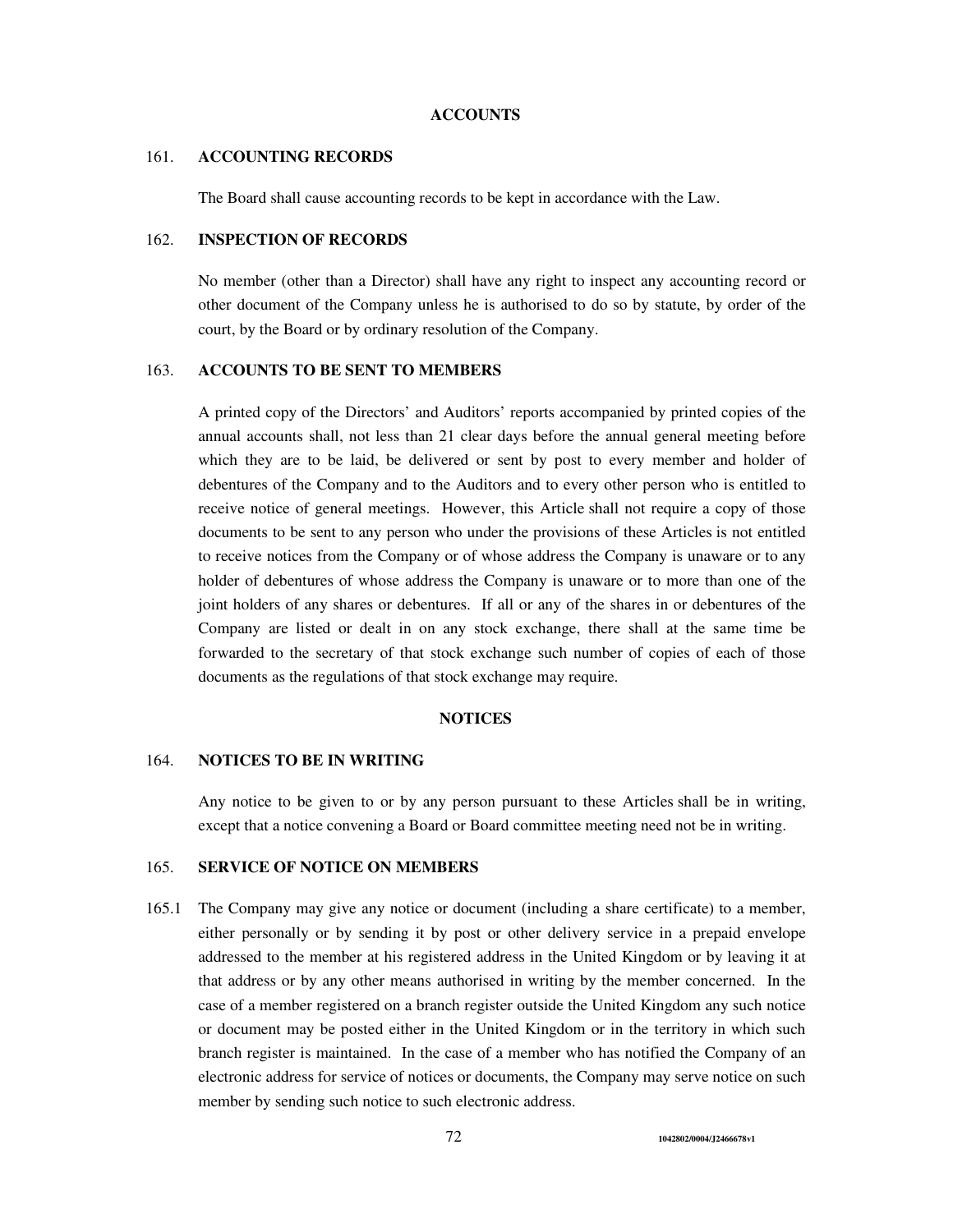## ACCOUNTS

### 161. ACCOUNTING RECORDS

The Board shall cause accounting records to be kept in accordance with the Law.

### 162. INSPECTION OF RECORDS

No member (other than a Director) shall have any right to inspect any accounting record or other document of the Company unless he is authorised to do so by statute, by order of the court, by the Board or by ordinary resolution of the Company.

### 163. ACCOUNTS TO BE SENT TO MEMBERS

A printed copy of the Directors' and Auditors' reports accompanied by printed copies of the annual accounts shall, not less than 21 clear days before the annual general meeting before which they are to be laid, be delivered or sent by post to every member and holder of debentures of the Company and to the Auditors and to every other person who is entitled to receive notice of general meetings. However, this Article shall not require a copy of those documents to be sent to any person who under the provisions of these Articles is not entitled to receive notices from the Company or of whose address the Company is unaware or to any holder of debentures of whose address the Company is unaware or to more than one of the joint holders of any shares or debentures. If all or any of the shares in or debentures of the Company are listed or dealt in on any stock exchange, there shall at the same time be forwarded to the secretary of that stock exchange such number of copies of each of those documents as the regulations of that stock exchange may require.

## NOTICES

### 164. NOTICES TO BE IN WRITING

Any notice to be given to or by any person pursuant to these Articles shall be in writing, except that a notice convening a Board or Board committee meeting need not be in writing.

### 165. SERVICE OF NOTICE ON MEMBERS

165.1 The Company may give any notice or document (including a share certificate) to a member, either personally or by sending it by post or other delivery service in a prepaid envelope addressed to the member at his registered address in the United Kingdom or by leaving it at that address or by any other means authorised in writing by the member concerned. In the case of a member registered on a branch register outside the United Kingdom any such notice or document may be posted either in the United Kingdom or in the territory in which such branch register is maintained. In the case of a member who has notified the Company of an electronic address for service of notices or documents, the Company may serve notice on such member by sending such notice to such electronic address.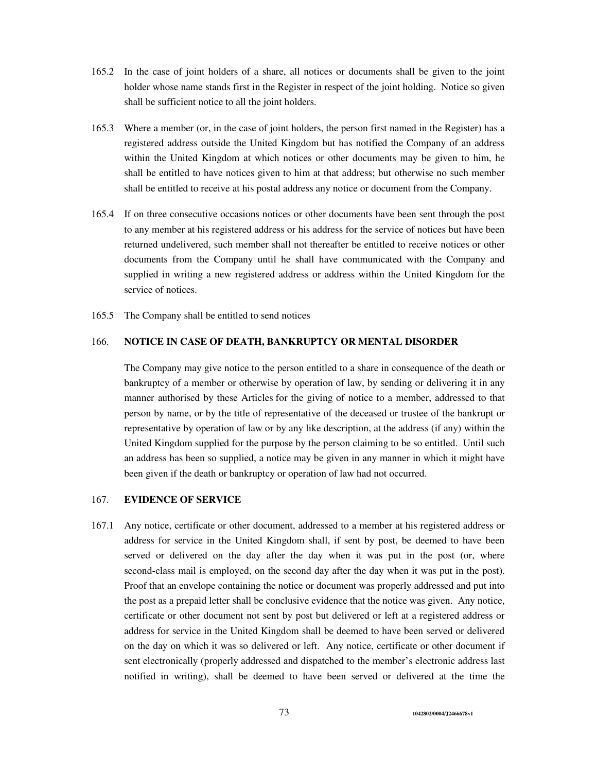165.2 In the case of joint holders of a share, all notices or documents shall be given to the joint holder whose name stands first in the Register in respect of the joint holding. Notice so given shall be sufficient notice to all the joint holders.

165.3 Where a member (or, in the case of joint holders, the person first named in the Register) has a registered address outside the United Kingdom but has notified the Company of an address within the United Kingdom at which notices or other documents may be given to him, he shall be entitled to have notices given to him at that address; but otherwise no such member shall be entitled to receive at his postal address any notice or document from the Company.

165.4 If on three consecutive occasions notices or other documents have been sent through the post to any member at his registered address or his address for the service of notices but have been returned undelivered, such member shall not thereafter be entitled to receive notices or other documents from the Company until he shall have communicated with the Company and supplied in writing a new registered address or address within the United Kingdom for the service of notices.

165.5 The Company shall be entitled to send notices

## 166. NOTICE IN CASE OF DEATH, BANKRUPTCY OR MENTAL DISORDER

The Company may give notice to the person entitled to a share in consequence of the death or bankruptcy of a member or otherwise by operation of law, by sending or delivering it in any manner authorised by these Articles for the giving of notice to a member, addressed to that person by name, or by the title of representative of the deceased or trustee of the bankrupt or representative by operation of law or by any like description, at the address (if any) within the United Kingdom supplied for the purpose by the person claiming to be so entitled. Until such an address has been so supplied, a notice may be given in any manner in which it might have been given if the death or bankruptcy or operation of law had not occurred.

## 167. EVIDENCE OF SERVICE

167.1 Any notice, certificate or other document, addressed to a member at his registered address or address for service in the United Kingdom shall, if sent by post, be deemed to have been served or delivered on the day after the day when it was put in the post (or, where second-class mail is employed, on the second day after the day when it was put in the post). Proof that an envelope containing the notice or document was properly addressed and put into the post as a prepaid letter shall be conclusive evidence that the notice was given. Any notice, certificate or other document not sent by post but delivered or left at a registered address or address for service in the United Kingdom shall be deemed to have been served or delivered on the day on which it was so delivered or left. Any notice, certificate or other document if sent electronically (properly addressed and dispatched to the member's electronic address last notified in writing), shall be deemed to have been served or delivered at the time the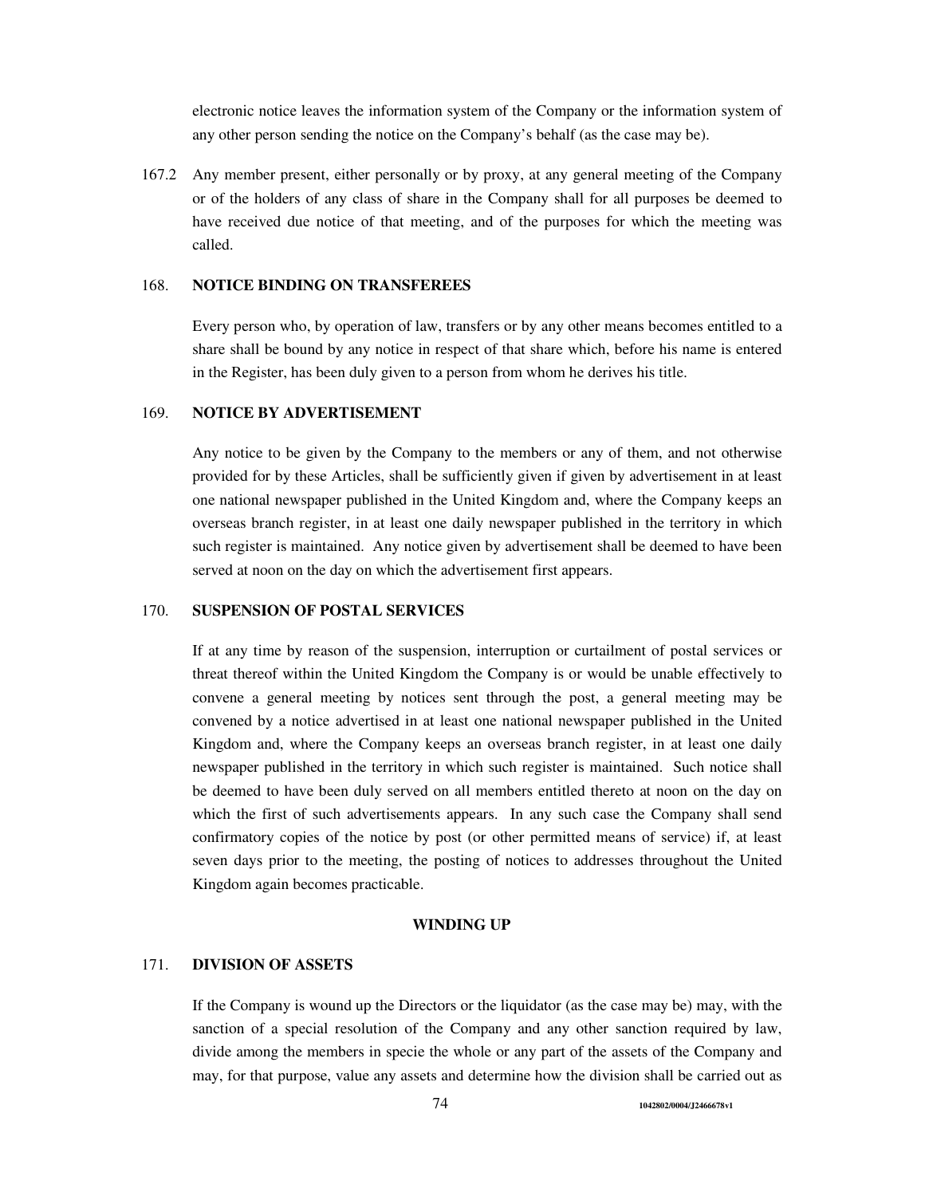electronic notice leaves the information system of the Company or the information system of any other person sending the notice on the Company's behalf (as the case may be).

167.2 Any member present, either personally or by proxy, at any general meeting of the Company or of the holders of any class of share in the Company shall for all purposes be deemed to have received due notice of that meeting, and of the purposes for which the meeting was called.

### 168. NOTICE BINDING ON TRANSFEREES

Every person who, by operation of law, transfers or by any other means becomes entitled to a share shall be bound by any notice in respect of that share which, before his name is entered in the Register, has been duly given to a person from whom he derives his title.

### 169. NOTICE BY ADVERTISEMENT

Any notice to be given by the Company to the members or any of them, and not otherwise provided for by these Articles, shall be sufficiently given if given by advertisement in at least one national newspaper published in the United Kingdom and, where the Company keeps an overseas branch register, in at least one daily newspaper published in the territory in which such register is maintained. Any notice given by advertisement shall be deemed to have been served at noon on the day on which the advertisement first appears.

### 170. SUSPENSION OF POSTAL SERVICES

If at any time by reason of the suspension, interruption or curtailment of postal services or threat thereof within the United Kingdom the Company is or would be unable effectively to convene a general meeting by notices sent through the post, a general meeting may be convened by a notice advertised in at least one national newspaper published in the United Kingdom and, where the Company keeps an overseas branch register, in at least one daily newspaper published in the territory in which such register is maintained. Such notice shall be deemed to have been duly served on all members entitled thereto at noon on the day on which the first of such advertisements appears. In any such case the Company shall send confirmatory copies of the notice by post (or other permitted means of service) if, at least seven days prior to the meeting, the posting of notices to addresses throughout the United Kingdom again becomes practicable.

## WINDING UP

### 171. DIVISION OF ASSETS

If the Company is wound up the Directors or the liquidator (as the case may be) may, with the sanction of a special resolution of the Company and any other sanction required by law, divide among the members in specie the whole or any part of the assets of the Company and may, for that purpose, value any assets and determine how the division shall be carried out as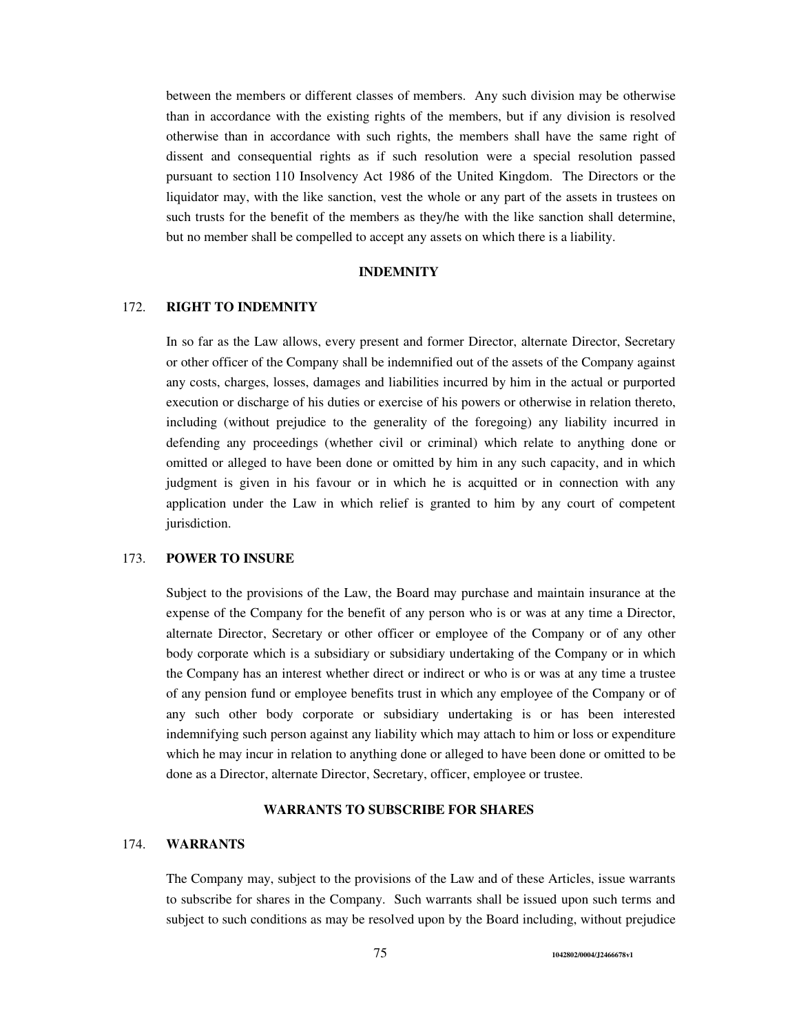between the members or different classes of members. Any such division may be otherwise than in accordance with the existing rights of the members, but if any division is resolved otherwise than in accordance with such rights, the members shall have the same right of dissent and consequential rights as if such resolution were a special resolution passed pursuant to section 110 Insolvency Act 1986 of the United Kingdom. The Directors or the liquidator may, with the like sanction, vest the whole or any part of the assets in trustees on such trusts for the benefit of the members as they/he with the like sanction shall determine, but no member shall be compelled to accept any assets on which there is a liability.

## INDEMNITY

### 172. RIGHT TO INDEMNITY

In so far as the Law allows, every present and former Director, alternate Director, Secretary or other officer of the Company shall be indemnified out of the assets of the Company against any costs, charges, losses, damages and liabilities incurred by him in the actual or purported execution or discharge of his duties or exercise of his powers or otherwise in relation thereto, including (without prejudice to the generality of the foregoing) any liability incurred in defending any proceedings (whether civil or criminal) which relate to anything done or omitted or alleged to have been done or omitted by him in any such capacity, and in which judgment is given in his favour or in which he is acquitted or in connection with any application under the Law in which relief is granted to him by any court of competent jurisdiction.

### 173. POWER TO INSURE

Subject to the provisions of the Law, the Board may purchase and maintain insurance at the expense of the Company for the benefit of any person who is or was at any time a Director, alternate Director, Secretary or other officer or employee of the Company or of any other body corporate which is a subsidiary or subsidiary undertaking of the Company or in which the Company has an interest whether direct or indirect or who is or was at any time a trustee of any pension fund or employee benefits trust in which any employee of the Company or of any such other body corporate or subsidiary undertaking is or has been interested indemnifying such person against any liability which may attach to him or loss or expenditure which he may incur in relation to anything done or alleged to have been done or omitted to be done as a Director, alternate Director, Secretary, officer, employee or trustee.

## WARRANTS TO SUBSCRIBE FOR SHARES

### 174. WARRANTS

The Company may, subject to the provisions of the Law and of these Articles, issue warrants to subscribe for shares in the Company. Such warrants shall be issued upon such terms and subject to such conditions as may be resolved upon by the Board including, without prejudice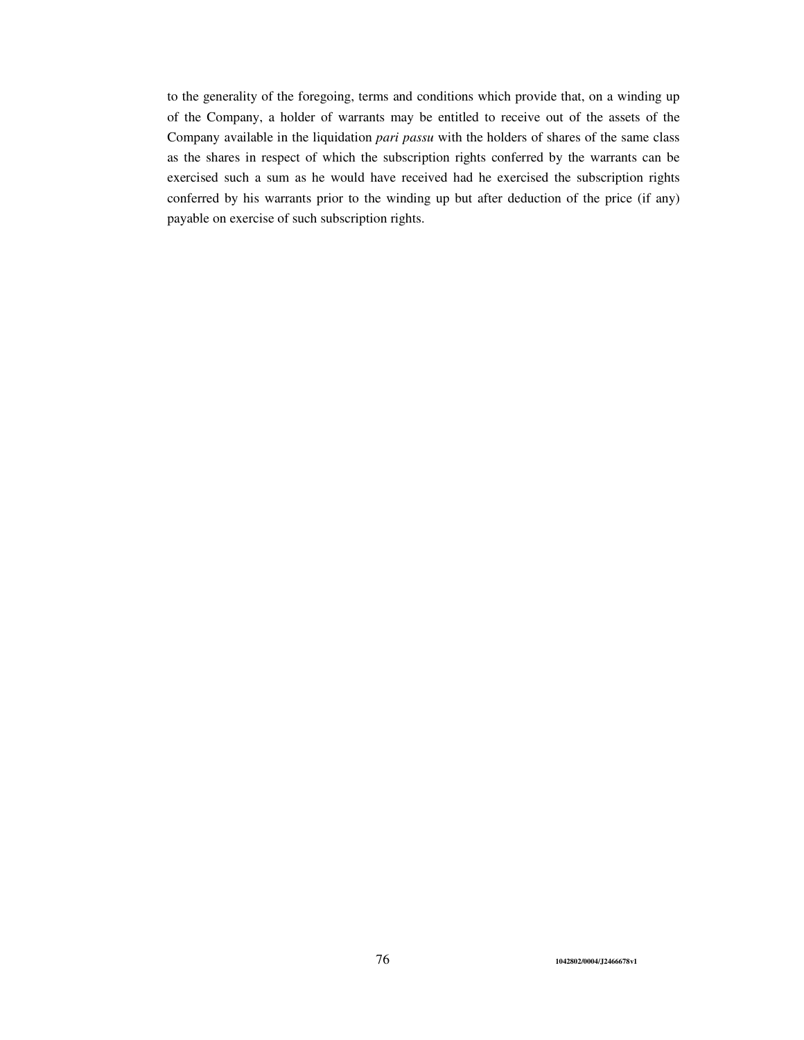to the generality of the foregoing, terms and conditions which provide that, on a winding up of the Company, a holder of warrants may be entitled to receive out of the assets of the Company available in the liquidation *pari passu* with the holders of shares of the same class as the shares in respect of which the subscription rights conferred by the warrants can be exercised such a sum as he would have received had he exercised the subscription rights conferred by his warrants prior to the winding up but after deduction of the price (if any) payable on exercise of such subscription rights.